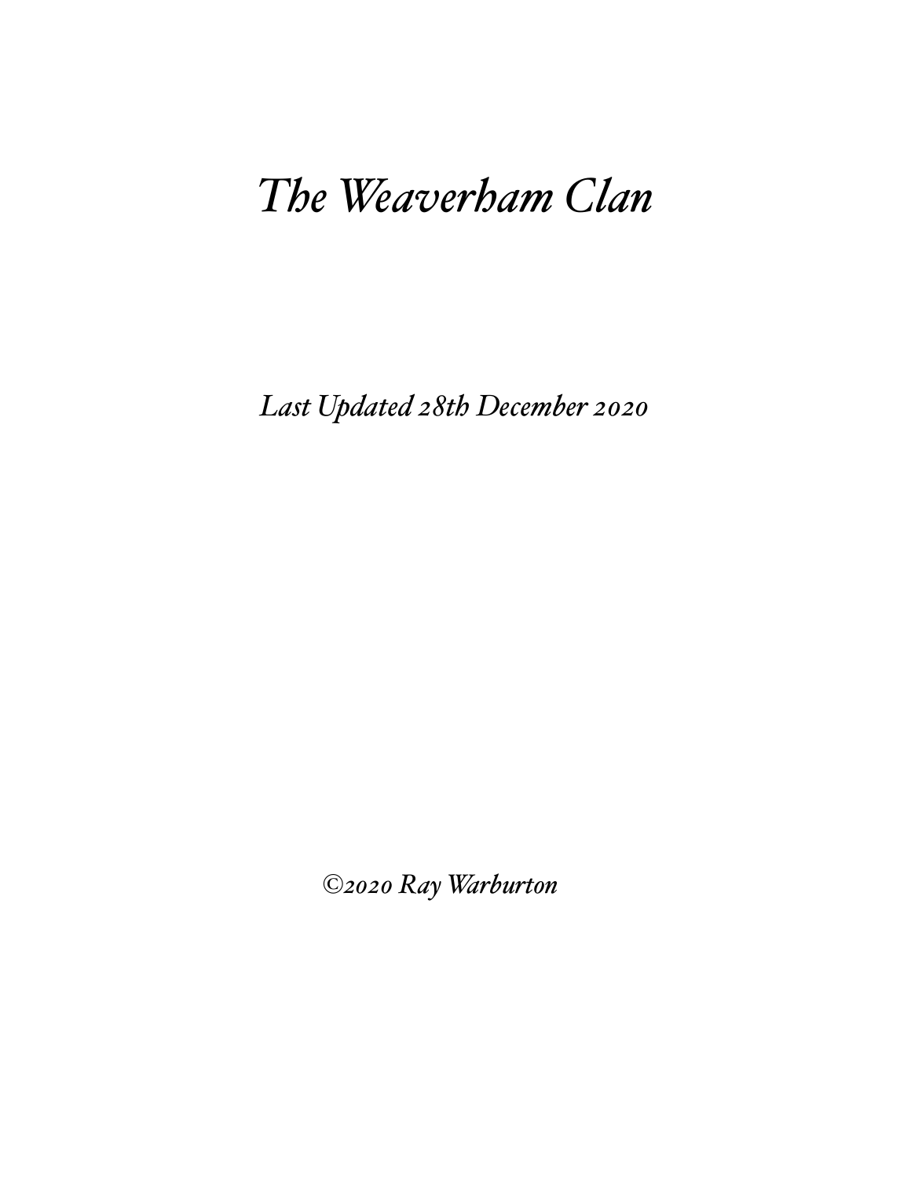# *The Weaverham Clan*

*Last Updated 28th December 2020*

*©2020 Ray Warburton*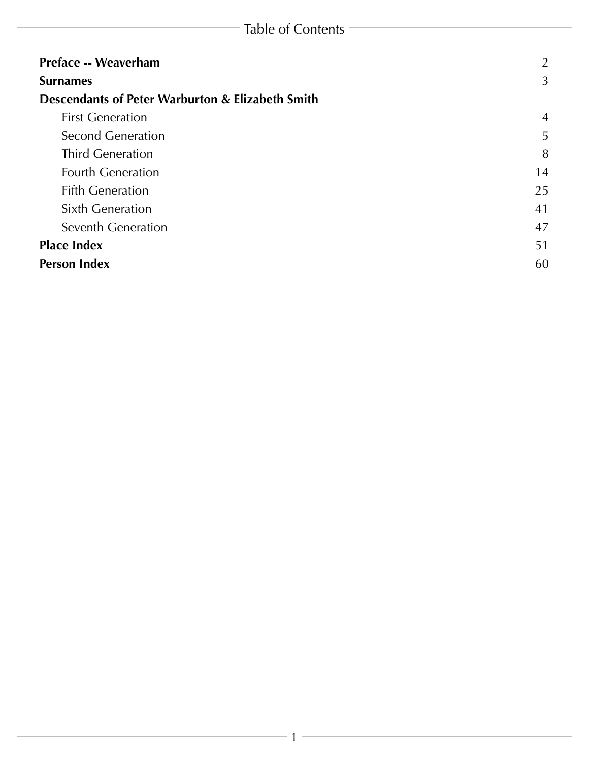# Table of Contents

**Preface -- Weaverham** 2

**Surnames** 3

**Descendants of Peter Warburton & Elizabeth Smith**

- First Generation 4
- Second Generation 5
- Third Generation 8
- Fourth Generation 14
- Fifth Generation 25
- Sixth Generation 41
- Seventh Generation 47

**Place Index** 51

**Person Index** 60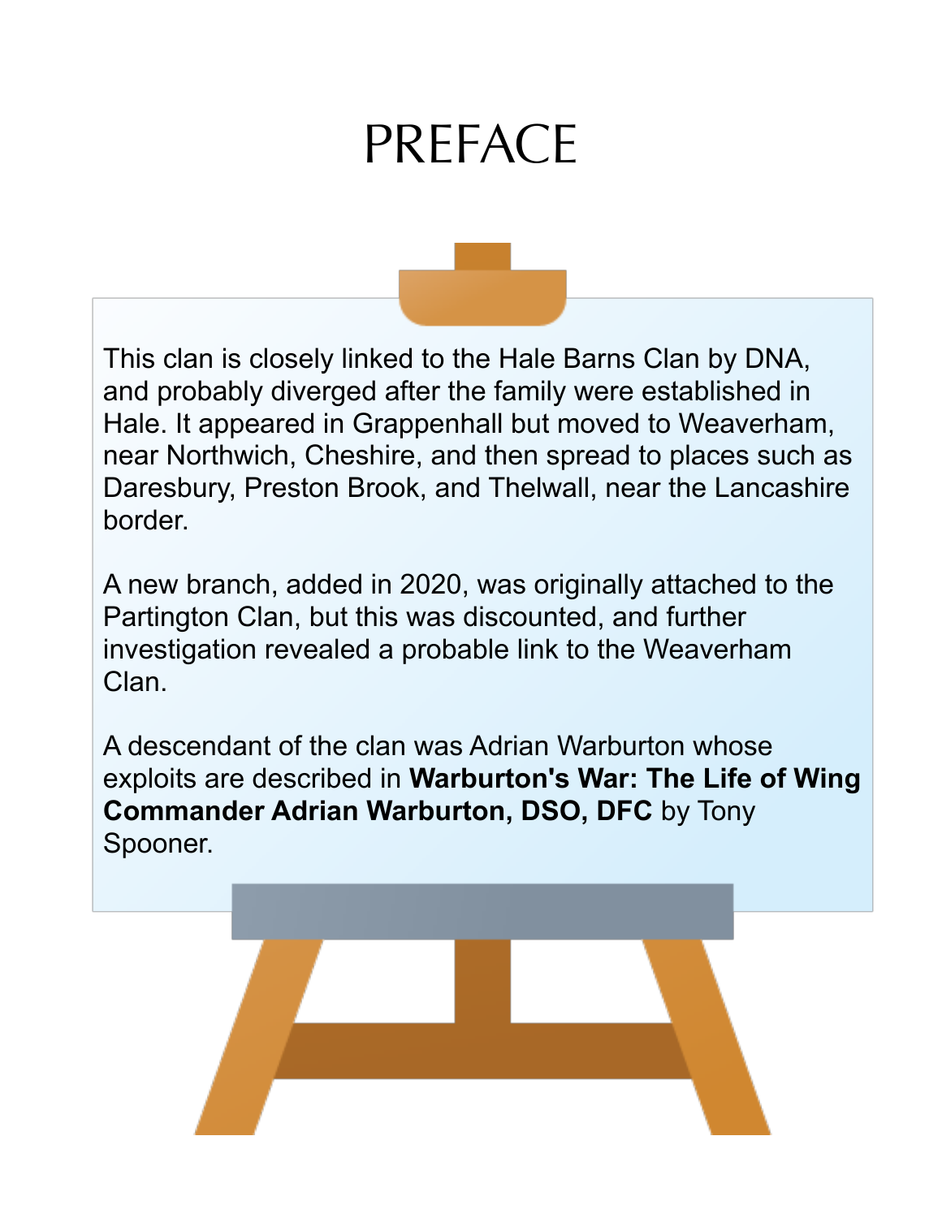# PREFACE

This clan is closely linked to the Hale Barns Clan by DNA, and probably diverged after the family were established in Hale. It appeared in Grappenhall but moved to Weaverham, near Northwich, Cheshire, and then spread to places such as Daresbury, Preston Brook, and Thelwall, near the Lancashire border.

A new branch, added in 2020, was originally attached to the Partington Clan, but this was discounted, and further investigation revealed a probable link to the Weaverham Clan.

A descendant of the clan was Adrian Warburton whose exploits are described in **Warburton's War: The Life of Wing Commander Adrian Warburton, DSO, DFC** by Tony Spooner.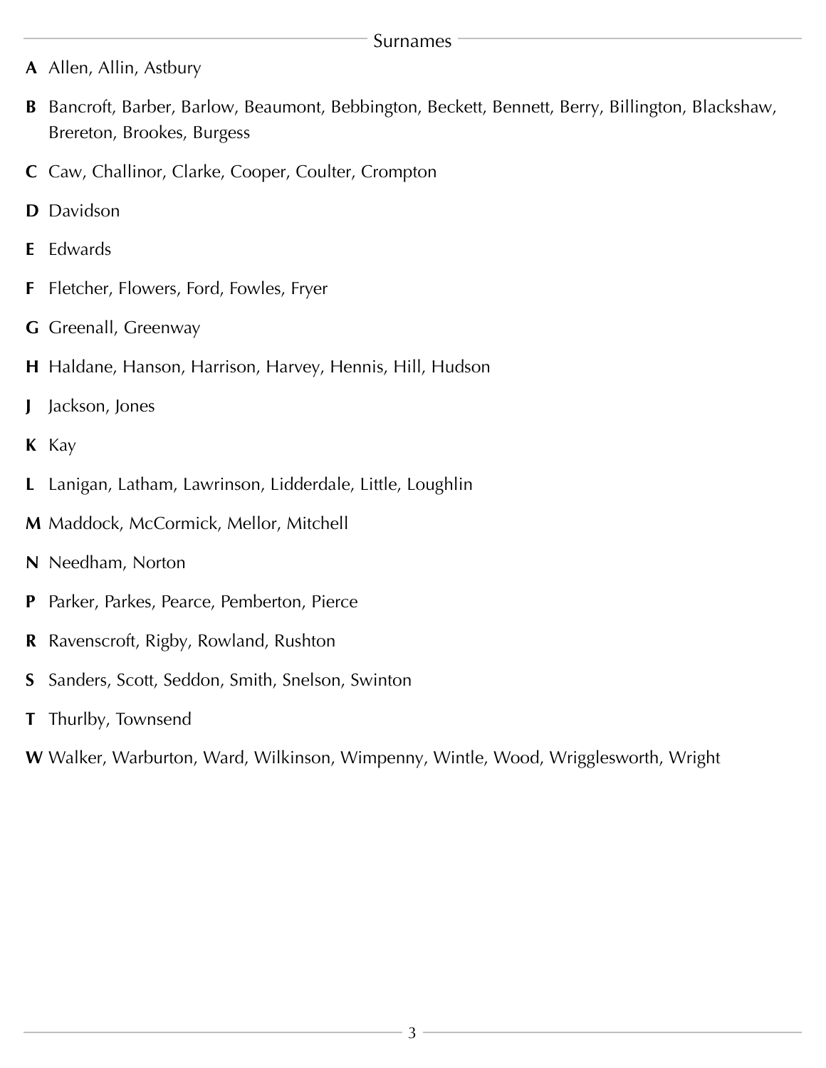## Surnames

**A** Allen, Allin, Astbury

**B** Bancroft, Barber, Barlow, Beaumont, Bebbington, Beckett, Bennett, Berry, Billington, Blackshaw, Brereton, Brookes, Burgess

**C** Caw, Challinor, Clarke, Cooper, Coulter, Crompton

**D** Davidson

**E** Edwards

**F** Fletcher, Flowers, Ford, Fowles, Fryer

**G** Greenall, Greenway

**H** Haldane, Hanson, Harrison, Harvey, Hennis, Hill, Hudson

**J** Jackson, Jones

**K** Kay

**L** Lanigan, Latham, Lawrinson, Lidderdale, Little, Loughlin

**M** Maddock, McCormick, Mellor, Mitchell

**N** Needham, Norton

**P** Parker, Parkes, Pearce, Pemberton, Pierce

**R** Ravenscroft, Rigby, Rowland, Rushton

**S** Sanders, Scott, Seddon, Smith, Snelson, Swinton

**T** Thurlby, Townsend

**W** Walker, Warburton, Ward, Wilkinson, Wimpenny, Wintle, Wood, Wrigglesworth, Wright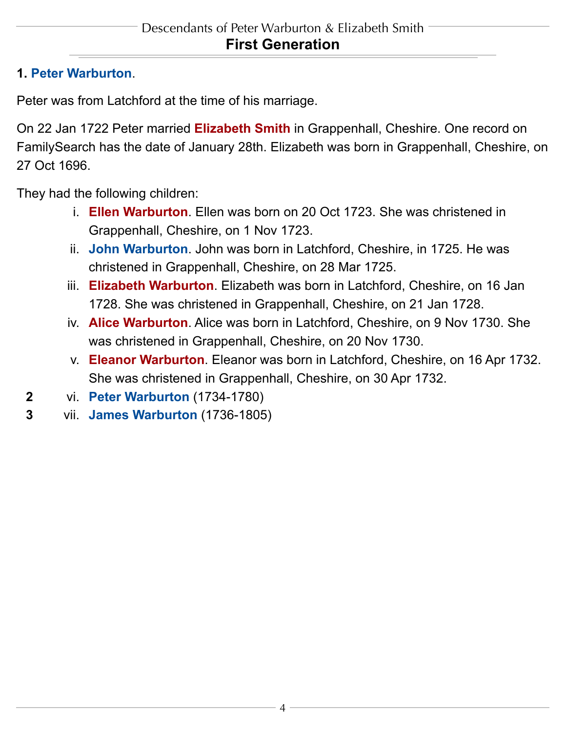## First Generation

**1. Peter Warburton.**

Peter was from Latchford at the time of his marriage.

On 22 Jan 1722 Peter married **Elizabeth Smith** in Grappenhall, Cheshire. One record on FamilySearch has the date of January 28th. Elizabeth was born in Grappenhall, Cheshire, on 27 Oct 1696.

They had the following children:

- i. **Ellen Warburton**. Ellen was born on 20 Oct 1723. She was christened in Grappenhall, Cheshire, on 1 Nov 1723.
- ii. **John Warburton**. John was born in Latchford, Cheshire, in 1725. He was christened in Grappenhall, Cheshire, on 28 Mar 1725.
- iii. **Elizabeth Warburton**. Elizabeth was born in Latchford, Cheshire, on 16 Jan 1728. She was christened in Grappenhall, Cheshire, on 21 Jan 1728.
- iv. **Alice Warburton**. Alice was born in Latchford, Cheshire, on 9 Nov 1730. She was christened in Grappenhall, Cheshire, on 20 Nov 1730.
- v. **Eleanor Warburton**. Eleanor was born in Latchford, Cheshire, on 16 Apr 1732. She was christened in Grappenhall, Cheshire, on 30 Apr 1732.
- **2** vi. **Peter Warburton** (1734-1780)
- **3** vii. **James Warburton** (1736-1805)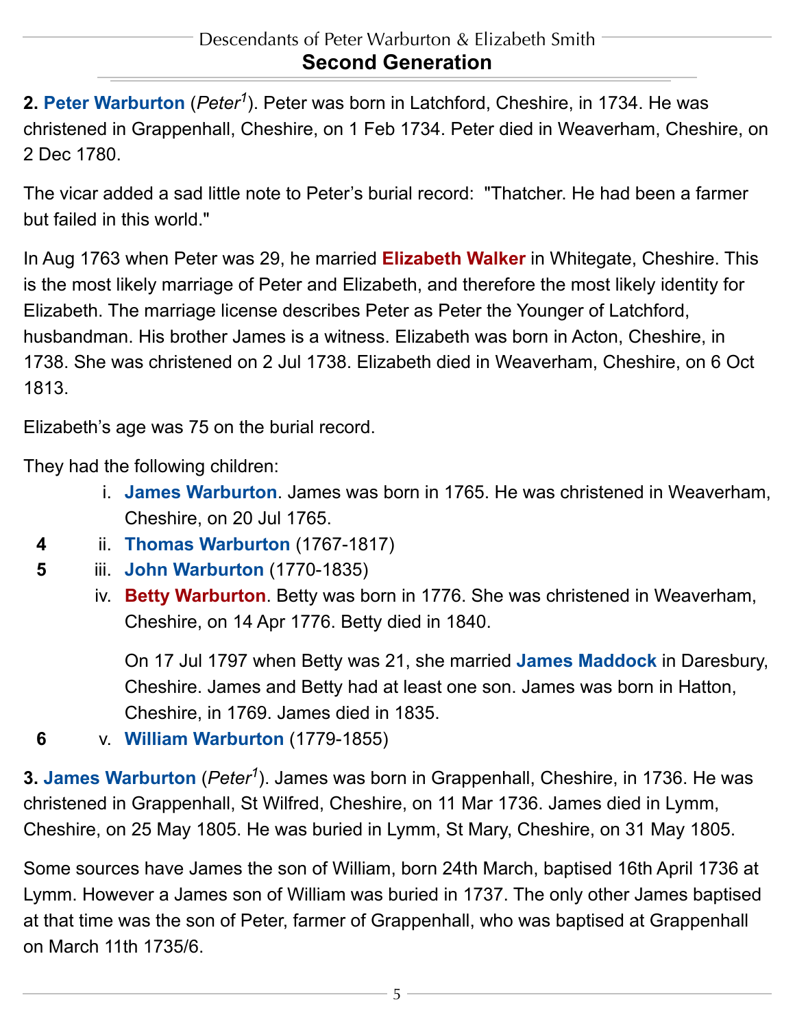## Second Generation

**2. Peter Warburton** (*Peter*[1]). Peter was born in Latchford, Cheshire, in 1734. He was christened in Grappenhall, Cheshire, on 1 Feb 1734. Peter died in Weaverham, Cheshire, on 2 Dec 1780.

The vicar added a sad little note to Peter's burial record: "Thatcher. He had been a farmer but failed in this world."

In Aug 1763 when Peter was 29, he married **Elizabeth Walker** in Whitegate, Cheshire. This is the most likely marriage of Peter and Elizabeth, and therefore the most likely identity for Elizabeth. The marriage license describes Peter as Peter the Younger of Latchford, husbandman. His brother James is a witness. Elizabeth was born in Acton, Cheshire, in 1738. She was christened on 2 Jul 1738. Elizabeth died in Weaverham, Cheshire, on 6 Oct 1813.

Elizabeth's age was 75 on the burial record.

They had the following children:

- i. **James Warburton**. James was born in 1765. He was christened in Weaverham, Cheshire, on 20 Jul 1765.
- 4 ii. **Thomas Warburton** (1767-1817)
- 5 iii. **John Warburton** (1770-1835)
- iv. **Betty Warburton**. Betty was born in 1776. She was christened in Weaverham, Cheshire, on 14 Apr 1776. Betty died in 1840.

  On 17 Jul 1797 when Betty was 21, she married **James Maddock** in Daresbury, Cheshire. James and Betty had at least one son. James was born in Hatton, Cheshire, in 1769. James died in 1835.
- 6 v. **William Warburton** (1779-1855)

**3. James Warburton** (*Peter*[1]). James was born in Grappenhall, Cheshire, in 1736. He was christened in Grappenhall, St Wilfred, Cheshire, on 11 Mar 1736. James died in Lymm, Cheshire, on 25 May 1805. He was buried in Lymm, St Mary, Cheshire, on 31 May 1805.

Some sources have James the son of William, born 24th March, baptised 16th April 1736 at Lymm. However a James son of William was buried in 1737. The only other James baptised at that time was the son of Peter, farmer of Grappenhall, who was baptised at Grappenhall on March 11th 1735/6.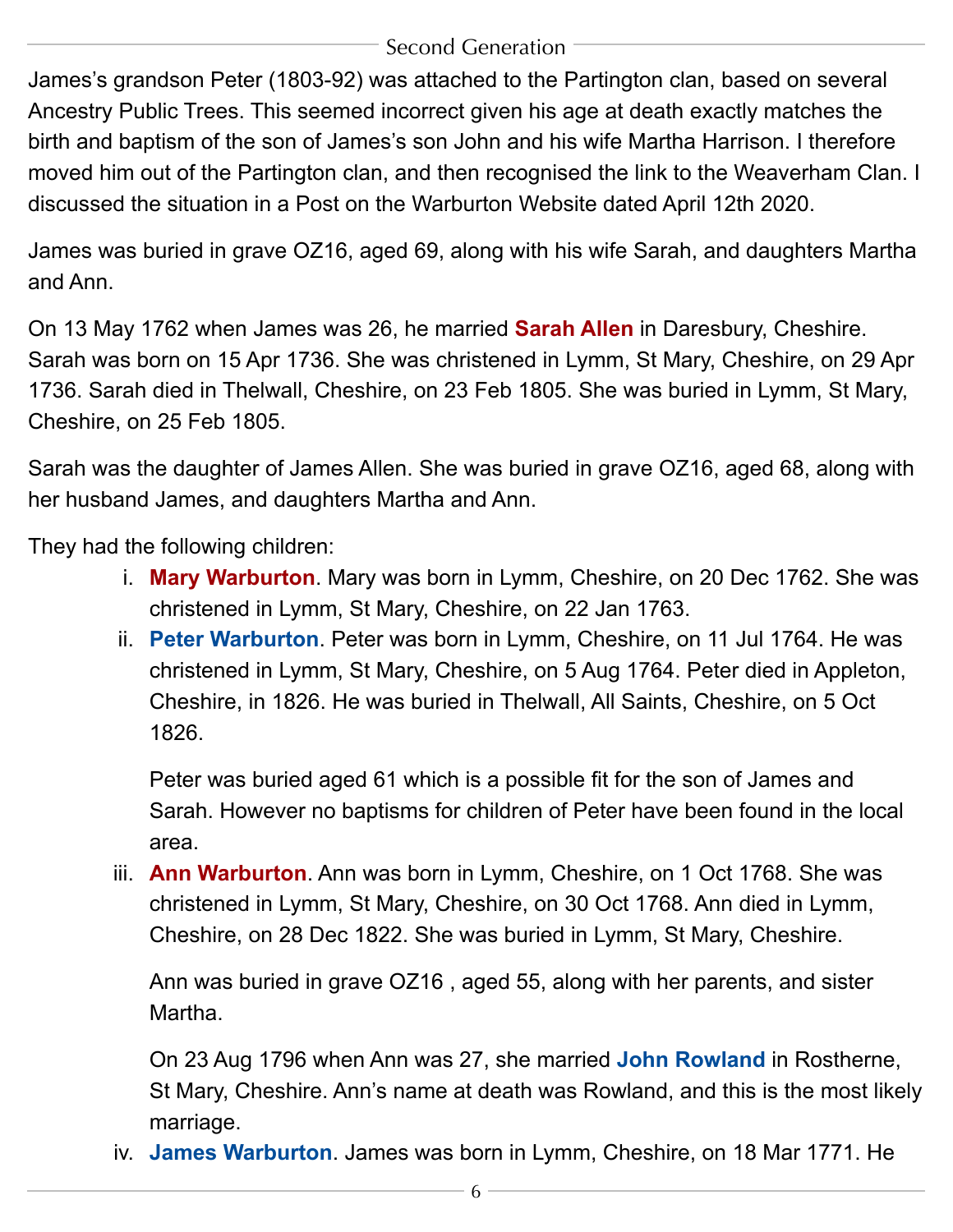James's grandson Peter (1803-92) was attached to the Partington clan, based on several Ancestry Public Trees. This seemed incorrect given his age at death exactly matches the birth and baptism of the son of James's son John and his wife Martha Harrison. I therefore moved him out of the Partington clan, and then recognised the link to the Weaverham Clan. I discussed the situation in a Post on the Warburton Website dated April 12th 2020.

James was buried in grave OZ16, aged 69, along with his wife Sarah, and daughters Martha and Ann.

On 13 May 1762 when James was 26, he married **Sarah Allen** in Daresbury, Cheshire. Sarah was born on 15 Apr 1736. She was christened in Lymm, St Mary, Cheshire, on 29 Apr 1736. Sarah died in Thelwall, Cheshire, on 23 Feb 1805. She was buried in Lymm, St Mary, Cheshire, on 25 Feb 1805.

Sarah was the daughter of James Allen. She was buried in grave OZ16, aged 68, along with her husband James, and daughters Martha and Ann.

They had the following children:

i. **Mary Warburton**. Mary was born in Lymm, Cheshire, on 20 Dec 1762. She was christened in Lymm, St Mary, Cheshire, on 22 Jan 1763.

ii. **Peter Warburton**. Peter was born in Lymm, Cheshire, on 11 Jul 1764. He was christened in Lymm, St Mary, Cheshire, on 5 Aug 1764. Peter died in Appleton, Cheshire, in 1826. He was buried in Thelwall, All Saints, Cheshire, on 5 Oct 1826.

   Peter was buried aged 61 which is a possible fit for the son of James and Sarah. However no baptisms for children of Peter have been found in the local area.

iii. **Ann Warburton**. Ann was born in Lymm, Cheshire, on 1 Oct 1768. She was christened in Lymm, St Mary, Cheshire, on 30 Oct 1768. Ann died in Lymm, Cheshire, on 28 Dec 1822. She was buried in Lymm, St Mary, Cheshire.

   Ann was buried in grave OZ16 , aged 55, along with her parents, and sister Martha.

   On 23 Aug 1796 when Ann was 27, she married **John Rowland** in Rostherne, St Mary, Cheshire. Ann's name at death was Rowland, and this is the most likely marriage.

iv. **James Warburton**. James was born in Lymm, Cheshire, on 18 Mar 1771. He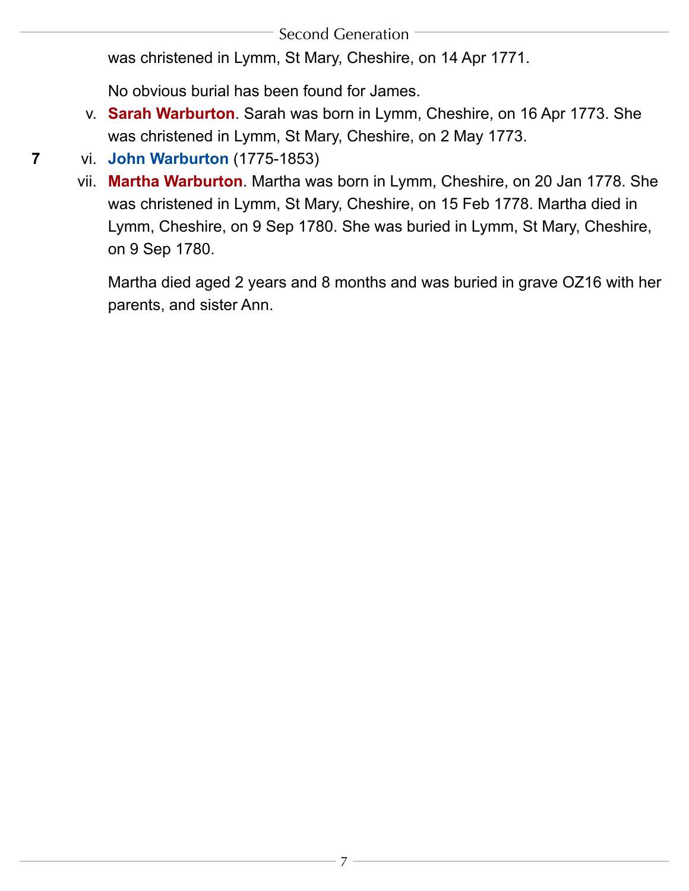was christened in Lymm, St Mary, Cheshire, on 14 Apr 1771.

No obvious burial has been found for James.

v. **Sarah Warburton**. Sarah was born in Lymm, Cheshire, on 16 Apr 1773. She was christened in Lymm, St Mary, Cheshire, on 2 May 1773.

**7** vi. **John Warburton** (1775-1853)

vii. **Martha Warburton**. Martha was born in Lymm, Cheshire, on 20 Jan 1778. She was christened in Lymm, St Mary, Cheshire, on 15 Feb 1778. Martha died in Lymm, Cheshire, on 9 Sep 1780. She was buried in Lymm, St Mary, Cheshire, on 9 Sep 1780.

Martha died aged 2 years and 8 months and was buried in grave OZ16 with her parents, and sister Ann.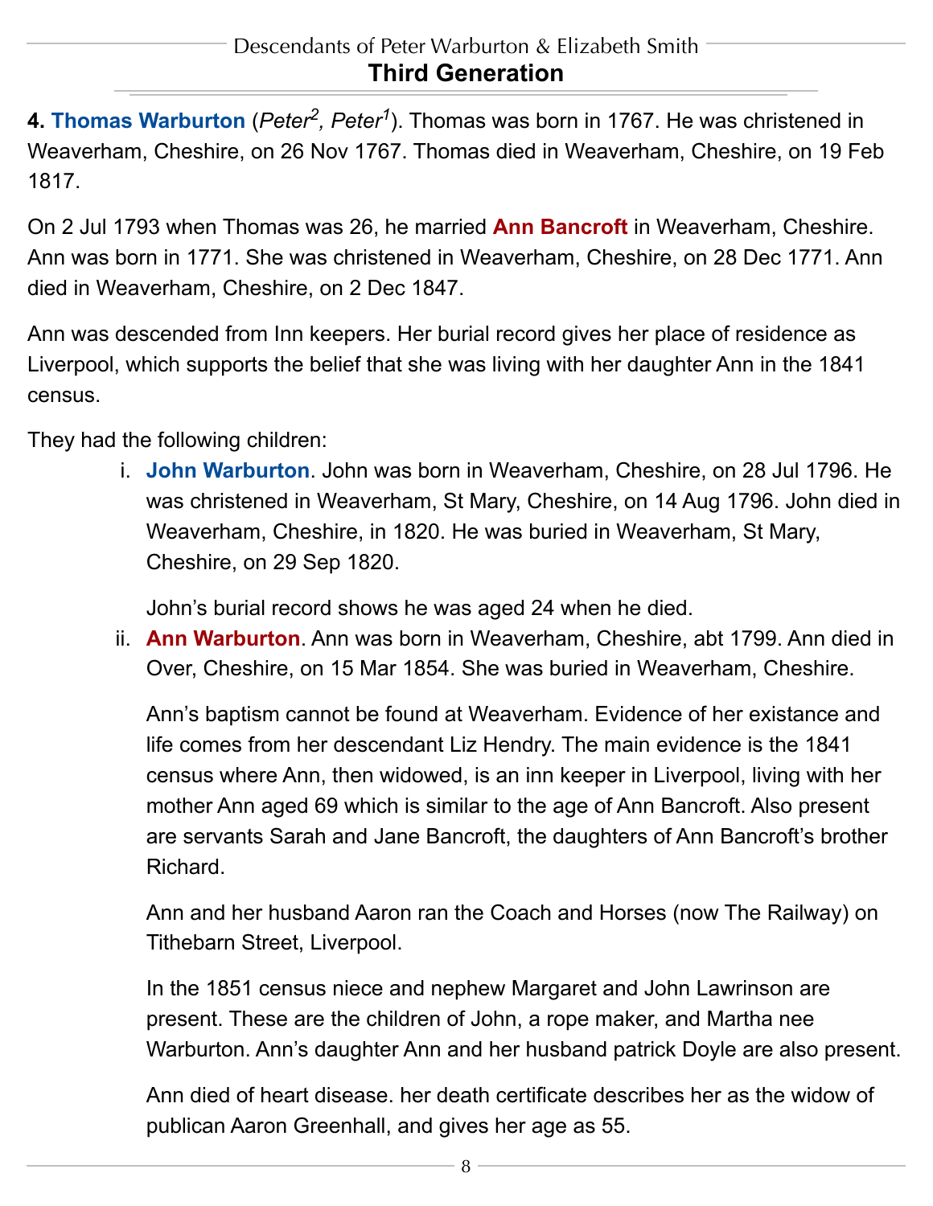## Third Generation

**4. Thomas Warburton** (*Peter*[2]*, Peter*[1]). Thomas was born in 1767. He was christened in Weaverham, Cheshire, on 26 Nov 1767. Thomas died in Weaverham, Cheshire, on 19 Feb 1817.

On 2 Jul 1793 when Thomas was 26, he married **Ann Bancroft** in Weaverham, Cheshire. Ann was born in 1771. She was christened in Weaverham, Cheshire, on 28 Dec 1771. Ann died in Weaverham, Cheshire, on 2 Dec 1847.

Ann was descended from Inn keepers. Her burial record gives her place of residence as Liverpool, which supports the belief that she was living with her daughter Ann in the 1841 census.

They had the following children:

i. **John Warburton**. John was born in Weaverham, Cheshire, on 28 Jul 1796. He was christened in Weaverham, St Mary, Cheshire, on 14 Aug 1796. John died in Weaverham, Cheshire, in 1820. He was buried in Weaverham, St Mary, Cheshire, on 29 Sep 1820.

   John's burial record shows he was aged 24 when he died.

ii. **Ann Warburton**. Ann was born in Weaverham, Cheshire, abt 1799. Ann died in Over, Cheshire, on 15 Mar 1854. She was buried in Weaverham, Cheshire.

   Ann's baptism cannot be found at Weaverham. Evidence of her existance and life comes from her descendant Liz Hendry. The main evidence is the 1841 census where Ann, then widowed, is an inn keeper in Liverpool, living with her mother Ann aged 69 which is similar to the age of Ann Bancroft. Also present are servants Sarah and Jane Bancroft, the daughters of Ann Bancroft's brother Richard.

   Ann and her husband Aaron ran the Coach and Horses (now The Railway) on Tithebarn Street, Liverpool.

   In the 1851 census niece and nephew Margaret and John Lawrinson are present. These are the children of John, a rope maker, and Martha nee Warburton. Ann's daughter Ann and her husband patrick Doyle are also present.

   Ann died of heart disease. her death certificate describes her as the widow of publican Aaron Greenhall, and gives her age as 55.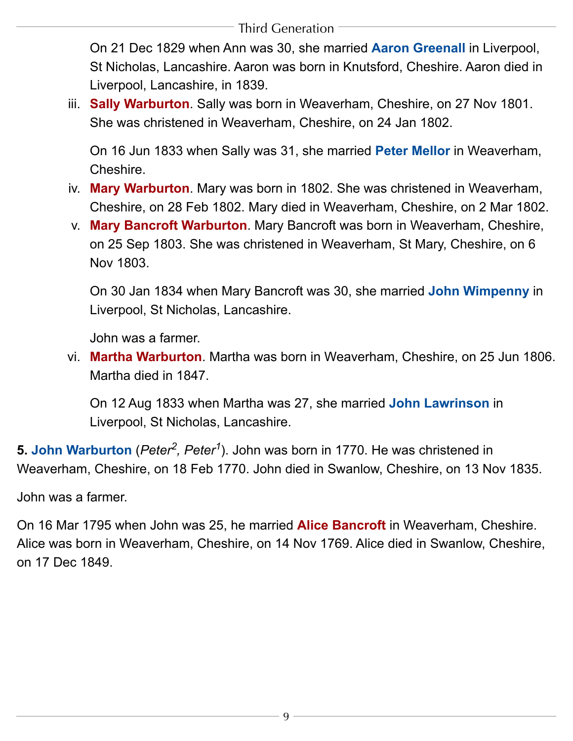On 21 Dec 1829 when Ann was 30, she married **Aaron Greenall** in Liverpool, St Nicholas, Lancashire. Aaron was born in Knutsford, Cheshire. Aaron died in Liverpool, Lancashire, in 1839.

iii. **Sally Warburton**. Sally was born in Weaverham, Cheshire, on 27 Nov 1801. She was christened in Weaverham, Cheshire, on 24 Jan 1802.

   On 16 Jun 1833 when Sally was 31, she married **Peter Mellor** in Weaverham, Cheshire.

iv. **Mary Warburton**. Mary was born in 1802. She was christened in Weaverham, Cheshire, on 28 Feb 1802. Mary died in Weaverham, Cheshire, on 2 Mar 1802.

v. **Mary Bancroft Warburton**. Mary Bancroft was born in Weaverham, Cheshire, on 25 Sep 1803. She was christened in Weaverham, St Mary, Cheshire, on 6 Nov 1803.

   On 30 Jan 1834 when Mary Bancroft was 30, she married **John Wimpenny** in Liverpool, St Nicholas, Lancashire.

   John was a farmer.

vi. **Martha Warburton**. Martha was born in Weaverham, Cheshire, on 25 Jun 1806. Martha died in 1847.

   On 12 Aug 1833 when Martha was 27, she married **John Lawrinson** in Liverpool, St Nicholas, Lancashire.

**5. John Warburton** (*Peter*[2], *Peter*[1]). John was born in 1770. He was christened in Weaverham, Cheshire, on 18 Feb 1770. John died in Swanlow, Cheshire, on 13 Nov 1835.

John was a farmer.

On 16 Mar 1795 when John was 25, he married **Alice Bancroft** in Weaverham, Cheshire. Alice was born in Weaverham, Cheshire, on 14 Nov 1769. Alice died in Swanlow, Cheshire, on 17 Dec 1849.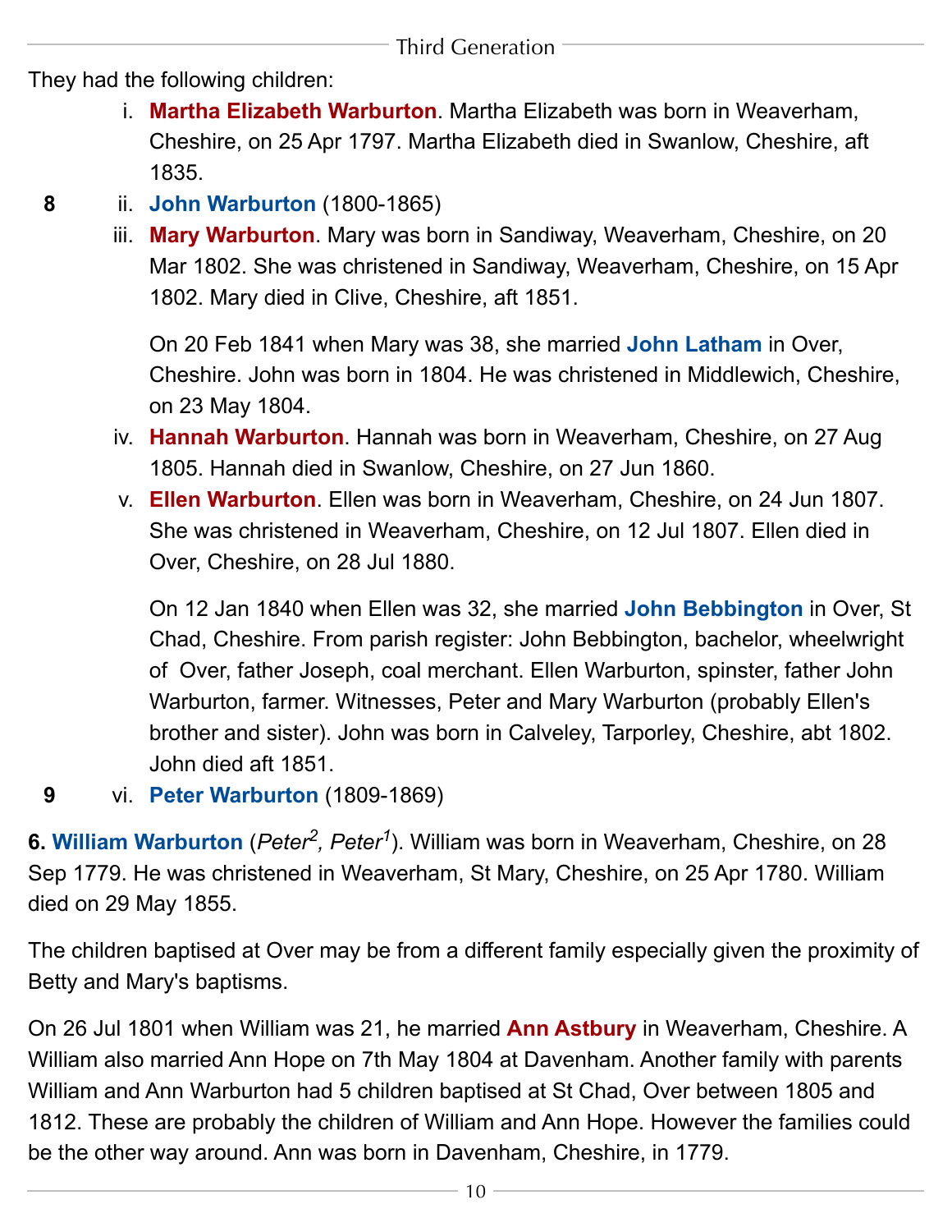They had the following children:

i. **Martha Elizabeth Warburton**. Martha Elizabeth was born in Weaverham, Cheshire, on 25 Apr 1797. Martha Elizabeth died in Swanlow, Cheshire, aft 1835.

8 ii. **John Warburton** (1800-1865)

iii. **Mary Warburton**. Mary was born in Sandiway, Weaverham, Cheshire, on 20 Mar 1802. She was christened in Sandiway, Weaverham, Cheshire, on 15 Apr 1802. Mary died in Clive, Cheshire, aft 1851.

On 20 Feb 1841 when Mary was 38, she married **John Latham** in Over, Cheshire. John was born in 1804. He was christened in Middlewich, Cheshire, on 23 May 1804.

iv. **Hannah Warburton**. Hannah was born in Weaverham, Cheshire, on 27 Aug 1805. Hannah died in Swanlow, Cheshire, on 27 Jun 1860.

v. **Ellen Warburton**. Ellen was born in Weaverham, Cheshire, on 24 Jun 1807. She was christened in Weaverham, Cheshire, on 12 Jul 1807. Ellen died in Over, Cheshire, on 28 Jul 1880.

On 12 Jan 1840 when Ellen was 32, she married **John Bebbington** in Over, St Chad, Cheshire. From parish register: John Bebbington, bachelor, wheelwright of Over, father Joseph, coal merchant. Ellen Warburton, spinster, father John Warburton, farmer. Witnesses, Peter and Mary Warburton (probably Ellen's brother and sister). John was born in Calveley, Tarporley, Cheshire, abt 1802. John died aft 1851.

9 vi. **Peter Warburton** (1809-1869)

**6. William Warburton** (*Peter*[2], *Peter*[1]). William was born in Weaverham, Cheshire, on 28 Sep 1779. He was christened in Weaverham, St Mary, Cheshire, on 25 Apr 1780. William died on 29 May 1855.

The children baptised at Over may be from a different family especially given the proximity of Betty and Mary's baptisms.

On 26 Jul 1801 when William was 21, he married **Ann Astbury** in Weaverham, Cheshire. A William also married Ann Hope on 7th May 1804 at Davenham. Another family with parents William and Ann Warburton had 5 children baptised at St Chad, Over between 1805 and 1812. These are probably the children of William and Ann Hope. However the families could be the other way around. Ann was born in Davenham, Cheshire, in 1779.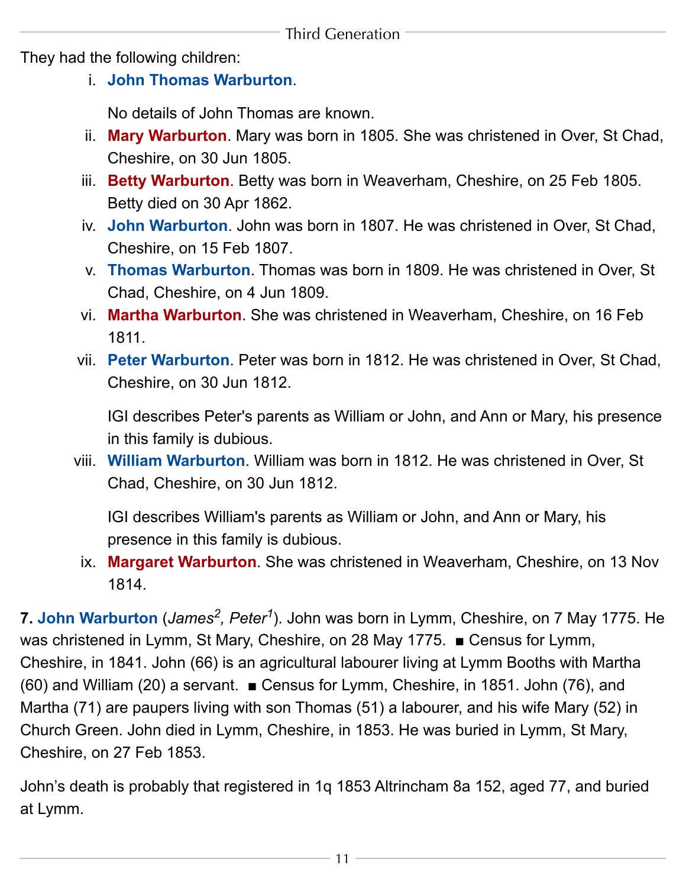They had the following children:

i. **John Thomas Warburton**.

   No details of John Thomas are known.

ii. **Mary Warburton**. Mary was born in 1805. She was christened in Over, St Chad, Cheshire, on 30 Jun 1805.

iii. **Betty Warburton**. Betty was born in Weaverham, Cheshire, on 25 Feb 1805. Betty died on 30 Apr 1862.

iv. **John Warburton**. John was born in 1807. He was christened in Over, St Chad, Cheshire, on 15 Feb 1807.

v. **Thomas Warburton**. Thomas was born in 1809. He was christened in Over, St Chad, Cheshire, on 4 Jun 1809.

vi. **Martha Warburton**. She was christened in Weaverham, Cheshire, on 16 Feb 1811.

vii. **Peter Warburton**. Peter was born in 1812. He was christened in Over, St Chad, Cheshire, on 30 Jun 1812.

   IGI describes Peter's parents as William or John, and Ann or Mary, his presence in this family is dubious.

viii. **William Warburton**. William was born in 1812. He was christened in Over, St Chad, Cheshire, on 30 Jun 1812.

   IGI describes William's parents as William or John, and Ann or Mary, his presence in this family is dubious.

ix. **Margaret Warburton**. She was christened in Weaverham, Cheshire, on 13 Nov 1814.

**7. John Warburton** (*James*[2], *Peter*[1]). John was born in Lymm, Cheshire, on 7 May 1775. He was christened in Lymm, St Mary, Cheshire, on 28 May 1775. ■ Census for Lymm, Cheshire, in 1841. John (66) is an agricultural labourer living at Lymm Booths with Martha (60) and William (20) a servant. ■ Census for Lymm, Cheshire, in 1851. John (76), and Martha (71) are paupers living with son Thomas (51) a labourer, and his wife Mary (52) in Church Green. John died in Lymm, Cheshire, in 1853. He was buried in Lymm, St Mary, Cheshire, on 27 Feb 1853.

John's death is probably that registered in 1q 1853 Altrincham 8a 152, aged 77, and buried at Lymm.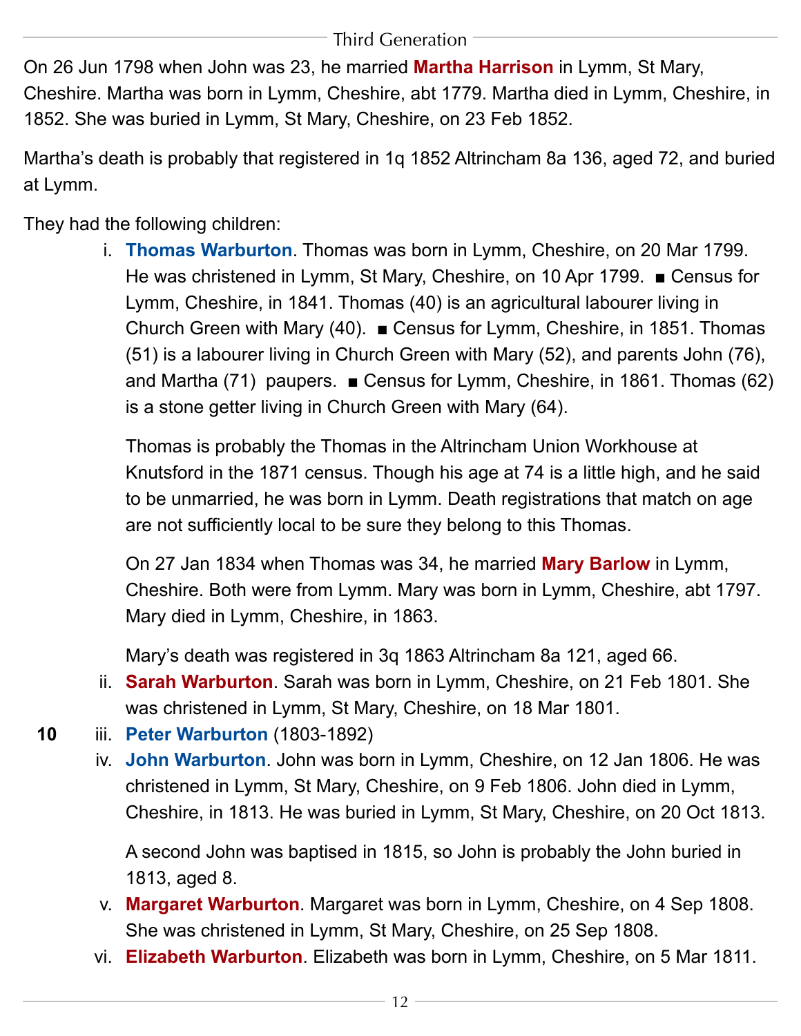On 26 Jun 1798 when John was 23, he married **Martha Harrison** in Lymm, St Mary, Cheshire. Martha was born in Lymm, Cheshire, abt 1779. Martha died in Lymm, Cheshire, in 1852. She was buried in Lymm, St Mary, Cheshire, on 23 Feb 1852.

Martha's death is probably that registered in 1q 1852 Altrincham 8a 136, aged 72, and buried at Lymm.

They had the following children:

i. **Thomas Warburton**. Thomas was born in Lymm, Cheshire, on 20 Mar 1799. He was christened in Lymm, St Mary, Cheshire, on 10 Apr 1799. ■ Census for Lymm, Cheshire, in 1841. Thomas (40) is an agricultural labourer living in Church Green with Mary (40). ■ Census for Lymm, Cheshire, in 1851. Thomas (51) is a labourer living in Church Green with Mary (52), and parents John (76), and Martha (71) paupers. ■ Census for Lymm, Cheshire, in 1861. Thomas (62) is a stone getter living in Church Green with Mary (64).

   Thomas is probably the Thomas in the Altrincham Union Workhouse at Knutsford in the 1871 census. Though his age at 74 is a little high, and he said to be unmarried, he was born in Lymm. Death registrations that match on age are not sufficiently local to be sure they belong to this Thomas.

   On 27 Jan 1834 when Thomas was 34, he married **Mary Barlow** in Lymm, Cheshire. Both were from Lymm. Mary was born in Lymm, Cheshire, abt 1797. Mary died in Lymm, Cheshire, in 1863.

   Mary's death was registered in 3q 1863 Altrincham 8a 121, aged 66.

ii. **Sarah Warburton**. Sarah was born in Lymm, Cheshire, on 21 Feb 1801. She was christened in Lymm, St Mary, Cheshire, on 18 Mar 1801.

**10** iii. **Peter Warburton** (1803-1892)

iv. **John Warburton**. John was born in Lymm, Cheshire, on 12 Jan 1806. He was christened in Lymm, St Mary, Cheshire, on 9 Feb 1806. John died in Lymm, Cheshire, in 1813. He was buried in Lymm, St Mary, Cheshire, on 20 Oct 1813.

   A second John was baptised in 1815, so John is probably the John buried in 1813, aged 8.

v. **Margaret Warburton**. Margaret was born in Lymm, Cheshire, on 4 Sep 1808. She was christened in Lymm, St Mary, Cheshire, on 25 Sep 1808.

vi. **Elizabeth Warburton**. Elizabeth was born in Lymm, Cheshire, on 5 Mar 1811.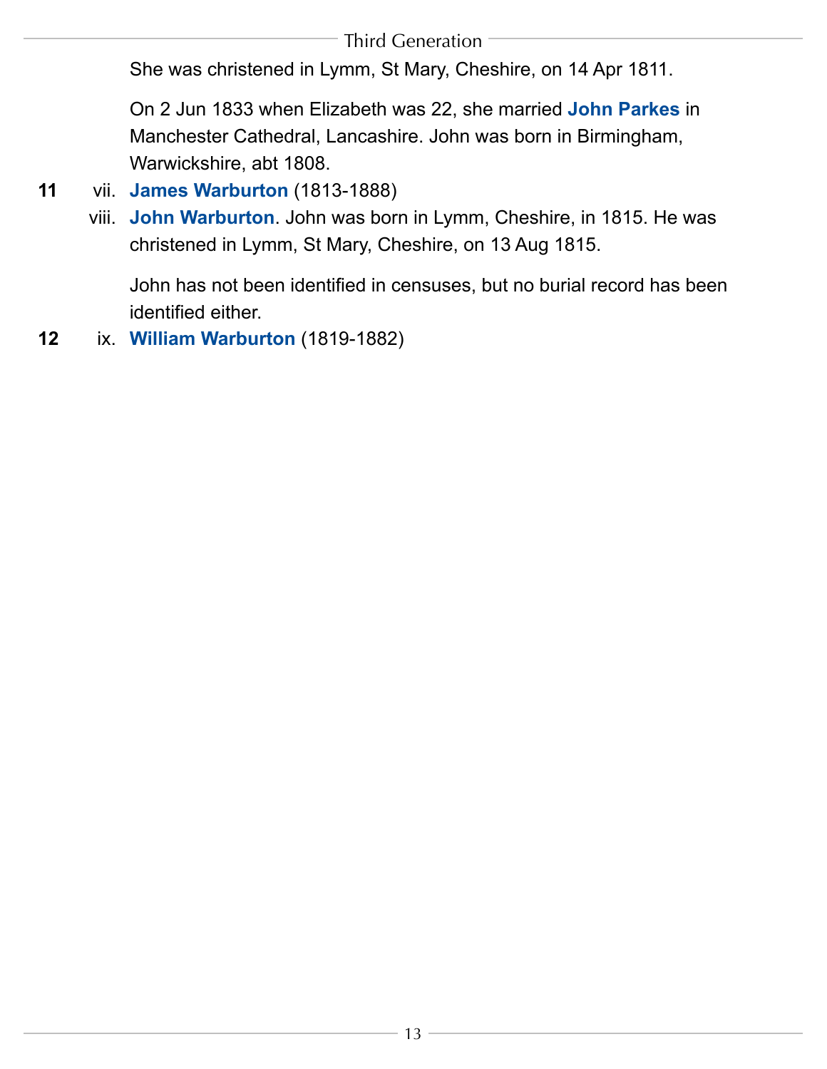She was christened in Lymm, St Mary, Cheshire, on 14 Apr 1811.

On 2 Jun 1833 when Elizabeth was 22, she married **John Parkes** in Manchester Cathedral, Lancashire. John was born in Birmingham, Warwickshire, abt 1808.

**11** vii. **James Warburton** (1813-1888)

viii. **John Warburton**. John was born in Lymm, Cheshire, in 1815. He was christened in Lymm, St Mary, Cheshire, on 13 Aug 1815.

John has not been identified in censuses, but no burial record has been identified either.

**12** ix. **William Warburton** (1819-1882)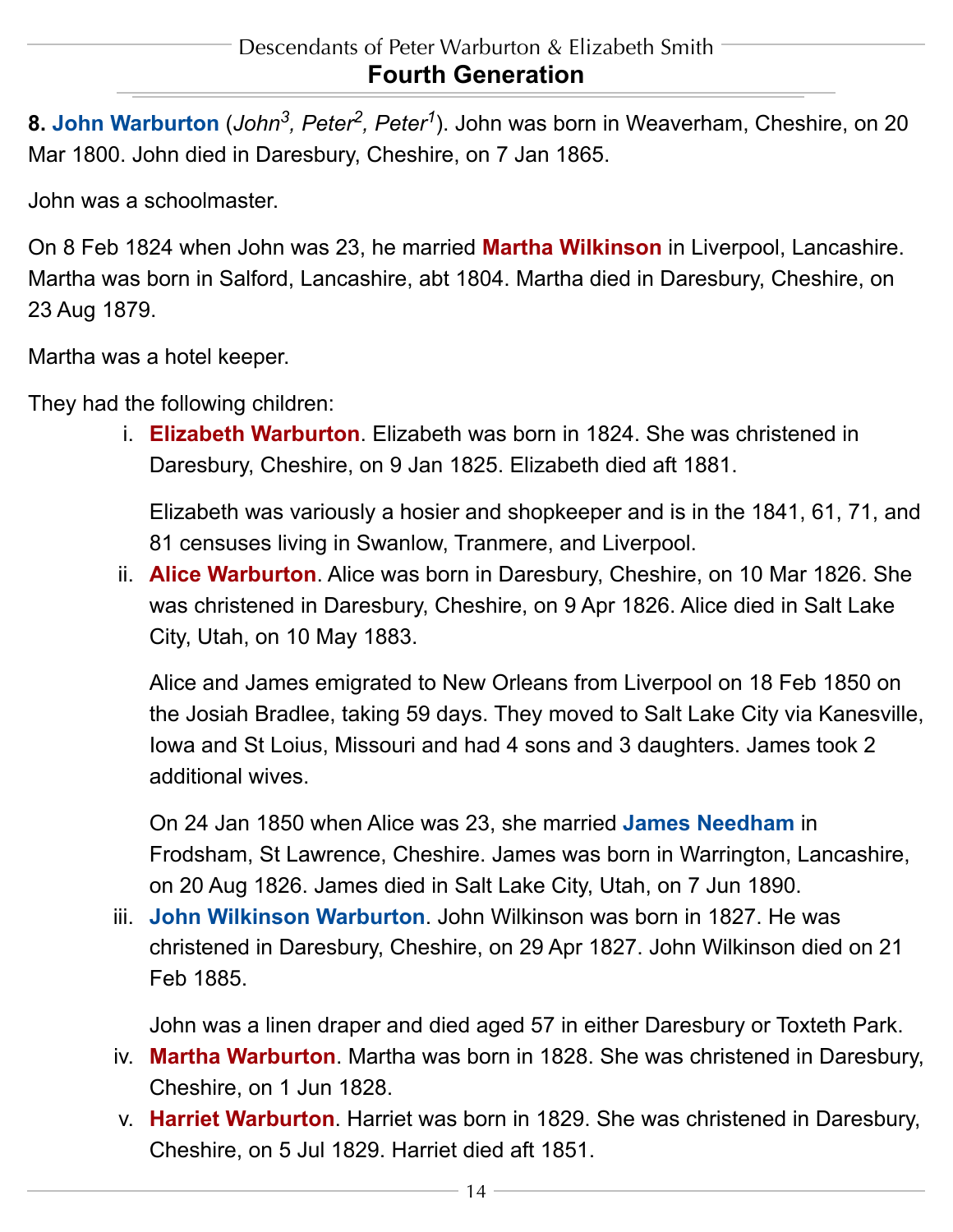## Fourth Generation

**8. John Warburton** (*John*[3], *Peter*[2], *Peter*[1]). John was born in Weaverham, Cheshire, on 20 Mar 1800. John died in Daresbury, Cheshire, on 7 Jan 1865.

John was a schoolmaster.

On 8 Feb 1824 when John was 23, he married **Martha Wilkinson** in Liverpool, Lancashire. Martha was born in Salford, Lancashire, abt 1804. Martha died in Daresbury, Cheshire, on 23 Aug 1879.

Martha was a hotel keeper.

They had the following children:

i. **Elizabeth Warburton**. Elizabeth was born in 1824. She was christened in Daresbury, Cheshire, on 9 Jan 1825. Elizabeth died aft 1881.

   Elizabeth was variously a hosier and shopkeeper and is in the 1841, 61, 71, and 81 censuses living in Swanlow, Tranmere, and Liverpool.

ii. **Alice Warburton**. Alice was born in Daresbury, Cheshire, on 10 Mar 1826. She was christened in Daresbury, Cheshire, on 9 Apr 1826. Alice died in Salt Lake City, Utah, on 10 May 1883.

   Alice and James emigrated to New Orleans from Liverpool on 18 Feb 1850 on the Josiah Bradlee, taking 59 days. They moved to Salt Lake City via Kanesville, Iowa and St Loius, Missouri and had 4 sons and 3 daughters. James took 2 additional wives.

   On 24 Jan 1850 when Alice was 23, she married **James Needham** in Frodsham, St Lawrence, Cheshire. James was born in Warrington, Lancashire, on 20 Aug 1826. James died in Salt Lake City, Utah, on 7 Jun 1890.

iii. **John Wilkinson Warburton**. John Wilkinson was born in 1827. He was christened in Daresbury, Cheshire, on 29 Apr 1827. John Wilkinson died on 21 Feb 1885.

   John was a linen draper and died aged 57 in either Daresbury or Toxteth Park.

iv. **Martha Warburton**. Martha was born in 1828. She was christened in Daresbury, Cheshire, on 1 Jun 1828.

v. **Harriet Warburton**. Harriet was born in 1829. She was christened in Daresbury, Cheshire, on 5 Jul 1829. Harriet died aft 1851.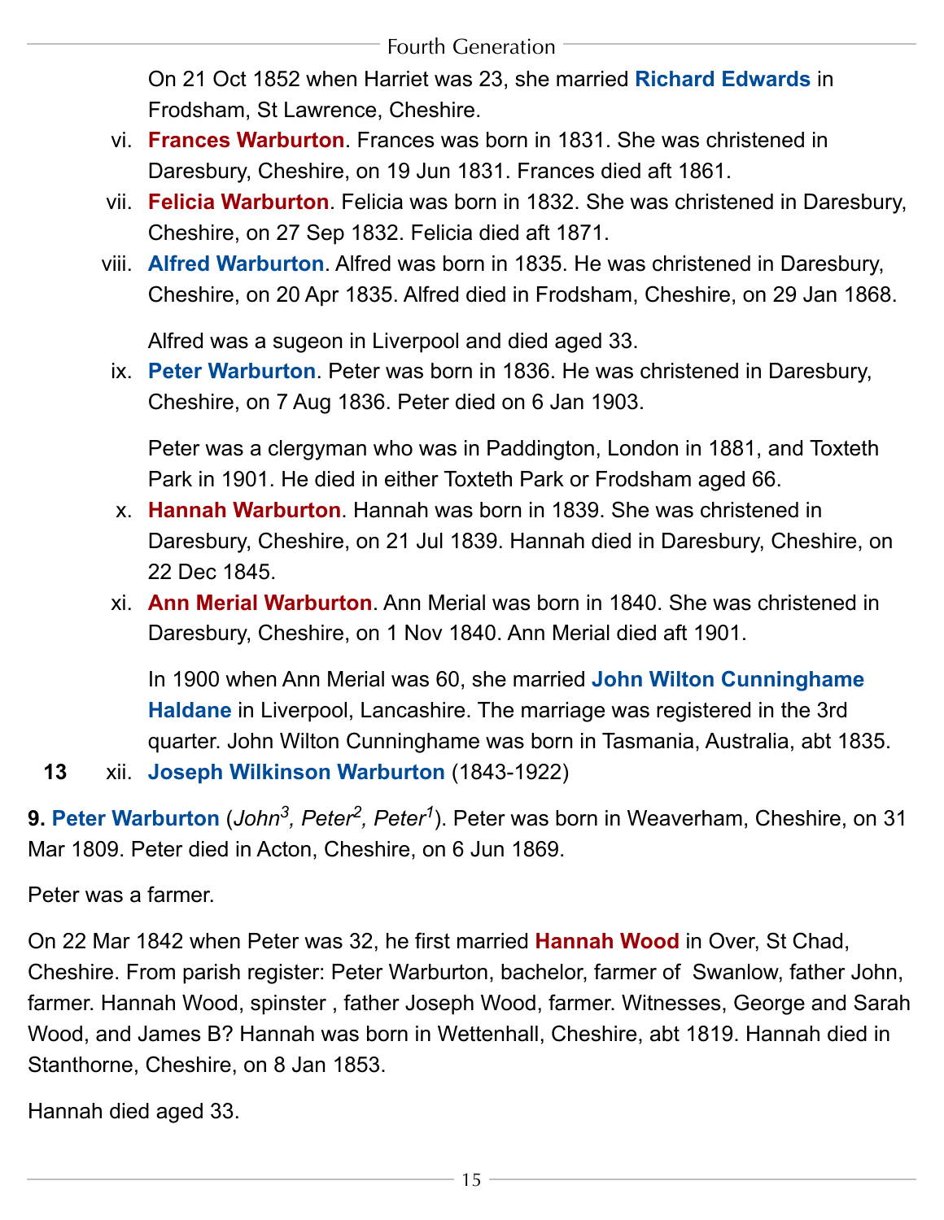On 21 Oct 1852 when Harriet was 23, she married **Richard Edwards** in Frodsham, St Lawrence, Cheshire.

vi. **Frances Warburton**. Frances was born in 1831. She was christened in Daresbury, Cheshire, on 19 Jun 1831. Frances died aft 1861.

vii. **Felicia Warburton**. Felicia was born in 1832. She was christened in Daresbury, Cheshire, on 27 Sep 1832. Felicia died aft 1871.

viii. **Alfred Warburton**. Alfred was born in 1835. He was christened in Daresbury, Cheshire, on 20 Apr 1835. Alfred died in Frodsham, Cheshire, on 29 Jan 1868.

Alfred was a sugeon in Liverpool and died aged 33.

ix. **Peter Warburton**. Peter was born in 1836. He was christened in Daresbury, Cheshire, on 7 Aug 1836. Peter died on 6 Jan 1903.

Peter was a clergyman who was in Paddington, London in 1881, and Toxteth Park in 1901. He died in either Toxteth Park or Frodsham aged 66.

x. **Hannah Warburton**. Hannah was born in 1839. She was christened in Daresbury, Cheshire, on 21 Jul 1839. Hannah died in Daresbury, Cheshire, on 22 Dec 1845.

xi. **Ann Merial Warburton**. Ann Merial was born in 1840. She was christened in Daresbury, Cheshire, on 1 Nov 1840. Ann Merial died aft 1901.

In 1900 when Ann Merial was 60, she married **John Wilton Cunninghame Haldane** in Liverpool, Lancashire. The marriage was registered in the 3rd quarter. John Wilton Cunninghame was born in Tasmania, Australia, abt 1835.

**13** xii. **Joseph Wilkinson Warburton** (1843-1922)

**9. Peter Warburton** (*John[3], Peter[2], Peter[1]*). Peter was born in Weaverham, Cheshire, on 31 Mar 1809. Peter died in Acton, Cheshire, on 6 Jun 1869.

Peter was a farmer.

On 22 Mar 1842 when Peter was 32, he first married **Hannah Wood** in Over, St Chad, Cheshire. From parish register: Peter Warburton, bachelor, farmer of Swanlow, father John, farmer. Hannah Wood, spinster , father Joseph Wood, farmer. Witnesses, George and Sarah Wood, and James B? Hannah was born in Wettenhall, Cheshire, abt 1819. Hannah died in Stanthorne, Cheshire, on 8 Jan 1853.

Hannah died aged 33.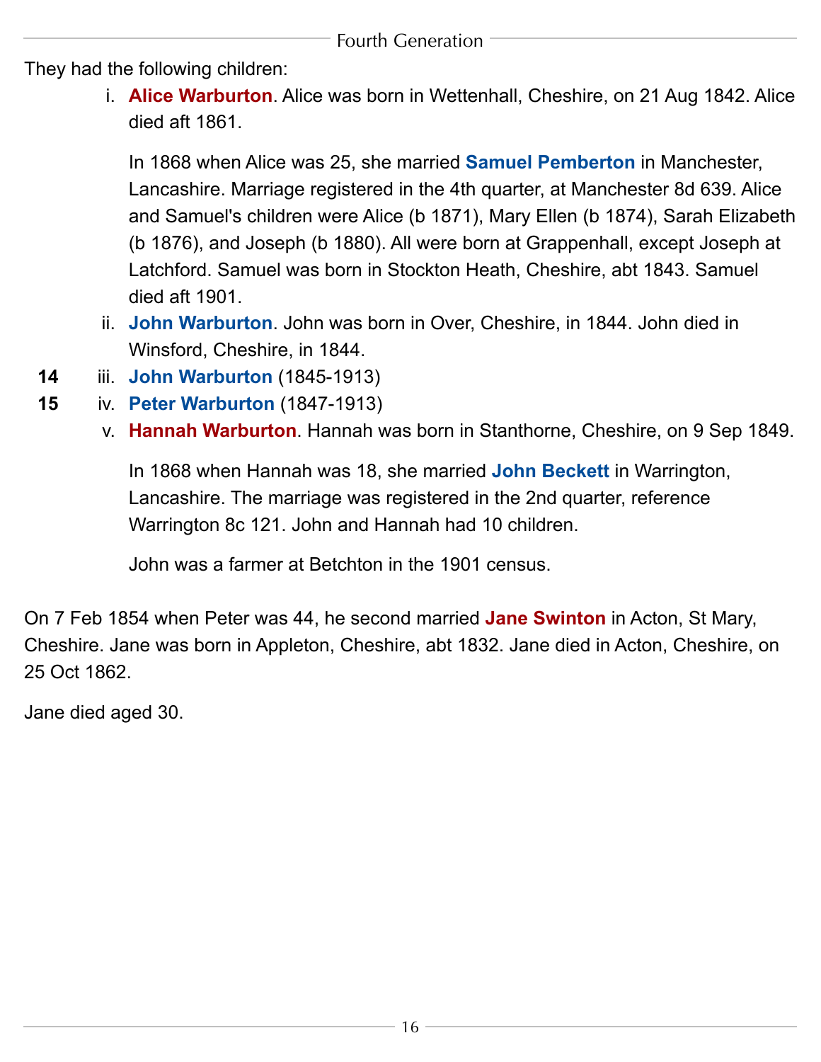They had the following children:

i. **Alice Warburton**. Alice was born in Wettenhall, Cheshire, on 21 Aug 1842. Alice died aft 1861.

   In 1868 when Alice was 25, she married **Samuel Pemberton** in Manchester, Lancashire. Marriage registered in the 4th quarter, at Manchester 8d 639. Alice and Samuel's children were Alice (b 1871), Mary Ellen (b 1874), Sarah Elizabeth (b 1876), and Joseph (b 1880). All were born at Grappenhall, except Joseph at Latchford. Samuel was born in Stockton Heath, Cheshire, abt 1843. Samuel died aft 1901.

ii. **John Warburton**. John was born in Over, Cheshire, in 1844. John died in Winsford, Cheshire, in 1844.

**14** iii. **John Warburton** (1845-1913)

**15** iv. **Peter Warburton** (1847-1913)

v. **Hannah Warburton**. Hannah was born in Stanthorne, Cheshire, on 9 Sep 1849.

   In 1868 when Hannah was 18, she married **John Beckett** in Warrington, Lancashire. The marriage was registered in the 2nd quarter, reference Warrington 8c 121. John and Hannah had 10 children.

   John was a farmer at Betchton in the 1901 census.

On 7 Feb 1854 when Peter was 44, he second married **Jane Swinton** in Acton, St Mary, Cheshire. Jane was born in Appleton, Cheshire, abt 1832. Jane died in Acton, Cheshire, on 25 Oct 1862.

Jane died aged 30.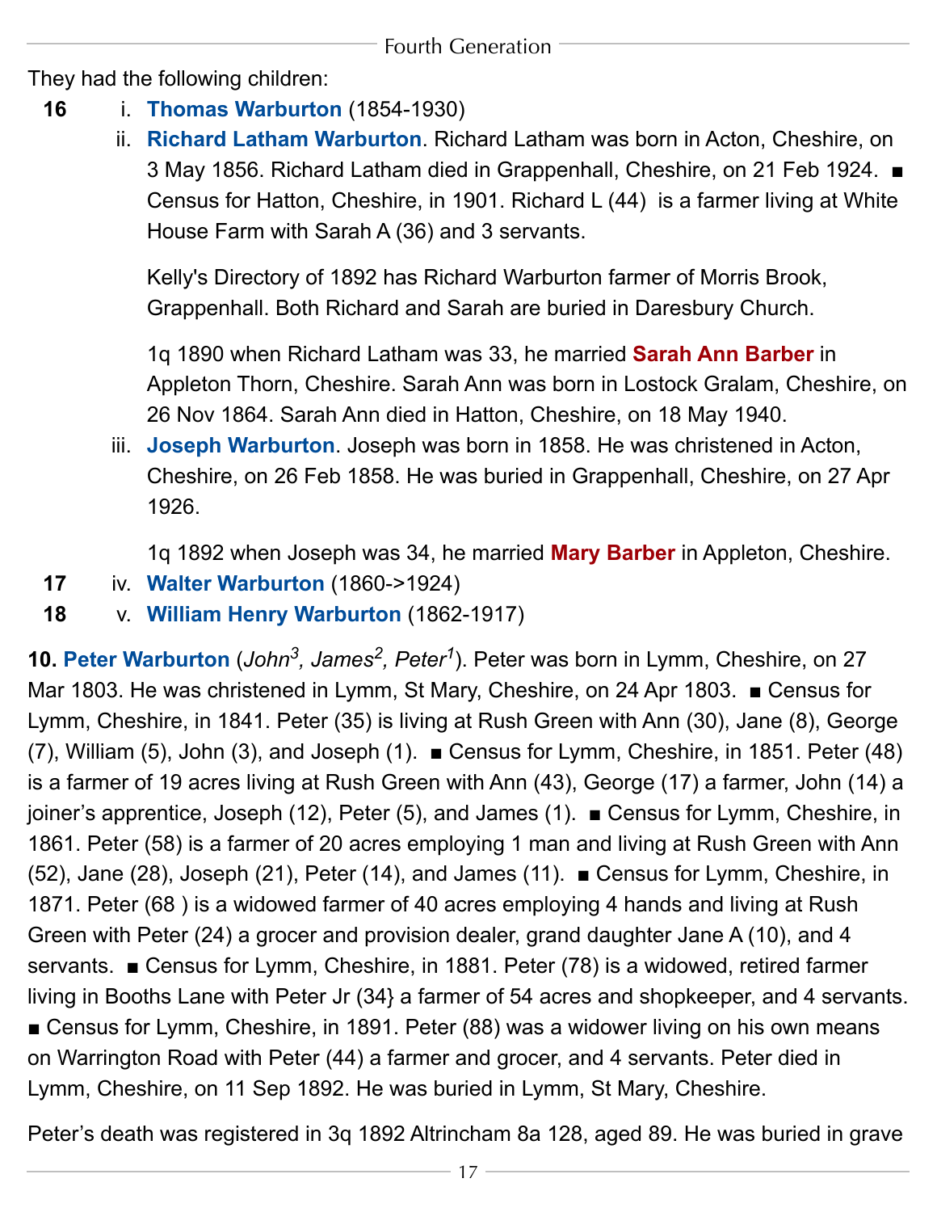They had the following children:

**16** i. **Thomas Warburton** (1854-1930)

ii. **Richard Latham Warburton**. Richard Latham was born in Acton, Cheshire, on 3 May 1856. Richard Latham died in Grappenhall, Cheshire, on 21 Feb 1924. ■ Census for Hatton, Cheshire, in 1901. Richard L (44) is a farmer living at White House Farm with Sarah A (36) and 3 servants.

Kelly's Directory of 1892 has Richard Warburton farmer of Morris Brook, Grappenhall. Both Richard and Sarah are buried in Daresbury Church.

1q 1890 when Richard Latham was 33, he married **Sarah Ann Barber** in Appleton Thorn, Cheshire. Sarah Ann was born in Lostock Gralam, Cheshire, on 26 Nov 1864. Sarah Ann died in Hatton, Cheshire, on 18 May 1940.

iii. **Joseph Warburton**. Joseph was born in 1858. He was christened in Acton, Cheshire, on 26 Feb 1858. He was buried in Grappenhall, Cheshire, on 27 Apr 1926.

1q 1892 when Joseph was 34, he married **Mary Barber** in Appleton, Cheshire.

**17** iv. **Walter Warburton** (1860->1924)

**18** v. **William Henry Warburton** (1862-1917)

**10. Peter Warburton** (*John*[3], *James*[2], *Peter*[1]). Peter was born in Lymm, Cheshire, on 27 Mar 1803. He was christened in Lymm, St Mary, Cheshire, on 24 Apr 1803. ■ Census for Lymm, Cheshire, in 1841. Peter (35) is living at Rush Green with Ann (30), Jane (8), George (7), William (5), John (3), and Joseph (1). ■ Census for Lymm, Cheshire, in 1851. Peter (48) is a farmer of 19 acres living at Rush Green with Ann (43), George (17) a farmer, John (14) a joiner's apprentice, Joseph (12), Peter (5), and James (1). ■ Census for Lymm, Cheshire, in 1861. Peter (58) is a farmer of 20 acres employing 1 man and living at Rush Green with Ann (52), Jane (28), Joseph (21), Peter (14), and James (11). ■ Census for Lymm, Cheshire, in 1871. Peter (68 ) is a widowed farmer of 40 acres employing 4 hands and living at Rush Green with Peter (24) a grocer and provision dealer, grand daughter Jane A (10), and 4 servants. ■ Census for Lymm, Cheshire, in 1881. Peter (78) is a widowed, retired farmer living in Booths Lane with Peter Jr (34} a farmer of 54 acres and shopkeeper, and 4 servants. ■ Census for Lymm, Cheshire, in 1891. Peter (88) was a widower living on his own means on Warrington Road with Peter (44) a farmer and grocer, and 4 servants. Peter died in Lymm, Cheshire, on 11 Sep 1892. He was buried in Lymm, St Mary, Cheshire.

Peter's death was registered in 3q 1892 Altrincham 8a 128, aged 89. He was buried in grave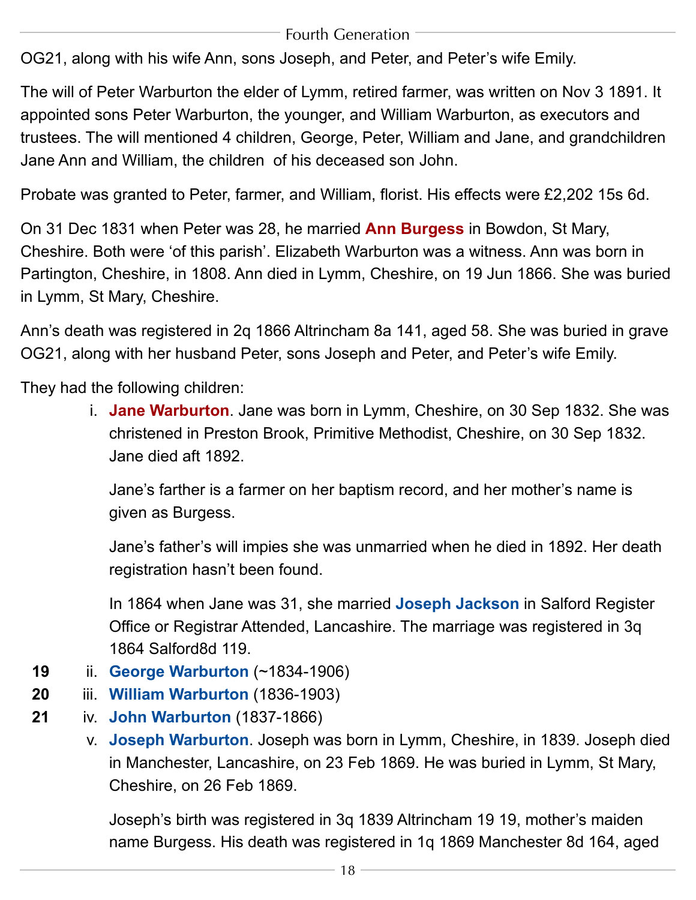OG21, along with his wife Ann, sons Joseph, and Peter, and Peter's wife Emily.

The will of Peter Warburton the elder of Lymm, retired farmer, was written on Nov 3 1891. It appointed sons Peter Warburton, the younger, and William Warburton, as executors and trustees. The will mentioned 4 children, George, Peter, William and Jane, and grandchildren Jane Ann and William, the children of his deceased son John.

Probate was granted to Peter, farmer, and William, florist. His effects were £2,202 15s 6d.

On 31 Dec 1831 when Peter was 28, he married **Ann Burgess** in Bowdon, St Mary, Cheshire. Both were 'of this parish'. Elizabeth Warburton was a witness. Ann was born in Partington, Cheshire, in 1808. Ann died in Lymm, Cheshire, on 19 Jun 1866. She was buried in Lymm, St Mary, Cheshire.

Ann's death was registered in 2q 1866 Altrincham 8a 141, aged 58. She was buried in grave OG21, along with her husband Peter, sons Joseph and Peter, and Peter's wife Emily.

They had the following children:

i. **Jane Warburton**. Jane was born in Lymm, Cheshire, on 30 Sep 1832. She was christened in Preston Brook, Primitive Methodist, Cheshire, on 30 Sep 1832. Jane died aft 1892.

   Jane's farther is a farmer on her baptism record, and her mother's name is given as Burgess.

   Jane's father's will impies she was unmarried when he died in 1892. Her death registration hasn't been found.

   In 1864 when Jane was 31, she married **Joseph Jackson** in Salford Register Office or Registrar Attended, Lancashire. The marriage was registered in 3q 1864 Salford8d 119.

**19** ii. **George Warburton** (~1834-1906)

**20** iii. **William Warburton** (1836-1903)

**21** iv. **John Warburton** (1837-1866)

v. **Joseph Warburton**. Joseph was born in Lymm, Cheshire, in 1839. Joseph died in Manchester, Lancashire, on 23 Feb 1869. He was buried in Lymm, St Mary, Cheshire, on 26 Feb 1869.

   Joseph's birth was registered in 3q 1839 Altrincham 19 19, mother's maiden name Burgess. His death was registered in 1q 1869 Manchester 8d 164, aged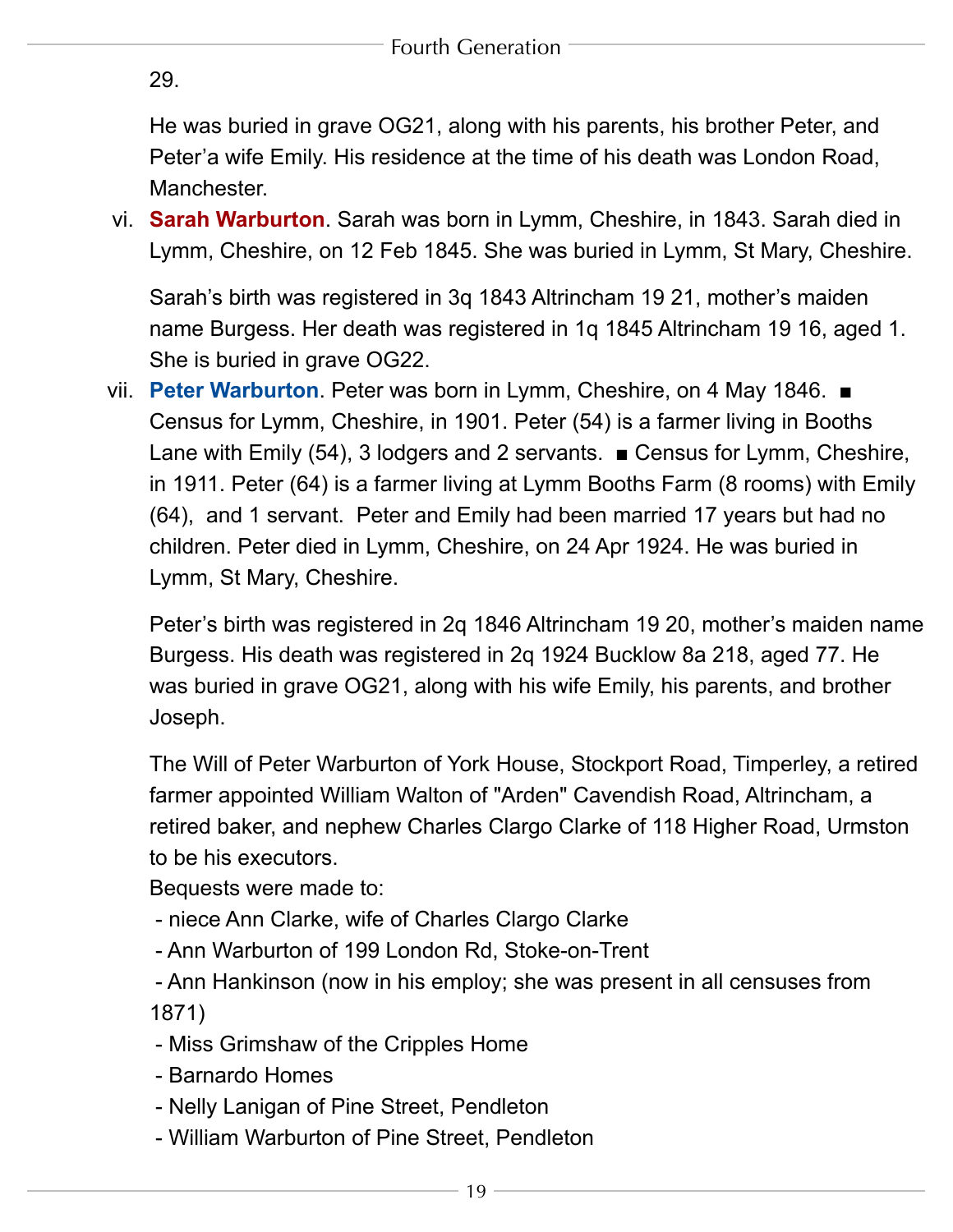29.

He was buried in grave OG21, along with his parents, his brother Peter, and Peter'a wife Emily. His residence at the time of his death was London Road, Manchester.

vi. **Sarah Warburton**. Sarah was born in Lymm, Cheshire, in 1843. Sarah died in Lymm, Cheshire, on 12 Feb 1845. She was buried in Lymm, St Mary, Cheshire.

Sarah's birth was registered in 3q 1843 Altrincham 19 21, mother's maiden name Burgess. Her death was registered in 1q 1845 Altrincham 19 16, aged 1. She is buried in grave OG22.

vii. **Peter Warburton**. Peter was born in Lymm, Cheshire, on 4 May 1846. ■ Census for Lymm, Cheshire, in 1901. Peter (54) is a farmer living in Booths Lane with Emily (54), 3 lodgers and 2 servants. ■ Census for Lymm, Cheshire, in 1911. Peter (64) is a farmer living at Lymm Booths Farm (8 rooms) with Emily (64), and 1 servant. Peter and Emily had been married 17 years but had no children. Peter died in Lymm, Cheshire, on 24 Apr 1924. He was buried in Lymm, St Mary, Cheshire.

Peter's birth was registered in 2q 1846 Altrincham 19 20, mother's maiden name Burgess. His death was registered in 2q 1924 Bucklow 8a 218, aged 77. He was buried in grave OG21, along with his wife Emily, his parents, and brother Joseph.

The Will of Peter Warburton of York House, Stockport Road, Timperley, a retired farmer appointed William Walton of "Arden" Cavendish Road, Altrincham, a retired baker, and nephew Charles Clargo Clarke of 118 Higher Road, Urmston to be his executors.

Bequests were made to:

- niece Ann Clarke, wife of Charles Clargo Clarke
- Ann Warburton of 199 London Rd, Stoke-on-Trent
- Ann Hankinson (now in his employ; she was present in all censuses from 1871)
- Miss Grimshaw of the Cripples Home
- Barnardo Homes
- Nelly Lanigan of Pine Street, Pendleton
- William Warburton of Pine Street, Pendleton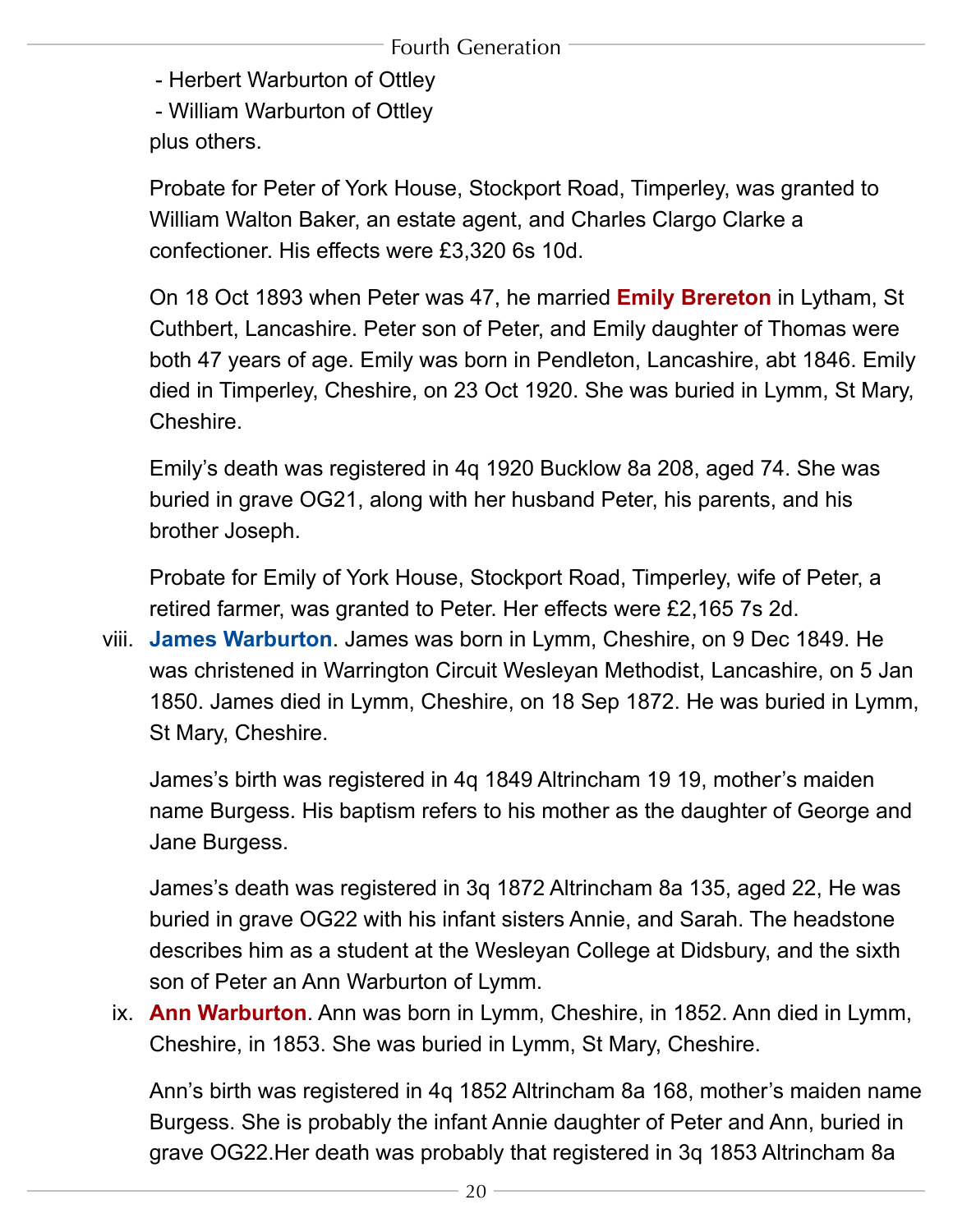- Herbert Warburton of Ottley
- William Warburton of Ottley

plus others.

Probate for Peter of York House, Stockport Road, Timperley, was granted to William Walton Baker, an estate agent, and Charles Clargo Clarke a confectioner. His effects were £3,320 6s 10d.

On 18 Oct 1893 when Peter was 47, he married **Emily Brereton** in Lytham, St Cuthbert, Lancashire. Peter son of Peter, and Emily daughter of Thomas were both 47 years of age. Emily was born in Pendleton, Lancashire, abt 1846. Emily died in Timperley, Cheshire, on 23 Oct 1920. She was buried in Lymm, St Mary, Cheshire.

Emily's death was registered in 4q 1920 Bucklow 8a 208, aged 74. She was buried in grave OG21, along with her husband Peter, his parents, and his brother Joseph.

Probate for Emily of York House, Stockport Road, Timperley, wife of Peter, a retired farmer, was granted to Peter. Her effects were £2,165 7s 2d.

viii. **James Warburton**. James was born in Lymm, Cheshire, on 9 Dec 1849. He was christened in Warrington Circuit Wesleyan Methodist, Lancashire, on 5 Jan 1850. James died in Lymm, Cheshire, on 18 Sep 1872. He was buried in Lymm, St Mary, Cheshire.

James's birth was registered in 4q 1849 Altrincham 19 19, mother's maiden name Burgess. His baptism refers to his mother as the daughter of George and Jane Burgess.

James's death was registered in 3q 1872 Altrincham 8a 135, aged 22, He was buried in grave OG22 with his infant sisters Annie, and Sarah. The headstone describes him as a student at the Wesleyan College at Didsbury, and the sixth son of Peter an Ann Warburton of Lymm.

ix. **Ann Warburton**. Ann was born in Lymm, Cheshire, in 1852. Ann died in Lymm, Cheshire, in 1853. She was buried in Lymm, St Mary, Cheshire.

Ann's birth was registered in 4q 1852 Altrincham 8a 168, mother's maiden name Burgess. She is probably the infant Annie daughter of Peter and Ann, buried in grave OG22.Her death was probably that registered in 3q 1853 Altrincham 8a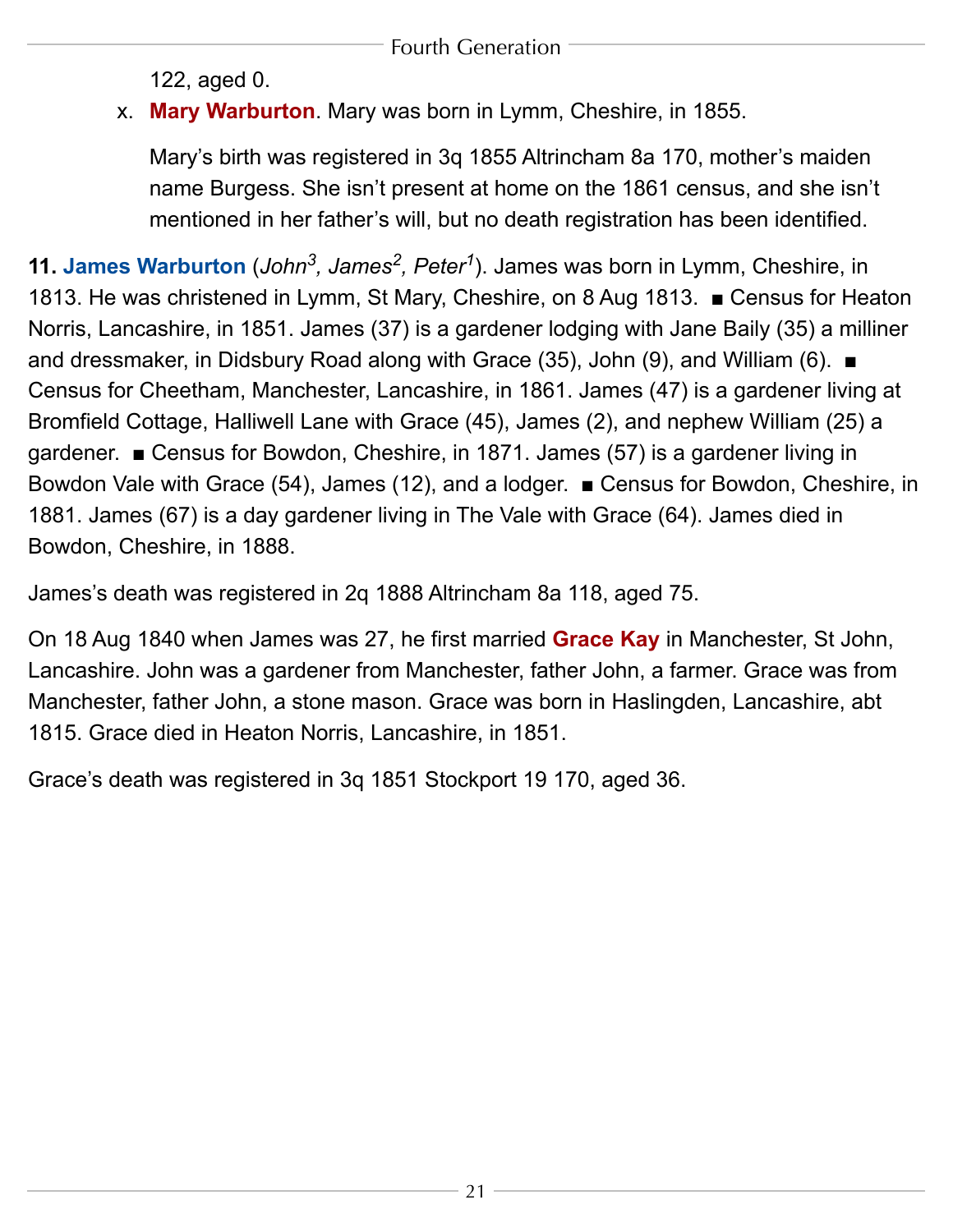122, aged 0.

x. **Mary Warburton**. Mary was born in Lymm, Cheshire, in 1855.

   Mary's birth was registered in 3q 1855 Altrincham 8a 170, mother's maiden name Burgess. She isn't present at home on the 1861 census, and she isn't mentioned in her father's will, but no death registration has been identified.

**11. James Warburton** (*John*[3], *James*[2], *Peter*[1]). James was born in Lymm, Cheshire, in 1813. He was christened in Lymm, St Mary, Cheshire, on 8 Aug 1813. ■ Census for Heaton Norris, Lancashire, in 1851. James (37) is a gardener lodging with Jane Baily (35) a milliner and dressmaker, in Didsbury Road along with Grace (35), John (9), and William (6). ■ Census for Cheetham, Manchester, Lancashire, in 1861. James (47) is a gardener living at Bromfield Cottage, Halliwell Lane with Grace (45), James (2), and nephew William (25) a gardener. ■ Census for Bowdon, Cheshire, in 1871. James (57) is a gardener living in Bowdon Vale with Grace (54), James (12), and a lodger. ■ Census for Bowdon, Cheshire, in 1881. James (67) is a day gardener living in The Vale with Grace (64). James died in Bowdon, Cheshire, in 1888.

James's death was registered in 2q 1888 Altrincham 8a 118, aged 75.

On 18 Aug 1840 when James was 27, he first married **Grace Kay** in Manchester, St John, Lancashire. John was a gardener from Manchester, father John, a farmer. Grace was from Manchester, father John, a stone mason. Grace was born in Haslingden, Lancashire, abt 1815. Grace died in Heaton Norris, Lancashire, in 1851.

Grace's death was registered in 3q 1851 Stockport 19 170, aged 36.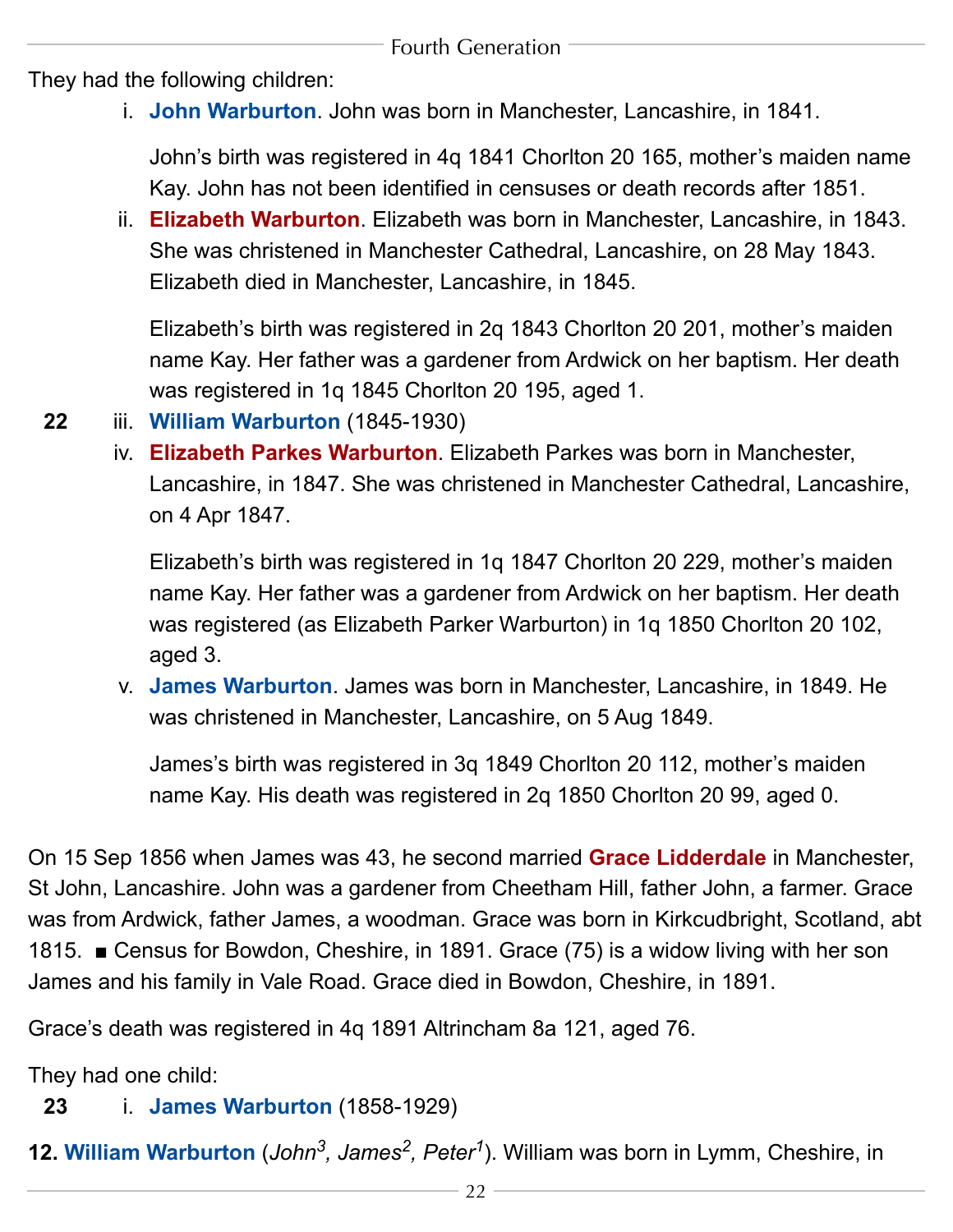They had the following children:

i. **John Warburton**. John was born in Manchester, Lancashire, in 1841.

   John's birth was registered in 4q 1841 Chorlton 20 165, mother's maiden name Kay. John has not been identified in censuses or death records after 1851.

ii. **Elizabeth Warburton**. Elizabeth was born in Manchester, Lancashire, in 1843. She was christened in Manchester Cathedral, Lancashire, on 28 May 1843. Elizabeth died in Manchester, Lancashire, in 1845.

   Elizabeth's birth was registered in 2q 1843 Chorlton 20 201, mother's maiden name Kay. Her father was a gardener from Ardwick on her baptism. Her death was registered in 1q 1845 Chorlton 20 195, aged 1.

**22** iii. **William Warburton** (1845-1930)

iv. **Elizabeth Parkes Warburton**. Elizabeth Parkes was born in Manchester, Lancashire, in 1847. She was christened in Manchester Cathedral, Lancashire, on 4 Apr 1847.

   Elizabeth's birth was registered in 1q 1847 Chorlton 20 229, mother's maiden name Kay. Her father was a gardener from Ardwick on her baptism. Her death was registered (as Elizabeth Parker Warburton) in 1q 1850 Chorlton 20 102, aged 3.

v. **James Warburton**. James was born in Manchester, Lancashire, in 1849. He was christened in Manchester, Lancashire, on 5 Aug 1849.

   James's birth was registered in 3q 1849 Chorlton 20 112, mother's maiden name Kay. His death was registered in 2q 1850 Chorlton 20 99, aged 0.

On 15 Sep 1856 when James was 43, he second married **Grace Lidderdale** in Manchester, St John, Lancashire. John was a gardener from Cheetham Hill, father John, a farmer. Grace was from Ardwick, father James, a woodman. Grace was born in Kirkcudbright, Scotland, abt 1815. ■ Census for Bowdon, Cheshire, in 1891. Grace (75) is a widow living with her son James and his family in Vale Road. Grace died in Bowdon, Cheshire, in 1891.

Grace's death was registered in 4q 1891 Altrincham 8a 121, aged 76.

They had one child:

**23** i. **James Warburton** (1858-1929)

**12. William Warburton** (*John*[3], *James*[2], *Peter*[1]). William was born in Lymm, Cheshire, in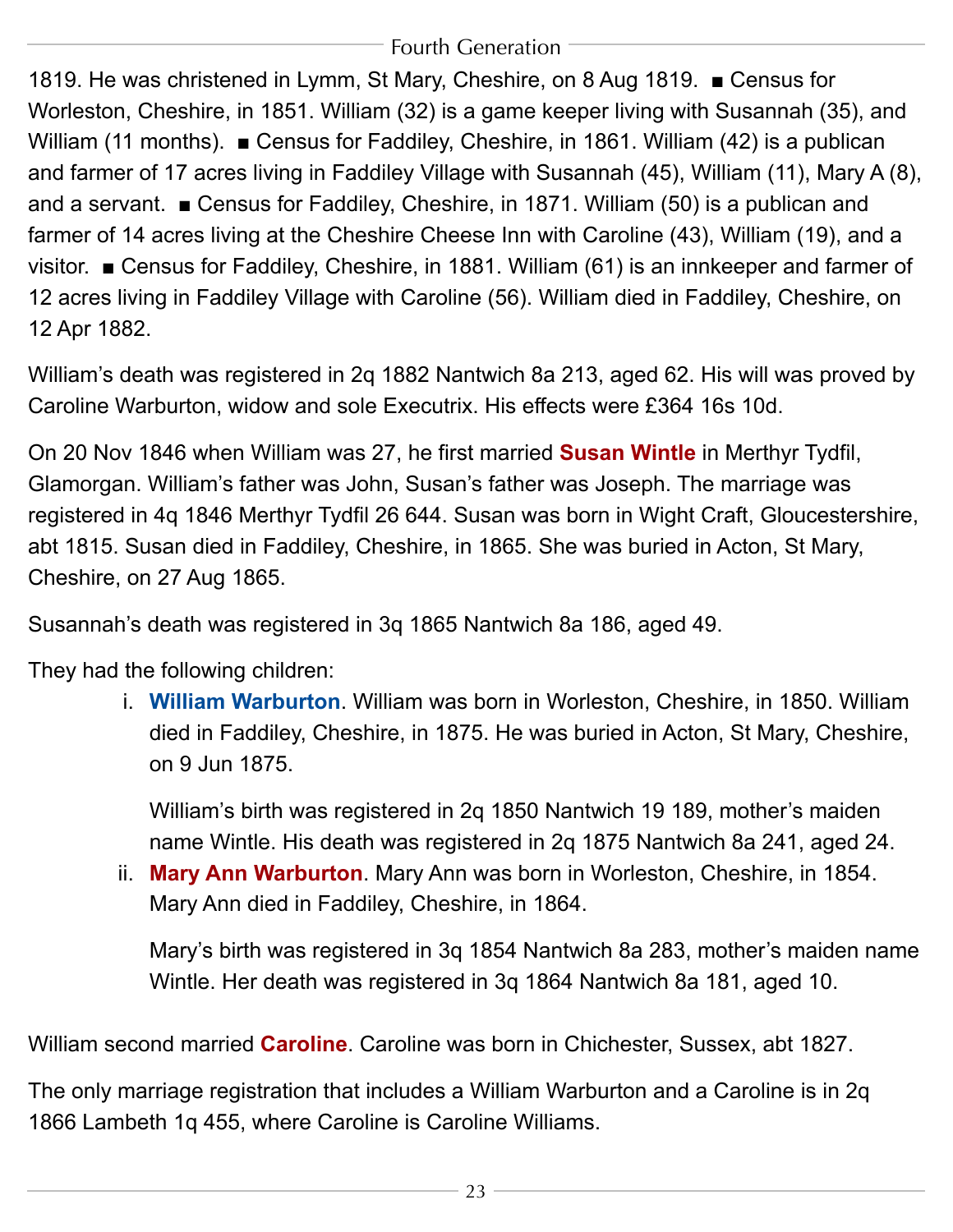1819. He was christened in Lymm, St Mary, Cheshire, on 8 Aug 1819. ■ Census for Worleston, Cheshire, in 1851. William (32) is a game keeper living with Susannah (35), and William (11 months). ■ Census for Faddiley, Cheshire, in 1861. William (42) is a publican and farmer of 17 acres living in Faddiley Village with Susannah (45), William (11), Mary A (8), and a servant. ■ Census for Faddiley, Cheshire, in 1871. William (50) is a publican and farmer of 14 acres living at the Cheshire Cheese Inn with Caroline (43), William (19), and a visitor. ■ Census for Faddiley, Cheshire, in 1881. William (61) is an innkeeper and farmer of 12 acres living in Faddiley Village with Caroline (56). William died in Faddiley, Cheshire, on 12 Apr 1882.

William's death was registered in 2q 1882 Nantwich 8a 213, aged 62. His will was proved by Caroline Warburton, widow and sole Executrix. His effects were £364 16s 10d.

On 20 Nov 1846 when William was 27, he first married **Susan Wintle** in Merthyr Tydfil, Glamorgan. William's father was John, Susan's father was Joseph. The marriage was registered in 4q 1846 Merthyr Tydfil 26 644. Susan was born in Wight Craft, Gloucestershire, abt 1815. Susan died in Faddiley, Cheshire, in 1865. She was buried in Acton, St Mary, Cheshire, on 27 Aug 1865.

Susannah's death was registered in 3q 1865 Nantwich 8a 186, aged 49.

They had the following children:

i. **William Warburton**. William was born in Worleston, Cheshire, in 1850. William died in Faddiley, Cheshire, in 1875. He was buried in Acton, St Mary, Cheshire, on 9 Jun 1875.

   William's birth was registered in 2q 1850 Nantwich 19 189, mother's maiden name Wintle. His death was registered in 2q 1875 Nantwich 8a 241, aged 24.

ii. **Mary Ann Warburton**. Mary Ann was born in Worleston, Cheshire, in 1854. Mary Ann died in Faddiley, Cheshire, in 1864.

   Mary's birth was registered in 3q 1854 Nantwich 8a 283, mother's maiden name Wintle. Her death was registered in 3q 1864 Nantwich 8a 181, aged 10.

William second married **Caroline**. Caroline was born in Chichester, Sussex, abt 1827.

The only marriage registration that includes a William Warburton and a Caroline is in 2q 1866 Lambeth 1q 455, where Caroline is Caroline Williams.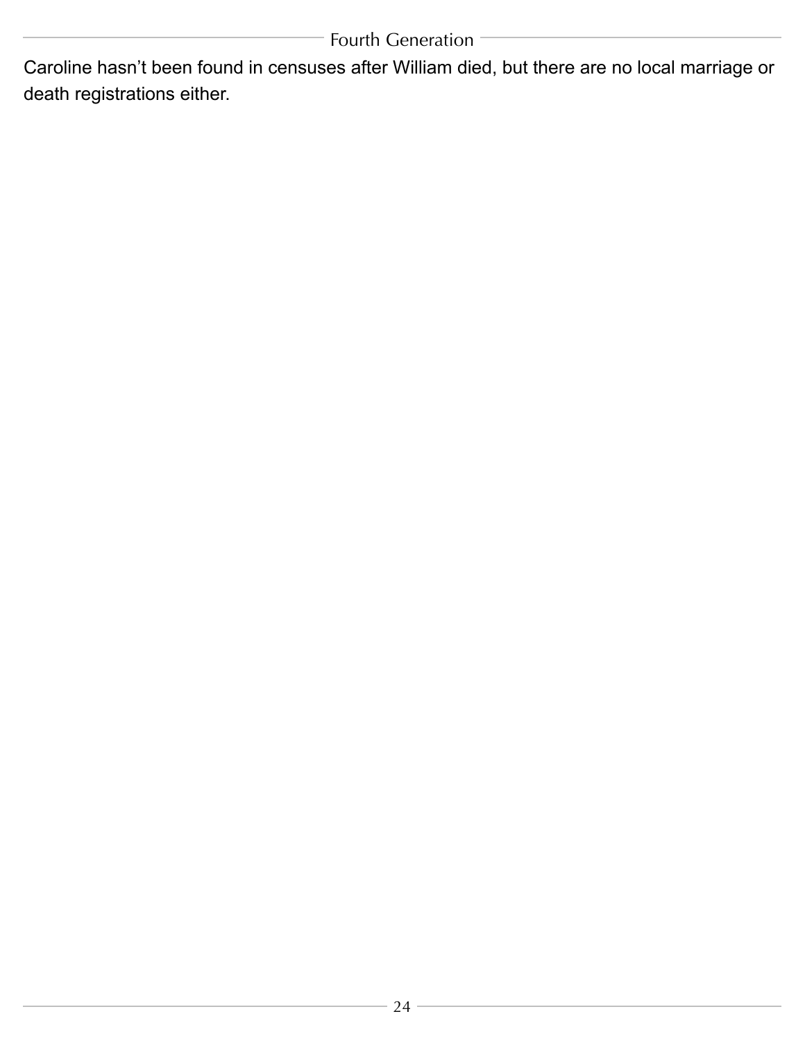Caroline hasn’t been found in censuses after William died, but there are no local marriage or death registrations either.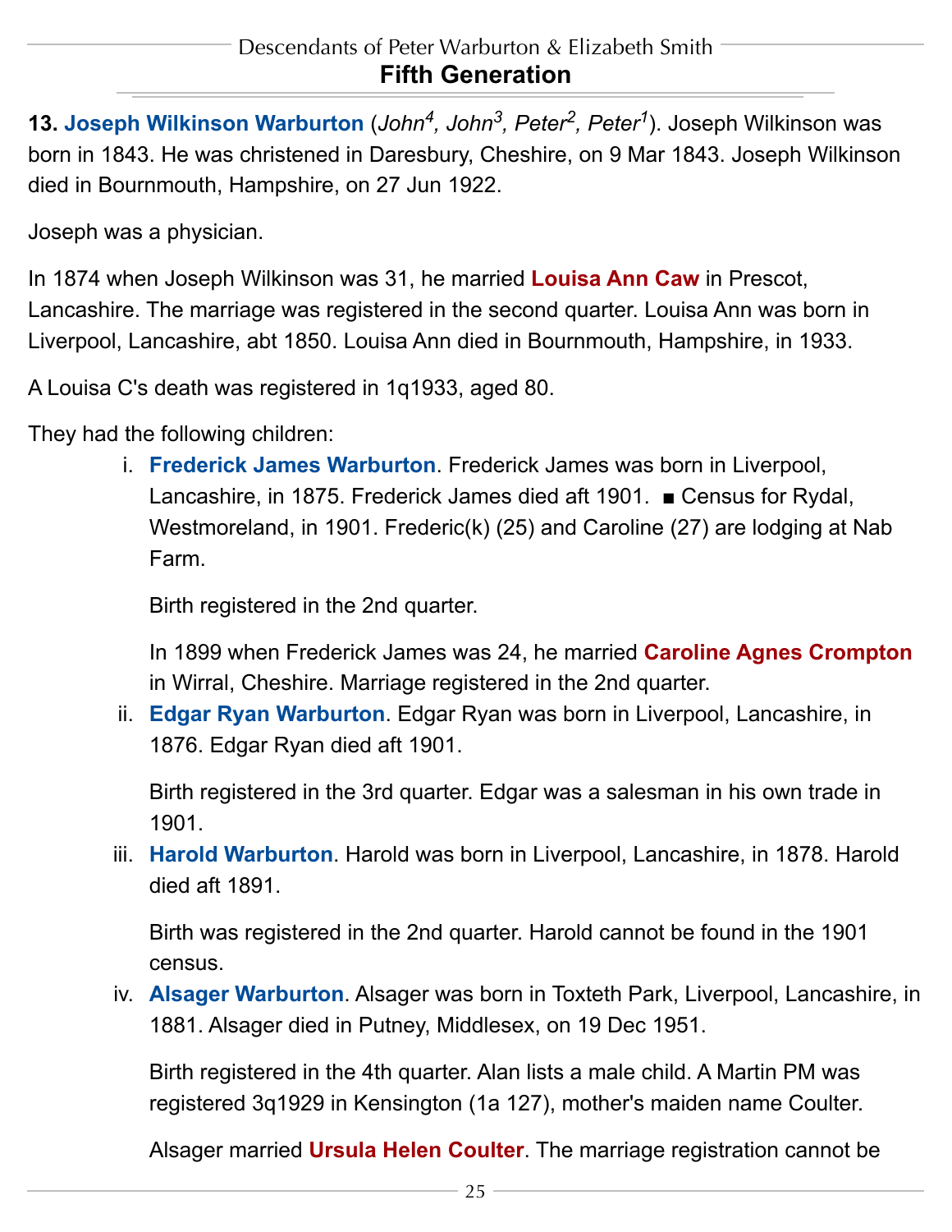# Fifth Generation

**13. Joseph Wilkinson Warburton** (*John[4], John[3], Peter[2], Peter[1]*). Joseph Wilkinson was born in 1843. He was christened in Daresbury, Cheshire, on 9 Mar 1843. Joseph Wilkinson died in Bournmouth, Hampshire, on 27 Jun 1922.

Joseph was a physician.

In 1874 when Joseph Wilkinson was 31, he married **Louisa Ann Caw** in Prescot, Lancashire. The marriage was registered in the second quarter. Louisa Ann was born in Liverpool, Lancashire, abt 1850. Louisa Ann died in Bournmouth, Hampshire, in 1933.

A Louisa C's death was registered in 1q1933, aged 80.

They had the following children:

i. **Frederick James Warburton**. Frederick James was born in Liverpool, Lancashire, in 1875. Frederick James died aft 1901. ■ Census for Rydal, Westmoreland, in 1901. Frederic(k) (25) and Caroline (27) are lodging at Nab Farm.

   Birth registered in the 2nd quarter.

   In 1899 when Frederick James was 24, he married **Caroline Agnes Crompton** in Wirral, Cheshire. Marriage registered in the 2nd quarter.

ii. **Edgar Ryan Warburton**. Edgar Ryan was born in Liverpool, Lancashire, in 1876. Edgar Ryan died aft 1901.

   Birth registered in the 3rd quarter. Edgar was a salesman in his own trade in 1901.

iii. **Harold Warburton**. Harold was born in Liverpool, Lancashire, in 1878. Harold died aft 1891.

   Birth was registered in the 2nd quarter. Harold cannot be found in the 1901 census.

iv. **Alsager Warburton**. Alsager was born in Toxteth Park, Liverpool, Lancashire, in 1881. Alsager died in Putney, Middlesex, on 19 Dec 1951.

   Birth registered in the 4th quarter. Alan lists a male child. A Martin PM was registered 3q1929 in Kensington (1a 127), mother's maiden name Coulter.

   Alsager married **Ursula Helen Coulter**. The marriage registration cannot be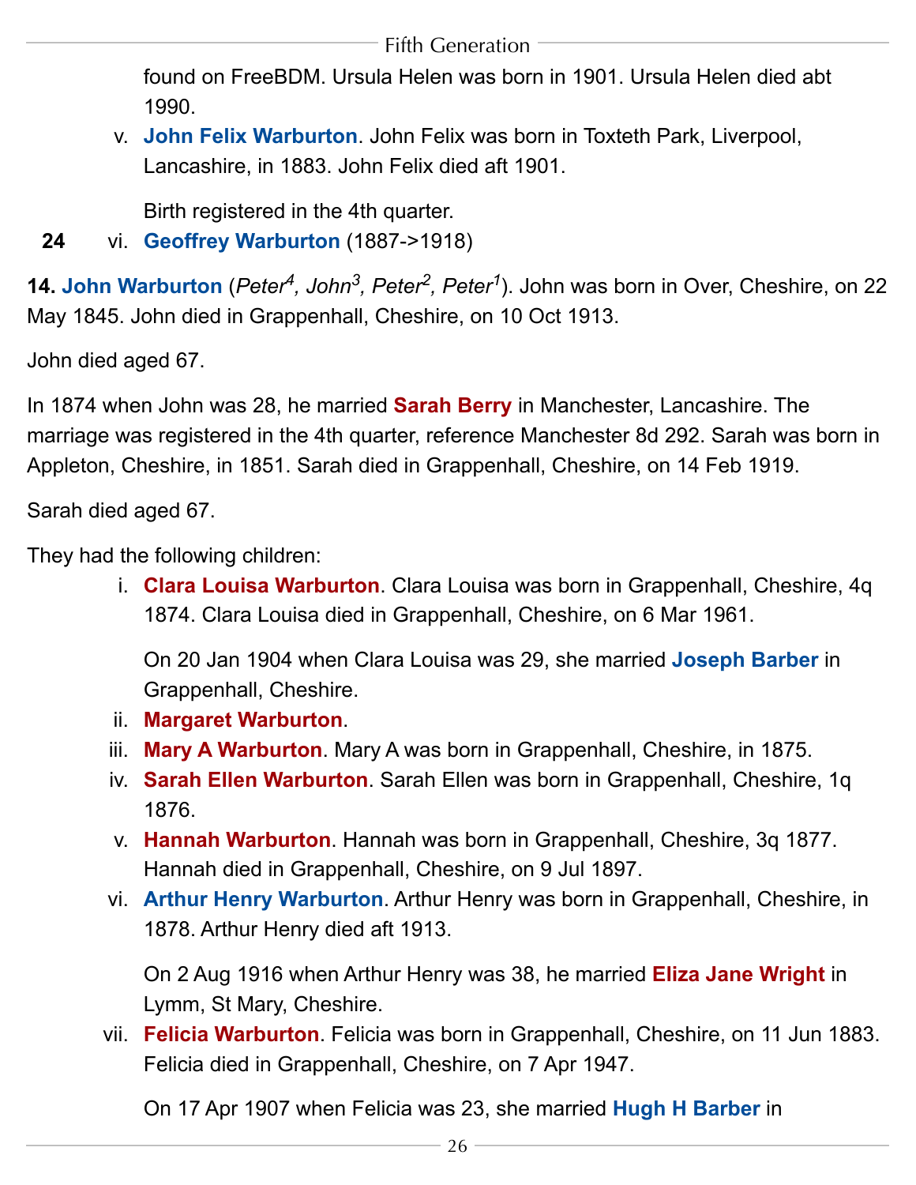found on FreeBDM. Ursula Helen was born in 1901. Ursula Helen died abt 1990.

v. **John Felix Warburton**. John Felix was born in Toxteth Park, Liverpool, Lancashire, in 1883. John Felix died aft 1901.

   Birth registered in the 4th quarter.

**24** vi. **Geoffrey Warburton** (1887->1918)

**14. John Warburton** (*Peter*[4]*, John*[3]*, Peter*[2]*, Peter*[1]). John was born in Over, Cheshire, on 22 May 1845. John died in Grappenhall, Cheshire, on 10 Oct 1913.

John died aged 67.

In 1874 when John was 28, he married **Sarah Berry** in Manchester, Lancashire. The marriage was registered in the 4th quarter, reference Manchester 8d 292. Sarah was born in Appleton, Cheshire, in 1851. Sarah died in Grappenhall, Cheshire, on 14 Feb 1919.

Sarah died aged 67.

They had the following children:

i. **Clara Louisa Warburton**. Clara Louisa was born in Grappenhall, Cheshire, 4q 1874. Clara Louisa died in Grappenhall, Cheshire, on 6 Mar 1961.

   On 20 Jan 1904 when Clara Louisa was 29, she married **Joseph Barber** in Grappenhall, Cheshire.

ii. **Margaret Warburton**.

iii. **Mary A Warburton**. Mary A was born in Grappenhall, Cheshire, in 1875.

iv. **Sarah Ellen Warburton**. Sarah Ellen was born in Grappenhall, Cheshire, 1q 1876.

v. **Hannah Warburton**. Hannah was born in Grappenhall, Cheshire, 3q 1877. Hannah died in Grappenhall, Cheshire, on 9 Jul 1897.

vi. **Arthur Henry Warburton**. Arthur Henry was born in Grappenhall, Cheshire, in 1878. Arthur Henry died aft 1913.

   On 2 Aug 1916 when Arthur Henry was 38, he married **Eliza Jane Wright** in Lymm, St Mary, Cheshire.

vii. **Felicia Warburton**. Felicia was born in Grappenhall, Cheshire, on 11 Jun 1883. Felicia died in Grappenhall, Cheshire, on 7 Apr 1947.

   On 17 Apr 1907 when Felicia was 23, she married **Hugh H Barber** in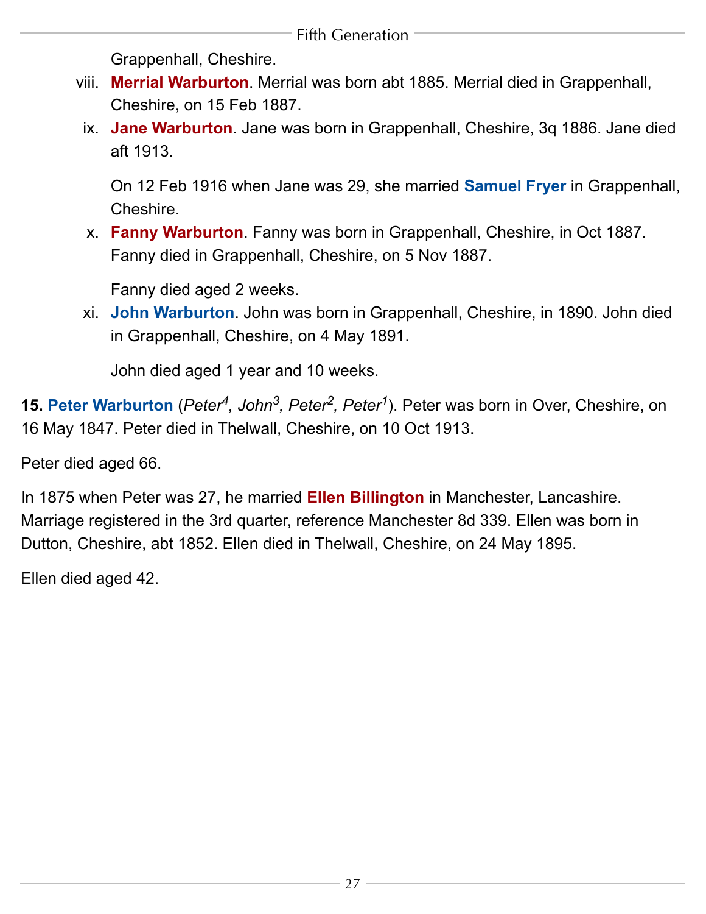Grappenhall, Cheshire.

viii. **Merrial Warburton**. Merrial was born abt 1885. Merrial died in Grappenhall, Cheshire, on 15 Feb 1887.

ix. **Jane Warburton**. Jane was born in Grappenhall, Cheshire, 3q 1886. Jane died aft 1913.

   On 12 Feb 1916 when Jane was 29, she married **Samuel Fryer** in Grappenhall, Cheshire.

x. **Fanny Warburton**. Fanny was born in Grappenhall, Cheshire, in Oct 1887. Fanny died in Grappenhall, Cheshire, on 5 Nov 1887.

   Fanny died aged 2 weeks.

xi. **John Warburton**. John was born in Grappenhall, Cheshire, in 1890. John died in Grappenhall, Cheshire, on 4 May 1891.

   John died aged 1 year and 10 weeks.

**15. Peter Warburton** (*Peter[4], John[3], Peter[2], Peter[1]*). Peter was born in Over, Cheshire, on 16 May 1847. Peter died in Thelwall, Cheshire, on 10 Oct 1913.

Peter died aged 66.

In 1875 when Peter was 27, he married **Ellen Billington** in Manchester, Lancashire. Marriage registered in the 3rd quarter, reference Manchester 8d 339. Ellen was born in Dutton, Cheshire, abt 1852. Ellen died in Thelwall, Cheshire, on 24 May 1895.

Ellen died aged 42.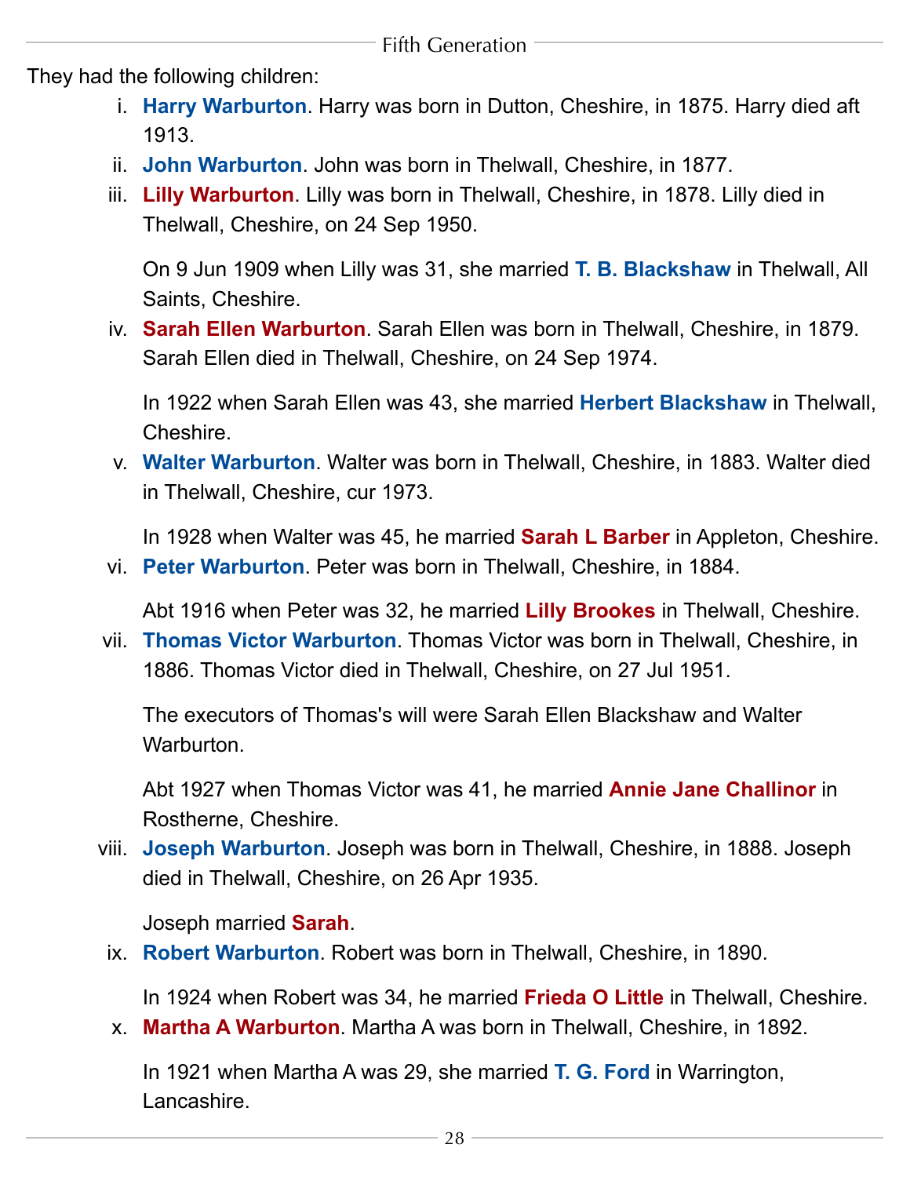They had the following children:

i. **Harry Warburton**. Harry was born in Dutton, Cheshire, in 1875. Harry died aft 1913.

ii. **John Warburton**. John was born in Thelwall, Cheshire, in 1877.

iii. **Lilly Warburton**. Lilly was born in Thelwall, Cheshire, in 1878. Lilly died in Thelwall, Cheshire, on 24 Sep 1950.

   On 9 Jun 1909 when Lilly was 31, she married **T. B. Blackshaw** in Thelwall, All Saints, Cheshire.

iv. **Sarah Ellen Warburton**. Sarah Ellen was born in Thelwall, Cheshire, in 1879. Sarah Ellen died in Thelwall, Cheshire, on 24 Sep 1974.

   In 1922 when Sarah Ellen was 43, she married **Herbert Blackshaw** in Thelwall, Cheshire.

v. **Walter Warburton**. Walter was born in Thelwall, Cheshire, in 1883. Walter died in Thelwall, Cheshire, cur 1973.

   In 1928 when Walter was 45, he married **Sarah L Barber** in Appleton, Cheshire.

vi. **Peter Warburton**. Peter was born in Thelwall, Cheshire, in 1884.

   Abt 1916 when Peter was 32, he married **Lilly Brookes** in Thelwall, Cheshire.

vii. **Thomas Victor Warburton**. Thomas Victor was born in Thelwall, Cheshire, in 1886. Thomas Victor died in Thelwall, Cheshire, on 27 Jul 1951.

   The executors of Thomas's will were Sarah Ellen Blackshaw and Walter Warburton.

   Abt 1927 when Thomas Victor was 41, he married **Annie Jane Challinor** in Rostherne, Cheshire.

viii. **Joseph Warburton**. Joseph was born in Thelwall, Cheshire, in 1888. Joseph died in Thelwall, Cheshire, on 26 Apr 1935.

   Joseph married **Sarah**.

ix. **Robert Warburton**. Robert was born in Thelwall, Cheshire, in 1890.

   In 1924 when Robert was 34, he married **Frieda O Little** in Thelwall, Cheshire.

x. **Martha A Warburton**. Martha A was born in Thelwall, Cheshire, in 1892.

   In 1921 when Martha A was 29, she married **T. G. Ford** in Warrington, Lancashire.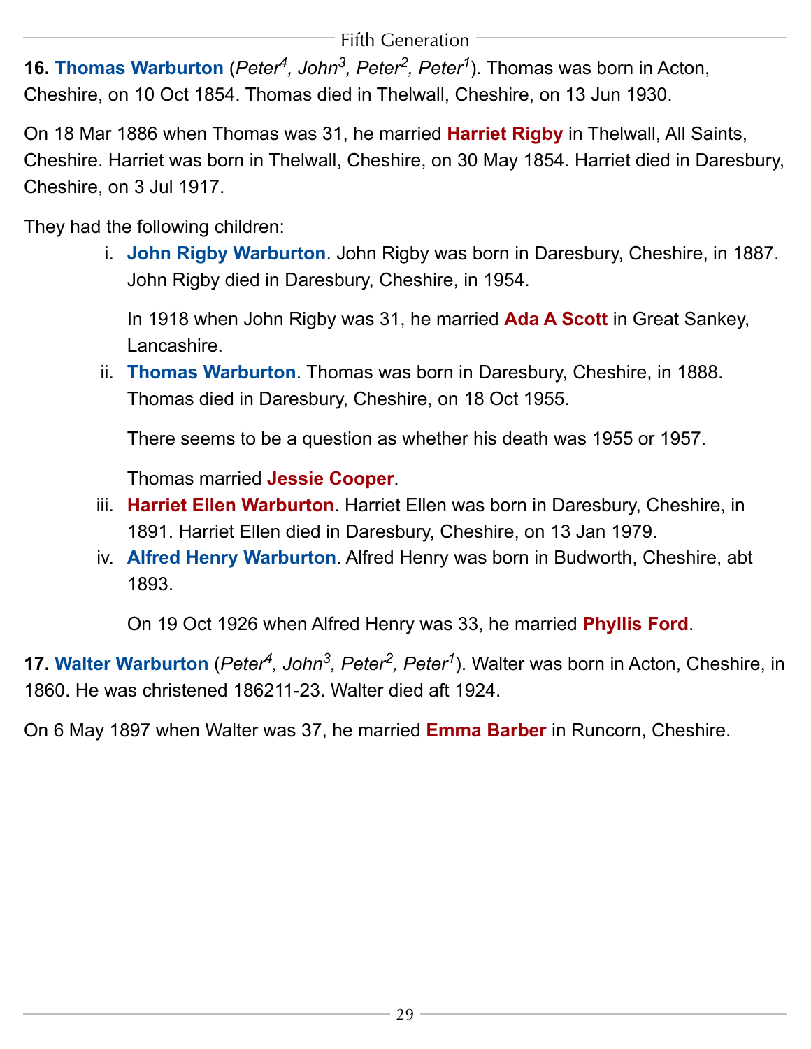## Fifth Generation

**16. Thomas Warburton** (*Peter⁴, John³, Peter², Peter¹*). Thomas was born in Acton, Cheshire, on 10 Oct 1854. Thomas died in Thelwall, Cheshire, on 13 Jun 1930.

On 18 Mar 1886 when Thomas was 31, he married **Harriet Rigby** in Thelwall, All Saints, Cheshire. Harriet was born in Thelwall, Cheshire, on 30 May 1854. Harriet died in Daresbury, Cheshire, on 3 Jul 1917.

They had the following children:

i. **John Rigby Warburton**. John Rigby was born in Daresbury, Cheshire, in 1887. John Rigby died in Daresbury, Cheshire, in 1954.

   In 1918 when John Rigby was 31, he married **Ada A Scott** in Great Sankey, Lancashire.

ii. **Thomas Warburton**. Thomas was born in Daresbury, Cheshire, in 1888. Thomas died in Daresbury, Cheshire, on 18 Oct 1955.

   There seems to be a question as whether his death was 1955 or 1957.

   Thomas married **Jessie Cooper**.

iii. **Harriet Ellen Warburton**. Harriet Ellen was born in Daresbury, Cheshire, in 1891. Harriet Ellen died in Daresbury, Cheshire, on 13 Jan 1979.

iv. **Alfred Henry Warburton**. Alfred Henry was born in Budworth, Cheshire, abt 1893.

   On 19 Oct 1926 when Alfred Henry was 33, he married **Phyllis Ford**.

**17. Walter Warburton** (*Peter⁴, John³, Peter², Peter¹*). Walter was born in Acton, Cheshire, in 1860. He was christened 186211-23. Walter died aft 1924.

On 6 May 1897 when Walter was 37, he married **Emma Barber** in Runcorn, Cheshire.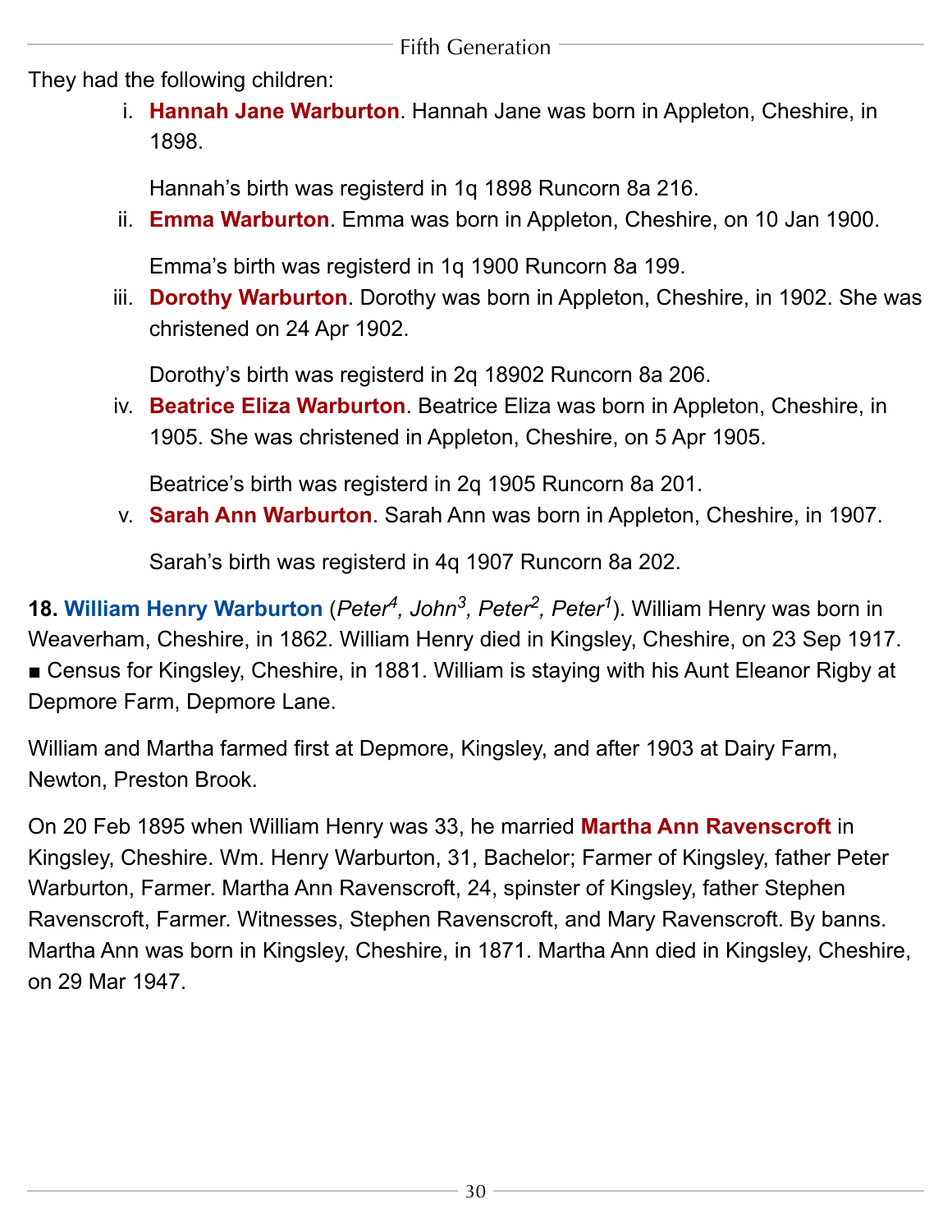They had the following children:

i. **Hannah Jane Warburton**. Hannah Jane was born in Appleton, Cheshire, in 1898.

   Hannah's birth was registerd in 1q 1898 Runcorn 8a 216.

ii. **Emma Warburton**. Emma was born in Appleton, Cheshire, on 10 Jan 1900.

   Emma's birth was registerd in 1q 1900 Runcorn 8a 199.

iii. **Dorothy Warburton**. Dorothy was born in Appleton, Cheshire, in 1902. She was christened on 24 Apr 1902.

   Dorothy's birth was registerd in 2q 18902 Runcorn 8a 206.

iv. **Beatrice Eliza Warburton**. Beatrice Eliza was born in Appleton, Cheshire, in 1905. She was christened in Appleton, Cheshire, on 5 Apr 1905.

   Beatrice's birth was registerd in 2q 1905 Runcorn 8a 201.

v. **Sarah Ann Warburton**. Sarah Ann was born in Appleton, Cheshire, in 1907.

   Sarah's birth was registerd in 4q 1907 Runcorn 8a 202.

**18. William Henry Warburton** (*Peter*[4], *John*[3], *Peter*[2], *Peter*[1]). William Henry was born in Weaverham, Cheshire, in 1862. William Henry died in Kingsley, Cheshire, on 23 Sep 1917.
■ Census for Kingsley, Cheshire, in 1881. William is staying with his Aunt Eleanor Rigby at Depmore Farm, Depmore Lane.

William and Martha farmed first at Depmore, Kingsley, and after 1903 at Dairy Farm, Newton, Preston Brook.

On 20 Feb 1895 when William Henry was 33, he married **Martha Ann Ravenscroft** in Kingsley, Cheshire. Wm. Henry Warburton, 31, Bachelor; Farmer of Kingsley, father Peter Warburton, Farmer. Martha Ann Ravenscroft, 24, spinster of Kingsley, father Stephen Ravenscroft, Farmer. Witnesses, Stephen Ravenscroft, and Mary Ravenscroft. By banns. Martha Ann was born in Kingsley, Cheshire, in 1871. Martha Ann died in Kingsley, Cheshire, on 29 Mar 1947.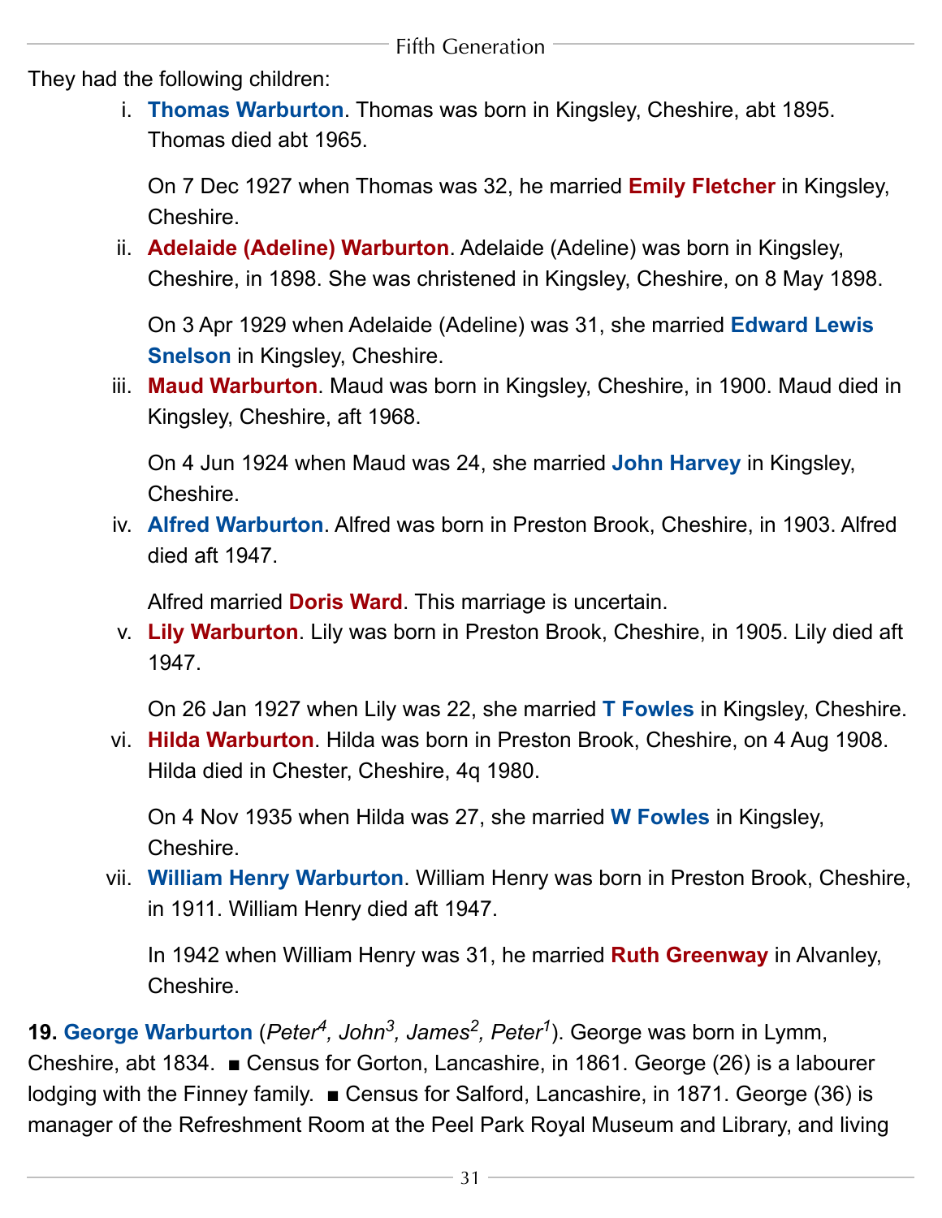They had the following children:

i. **Thomas Warburton**. Thomas was born in Kingsley, Cheshire, abt 1895. Thomas died abt 1965.

   On 7 Dec 1927 when Thomas was 32, he married **Emily Fletcher** in Kingsley, Cheshire.

ii. **Adelaide (Adeline) Warburton**. Adelaide (Adeline) was born in Kingsley, Cheshire, in 1898. She was christened in Kingsley, Cheshire, on 8 May 1898.

   On 3 Apr 1929 when Adelaide (Adeline) was 31, she married **Edward Lewis Snelson** in Kingsley, Cheshire.

iii. **Maud Warburton**. Maud was born in Kingsley, Cheshire, in 1900. Maud died in Kingsley, Cheshire, aft 1968.

   On 4 Jun 1924 when Maud was 24, she married **John Harvey** in Kingsley, Cheshire.

iv. **Alfred Warburton**. Alfred was born in Preston Brook, Cheshire, in 1903. Alfred died aft 1947.

   Alfred married **Doris Ward**. This marriage is uncertain.

v. **Lily Warburton**. Lily was born in Preston Brook, Cheshire, in 1905. Lily died aft 1947.

   On 26 Jan 1927 when Lily was 22, she married **T Fowles** in Kingsley, Cheshire.

vi. **Hilda Warburton**. Hilda was born in Preston Brook, Cheshire, on 4 Aug 1908. Hilda died in Chester, Cheshire, 4q 1980.

   On 4 Nov 1935 when Hilda was 27, she married **W Fowles** in Kingsley, Cheshire.

vii. **William Henry Warburton**. William Henry was born in Preston Brook, Cheshire, in 1911. William Henry died aft 1947.

   In 1942 when William Henry was 31, he married **Ruth Greenway** in Alvanley, Cheshire.

**19. George Warburton** (*Peter*[4]*, John*[3]*, James*[2]*, Peter*[1]). George was born in Lymm, Cheshire, abt 1834. ■ Census for Gorton, Lancashire, in 1861. George (26) is a labourer lodging with the Finney family. ■ Census for Salford, Lancashire, in 1871. George (36) is manager of the Refreshment Room at the Peel Park Royal Museum and Library, and living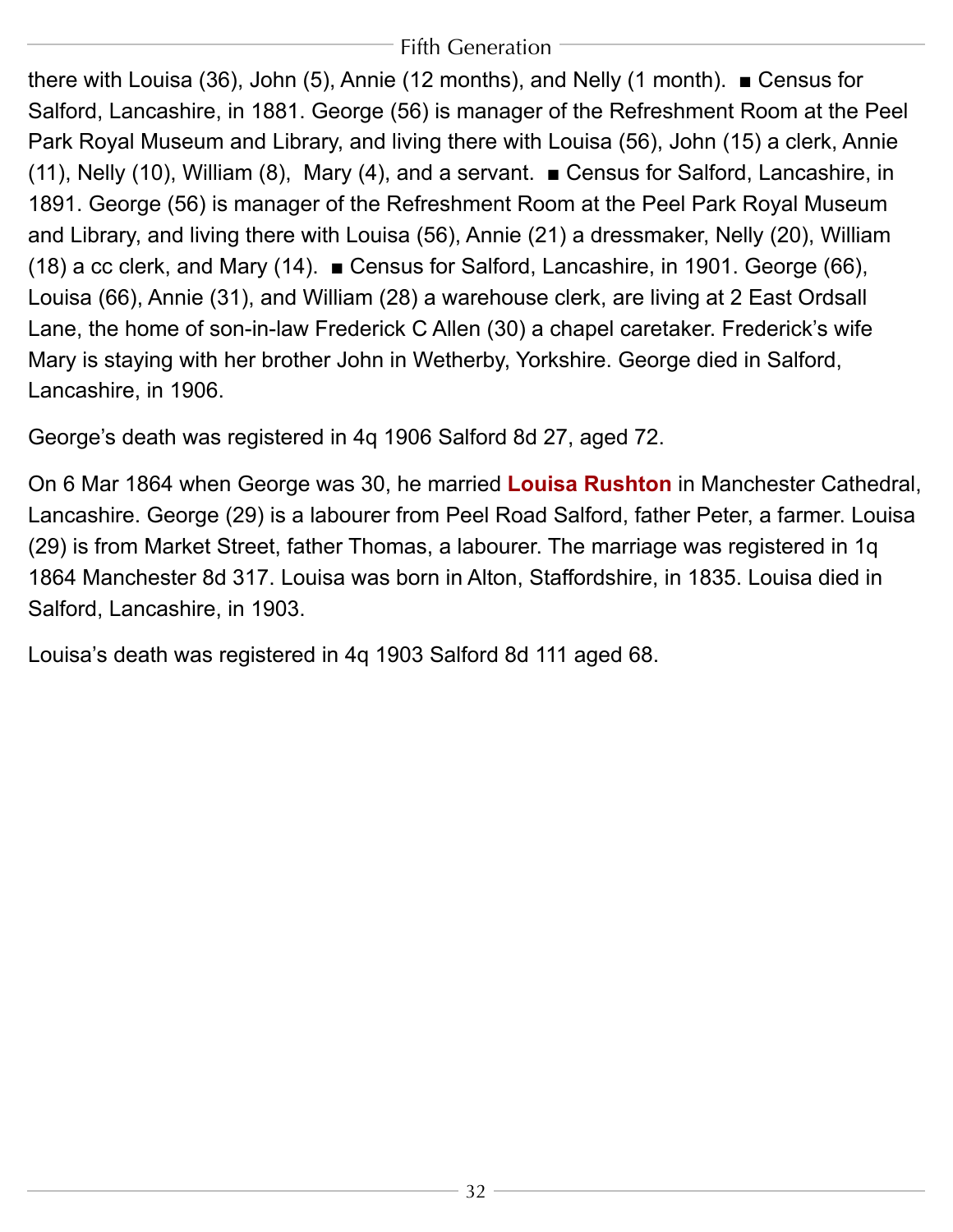there with Louisa (36), John (5), Annie (12 months), and Nelly (1 month). ■ Census for Salford, Lancashire, in 1881. George (56) is manager of the Refreshment Room at the Peel Park Royal Museum and Library, and living there with Louisa (56), John (15) a clerk, Annie (11), Nelly (10), William (8), Mary (4), and a servant. ■ Census for Salford, Lancashire, in 1891. George (56) is manager of the Refreshment Room at the Peel Park Royal Museum and Library, and living there with Louisa (56), Annie (21) a dressmaker, Nelly (20), William (18) a cc clerk, and Mary (14). ■ Census for Salford, Lancashire, in 1901. George (66), Louisa (66), Annie (31), and William (28) a warehouse clerk, are living at 2 East Ordsall Lane, the home of son-in-law Frederick C Allen (30) a chapel caretaker. Frederick's wife Mary is staying with her brother John in Wetherby, Yorkshire. George died in Salford, Lancashire, in 1906.

George's death was registered in 4q 1906 Salford 8d 27, aged 72.

On 6 Mar 1864 when George was 30, he married **Louisa Rushton** in Manchester Cathedral, Lancashire. George (29) is a labourer from Peel Road Salford, father Peter, a farmer. Louisa (29) is from Market Street, father Thomas, a labourer. The marriage was registered in 1q 1864 Manchester 8d 317. Louisa was born in Alton, Staffordshire, in 1835. Louisa died in Salford, Lancashire, in 1903.

Louisa's death was registered in 4q 1903 Salford 8d 111 aged 68.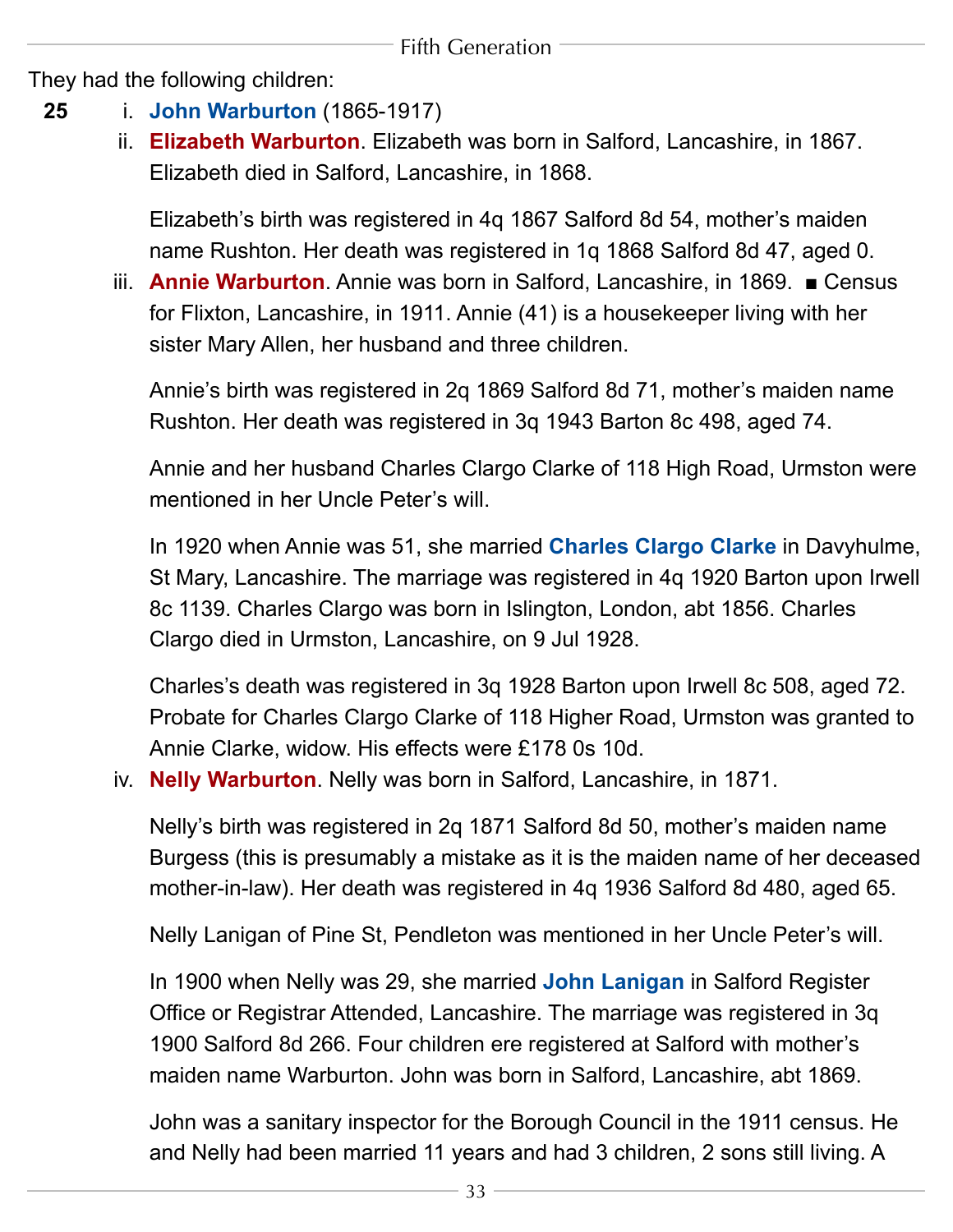They had the following children:

**25** i. **John Warburton** (1865-1917)

ii. **Elizabeth Warburton**. Elizabeth was born in Salford, Lancashire, in 1867. Elizabeth died in Salford, Lancashire, in 1868.

Elizabeth's birth was registered in 4q 1867 Salford 8d 54, mother's maiden name Rushton. Her death was registered in 1q 1868 Salford 8d 47, aged 0.

iii. **Annie Warburton**. Annie was born in Salford, Lancashire, in 1869. ■ Census for Flixton, Lancashire, in 1911. Annie (41) is a housekeeper living with her sister Mary Allen, her husband and three children.

Annie's birth was registered in 2q 1869 Salford 8d 71, mother's maiden name Rushton. Her death was registered in 3q 1943 Barton 8c 498, aged 74.

Annie and her husband Charles Clargo Clarke of 118 High Road, Urmston were mentioned in her Uncle Peter's will.

In 1920 when Annie was 51, she married **Charles Clargo Clarke** in Davyhulme, St Mary, Lancashire. The marriage was registered in 4q 1920 Barton upon Irwell 8c 1139. Charles Clargo was born in Islington, London, abt 1856. Charles Clargo died in Urmston, Lancashire, on 9 Jul 1928.

Charles's death was registered in 3q 1928 Barton upon Irwell 8c 508, aged 72. Probate for Charles Clargo Clarke of 118 Higher Road, Urmston was granted to Annie Clarke, widow. His effects were £178 0s 10d.

iv. **Nelly Warburton**. Nelly was born in Salford, Lancashire, in 1871.

Nelly's birth was registered in 2q 1871 Salford 8d 50, mother's maiden name Burgess (this is presumably a mistake as it is the maiden name of her deceased mother-in-law). Her death was registered in 4q 1936 Salford 8d 480, aged 65.

Nelly Lanigan of Pine St, Pendleton was mentioned in her Uncle Peter's will.

In 1900 when Nelly was 29, she married **John Lanigan** in Salford Register Office or Registrar Attended, Lancashire. The marriage was registered in 3q 1900 Salford 8d 266. Four children ere registered at Salford with mother's maiden name Warburton. John was born in Salford, Lancashire, abt 1869.

John was a sanitary inspector for the Borough Council in the 1911 census. He and Nelly had been married 11 years and had 3 children, 2 sons still living. A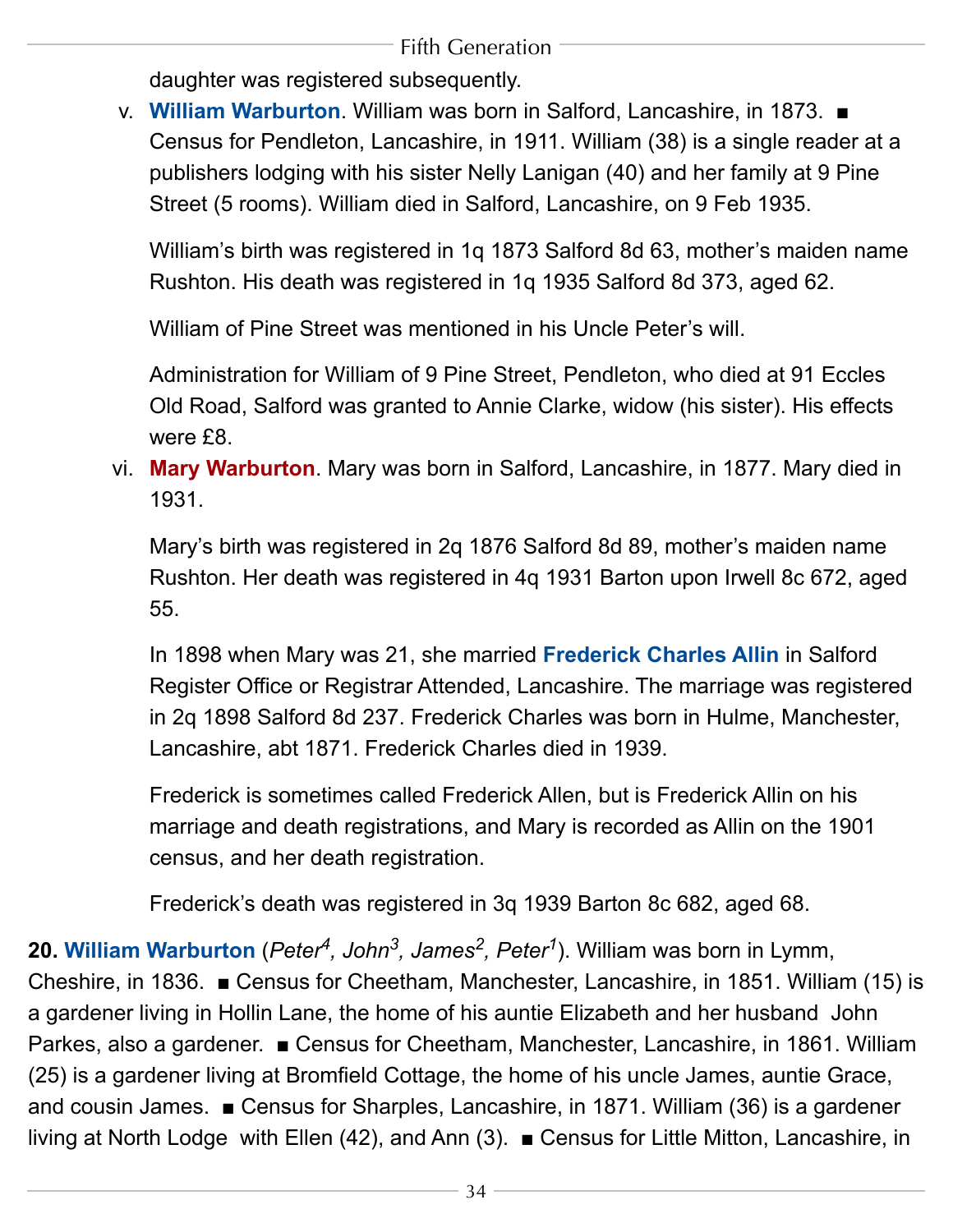daughter was registered subsequently.

v. **William Warburton**. William was born in Salford, Lancashire, in 1873. ■ Census for Pendleton, Lancashire, in 1911. William (38) is a single reader at a publishers lodging with his sister Nelly Lanigan (40) and her family at 9 Pine Street (5 rooms). William died in Salford, Lancashire, on 9 Feb 1935.

   William's birth was registered in 1q 1873 Salford 8d 63, mother's maiden name Rushton. His death was registered in 1q 1935 Salford 8d 373, aged 62.

   William of Pine Street was mentioned in his Uncle Peter's will.

   Administration for William of 9 Pine Street, Pendleton, who died at 91 Eccles Old Road, Salford was granted to Annie Clarke, widow (his sister). His effects were £8.

vi. **Mary Warburton**. Mary was born in Salford, Lancashire, in 1877. Mary died in 1931.

   Mary's birth was registered in 2q 1876 Salford 8d 89, mother's maiden name Rushton. Her death was registered in 4q 1931 Barton upon Irwell 8c 672, aged 55.

   In 1898 when Mary was 21, she married **Frederick Charles Allin** in Salford Register Office or Registrar Attended, Lancashire. The marriage was registered in 2q 1898 Salford 8d 237. Frederick Charles was born in Hulme, Manchester, Lancashire, abt 1871. Frederick Charles died in 1939.

   Frederick is sometimes called Frederick Allen, but is Frederick Allin on his marriage and death registrations, and Mary is recorded as Allin on the 1901 census, and her death registration.

   Frederick's death was registered in 3q 1939 Barton 8c 682, aged 68.

**20. William Warburton** (*Peter*[4]*, John*[3]*, James*[2]*, Peter*[1]). William was born in Lymm, Cheshire, in 1836. ■ Census for Cheetham, Manchester, Lancashire, in 1851. William (15) is a gardener living in Hollin Lane, the home of his auntie Elizabeth and her husband John Parkes, also a gardener. ■ Census for Cheetham, Manchester, Lancashire, in 1861. William (25) is a gardener living at Bromfield Cottage, the home of his uncle James, auntie Grace, and cousin James. ■ Census for Sharples, Lancashire, in 1871. William (36) is a gardener living at North Lodge with Ellen (42), and Ann (3). ■ Census for Little Mitton, Lancashire, in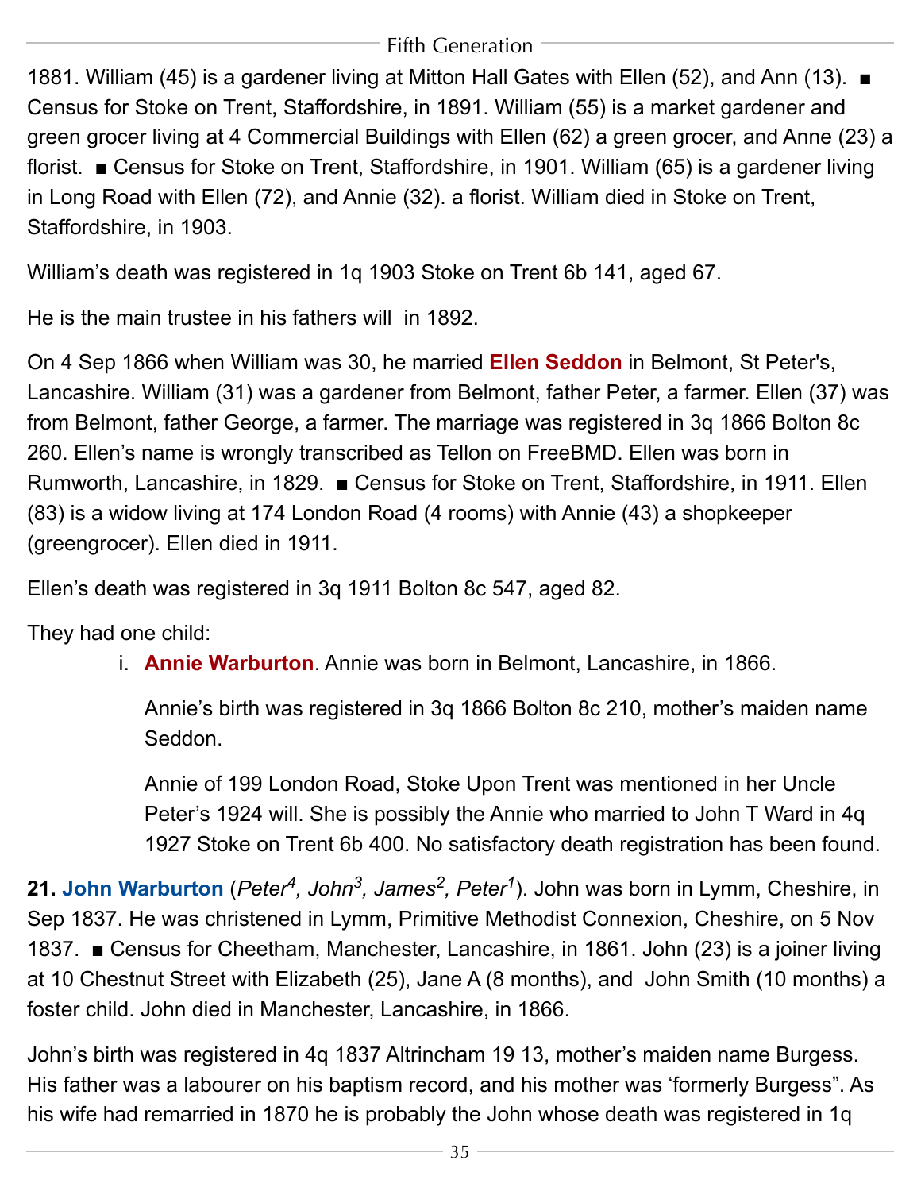1881. William (45) is a gardener living at Mitton Hall Gates with Ellen (52), and Ann (13). ■ Census for Stoke on Trent, Staffordshire, in 1891. William (55) is a market gardener and green grocer living at 4 Commercial Buildings with Ellen (62) a green grocer, and Anne (23) a florist. ■ Census for Stoke on Trent, Staffordshire, in 1901. William (65) is a gardener living in Long Road with Ellen (72), and Annie (32). a florist. William died in Stoke on Trent, Staffordshire, in 1903.

William's death was registered in 1q 1903 Stoke on Trent 6b 141, aged 67.

He is the main trustee in his fathers will in 1892.

On 4 Sep 1866 when William was 30, he married **Ellen Seddon** in Belmont, St Peter's, Lancashire. William (31) was a gardener from Belmont, father Peter, a farmer. Ellen (37) was from Belmont, father George, a farmer. The marriage was registered in 3q 1866 Bolton 8c 260. Ellen's name is wrongly transcribed as Tellon on FreeBMD. Ellen was born in Rumworth, Lancashire, in 1829. ■ Census for Stoke on Trent, Staffordshire, in 1911. Ellen (83) is a widow living at 174 London Road (4 rooms) with Annie (43) a shopkeeper (greengrocer). Ellen died in 1911.

Ellen's death was registered in 3q 1911 Bolton 8c 547, aged 82.

They had one child:

i. **Annie Warburton**. Annie was born in Belmont, Lancashire, in 1866.

   Annie's birth was registered in 3q 1866 Bolton 8c 210, mother's maiden name Seddon.

   Annie of 199 London Road, Stoke Upon Trent was mentioned in her Uncle Peter's 1924 will. She is possibly the Annie who married to John T Ward in 4q 1927 Stoke on Trent 6b 400. No satisfactory death registration has been found.

**21. John Warburton** (*Peter*[4], *John*[3], *James*[2], *Peter*[1]). John was born in Lymm, Cheshire, in Sep 1837. He was christened in Lymm, Primitive Methodist Connexion, Cheshire, on 5 Nov 1837. ■ Census for Cheetham, Manchester, Lancashire, in 1861. John (23) is a joiner living at 10 Chestnut Street with Elizabeth (25), Jane A (8 months), and John Smith (10 months) a foster child. John died in Manchester, Lancashire, in 1866.

John's birth was registered in 4q 1837 Altrincham 19 13, mother's maiden name Burgess. His father was a labourer on his baptism record, and his mother was 'formerly Burgess". As his wife had remarried in 1870 he is probably the John whose death was registered in 1q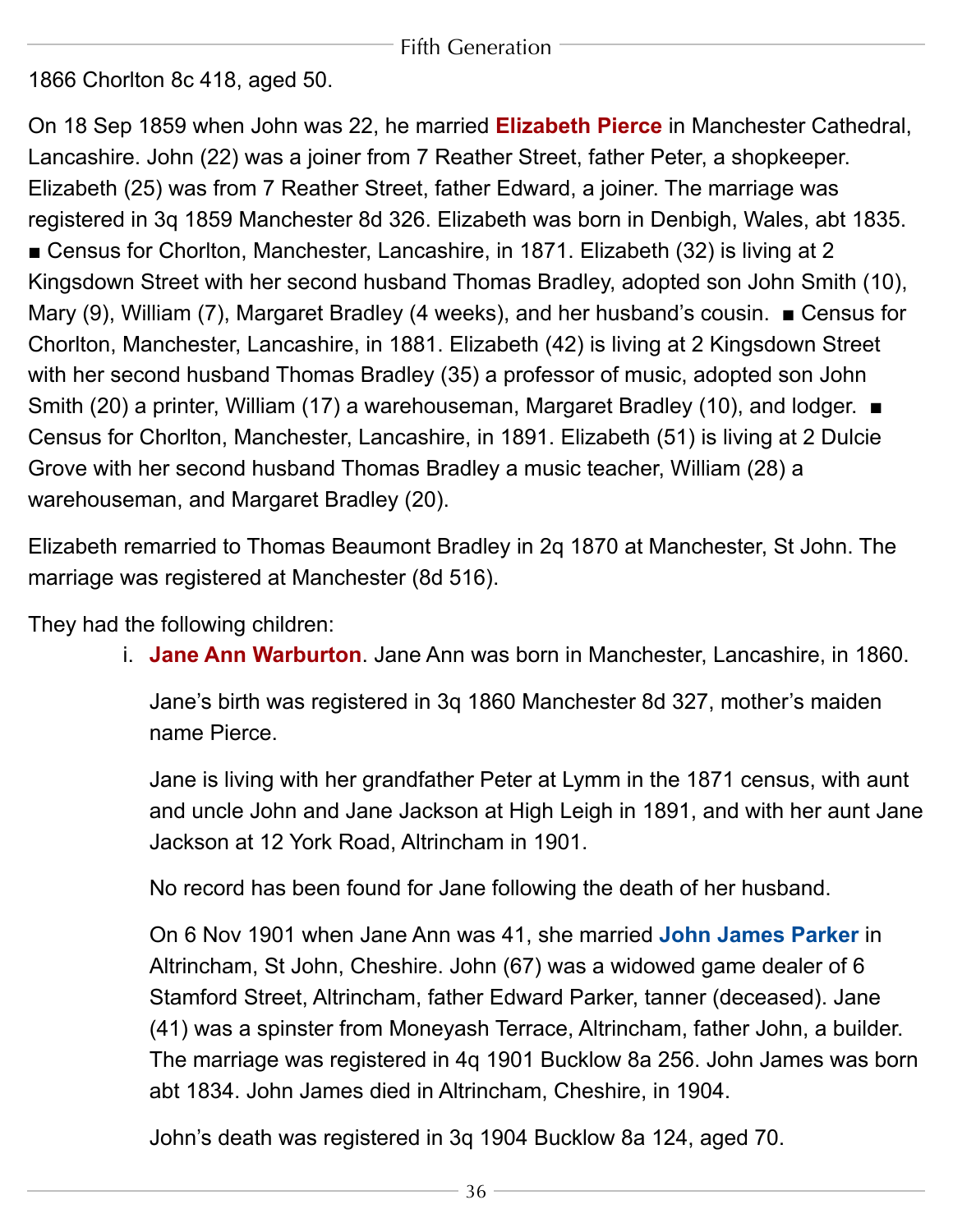1866 Chorlton 8c 418, aged 50.

On 18 Sep 1859 when John was 22, he married **Elizabeth Pierce** in Manchester Cathedral, Lancashire. John (22) was a joiner from 7 Reather Street, father Peter, a shopkeeper. Elizabeth (25) was from 7 Reather Street, father Edward, a joiner. The marriage was registered in 3q 1859 Manchester 8d 326. Elizabeth was born in Denbigh, Wales, abt 1835. ■ Census for Chorlton, Manchester, Lancashire, in 1871. Elizabeth (32) is living at 2 Kingsdown Street with her second husband Thomas Bradley, adopted son John Smith (10), Mary (9), William (7), Margaret Bradley (4 weeks), and her husband's cousin. ■ Census for Chorlton, Manchester, Lancashire, in 1881. Elizabeth (42) is living at 2 Kingsdown Street with her second husband Thomas Bradley (35) a professor of music, adopted son John Smith (20) a printer, William (17) a warehouseman, Margaret Bradley (10), and lodger. ■ Census for Chorlton, Manchester, Lancashire, in 1891. Elizabeth (51) is living at 2 Dulcie Grove with her second husband Thomas Bradley a music teacher, William (28) a warehouseman, and Margaret Bradley (20).

Elizabeth remarried to Thomas Beaumont Bradley in 2q 1870 at Manchester, St John. The marriage was registered at Manchester (8d 516).

They had the following children:

i. **Jane Ann Warburton**. Jane Ann was born in Manchester, Lancashire, in 1860.

   Jane's birth was registered in 3q 1860 Manchester 8d 327, mother's maiden name Pierce.

   Jane is living with her grandfather Peter at Lymm in the 1871 census, with aunt and uncle John and Jane Jackson at High Leigh in 1891, and with her aunt Jane Jackson at 12 York Road, Altrincham in 1901.

   No record has been found for Jane following the death of her husband.

   On 6 Nov 1901 when Jane Ann was 41, she married **John James Parker** in Altrincham, St John, Cheshire. John (67) was a widowed game dealer of 6 Stamford Street, Altrincham, father Edward Parker, tanner (deceased). Jane (41) was a spinster from Moneyash Terrace, Altrincham, father John, a builder. The marriage was registered in 4q 1901 Bucklow 8a 256. John James was born abt 1834. John James died in Altrincham, Cheshire, in 1904.

   John's death was registered in 3q 1904 Bucklow 8a 124, aged 70.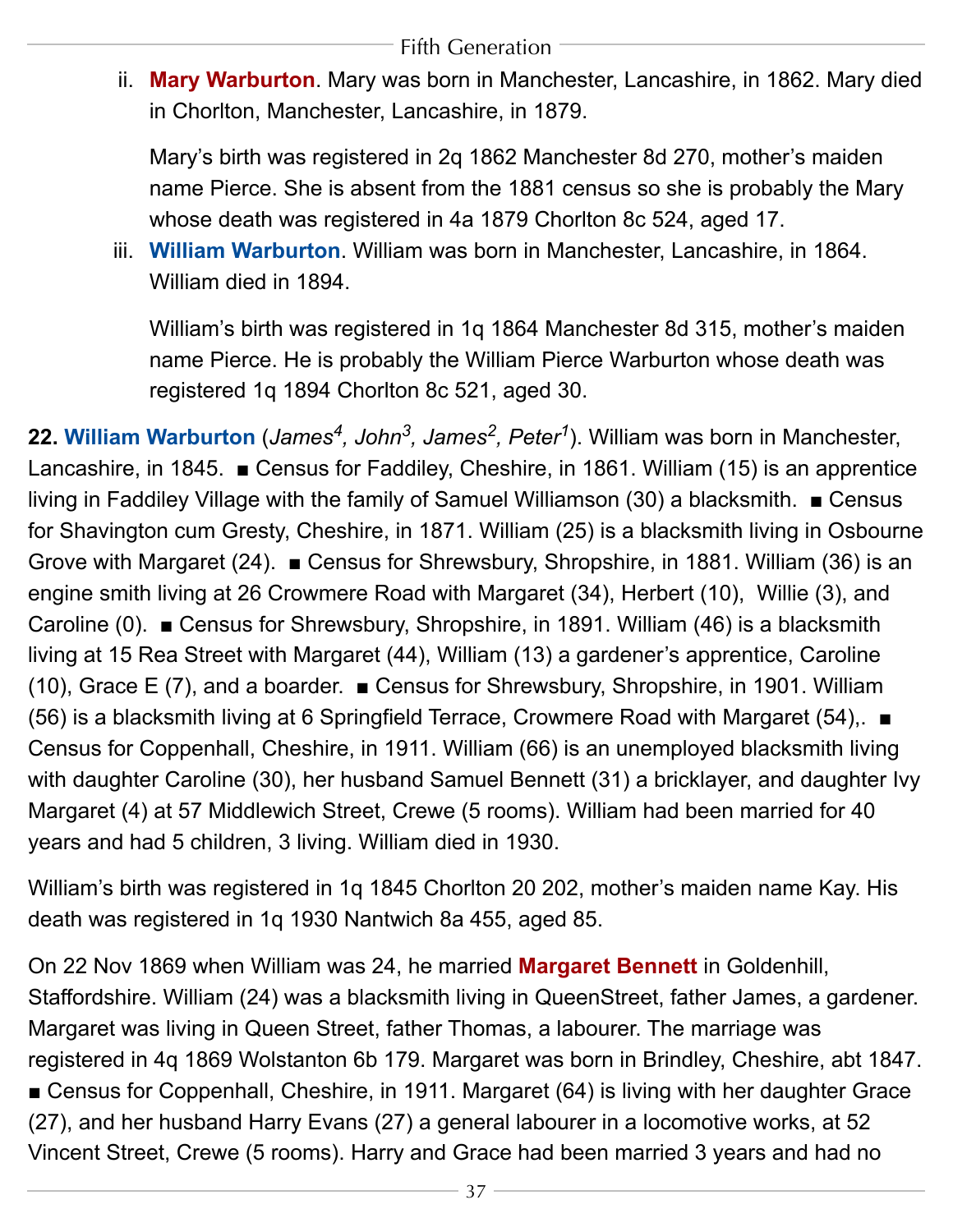ii. **Mary Warburton**. Mary was born in Manchester, Lancashire, in 1862. Mary died in Chorlton, Manchester, Lancashire, in 1879.

    Mary's birth was registered in 2q 1862 Manchester 8d 270, mother's maiden name Pierce. She is absent from the 1881 census so she is probably the Mary whose death was registered in 4a 1879 Chorlton 8c 524, aged 17.

iii. **William Warburton**. William was born in Manchester, Lancashire, in 1864. William died in 1894.

    William's birth was registered in 1q 1864 Manchester 8d 315, mother's maiden name Pierce. He is probably the William Pierce Warburton whose death was registered 1q 1894 Chorlton 8c 521, aged 30.

**22. William Warburton** (*James*[4], *John*[3], *James*[2], *Peter*[1]). William was born in Manchester, Lancashire, in 1845. ■ Census for Faddiley, Cheshire, in 1861. William (15) is an apprentice living in Faddiley Village with the family of Samuel Williamson (30) a blacksmith. ■ Census for Shavington cum Gresty, Cheshire, in 1871. William (25) is a blacksmith living in Osbourne Grove with Margaret (24). ■ Census for Shrewsbury, Shropshire, in 1881. William (36) is an engine smith living at 26 Crowmere Road with Margaret (34), Herbert (10), Willie (3), and Caroline (0). ■ Census for Shrewsbury, Shropshire, in 1891. William (46) is a blacksmith living at 15 Rea Street with Margaret (44), William (13) a gardener's apprentice, Caroline (10), Grace E (7), and a boarder. ■ Census for Shrewsbury, Shropshire, in 1901. William (56) is a blacksmith living at 6 Springfield Terrace, Crowmere Road with Margaret (54),. ■ Census for Coppenhall, Cheshire, in 1911. William (66) is an unemployed blacksmith living with daughter Caroline (30), her husband Samuel Bennett (31) a bricklayer, and daughter Ivy Margaret (4) at 57 Middlewich Street, Crewe (5 rooms). William had been married for 40 years and had 5 children, 3 living. William died in 1930.

William's birth was registered in 1q 1845 Chorlton 20 202, mother's maiden name Kay. His death was registered in 1q 1930 Nantwich 8a 455, aged 85.

On 22 Nov 1869 when William was 24, he married **Margaret Bennett** in Goldenhill, Staffordshire. William (24) was a blacksmith living in QueenStreet, father James, a gardener. Margaret was living in Queen Street, father Thomas, a labourer. The marriage was registered in 4q 1869 Wolstanton 6b 179. Margaret was born in Brindley, Cheshire, abt 1847. ■ Census for Coppenhall, Cheshire, in 1911. Margaret (64) is living with her daughter Grace (27), and her husband Harry Evans (27) a general labourer in a locomotive works, at 52 Vincent Street, Crewe (5 rooms). Harry and Grace had been married 3 years and had no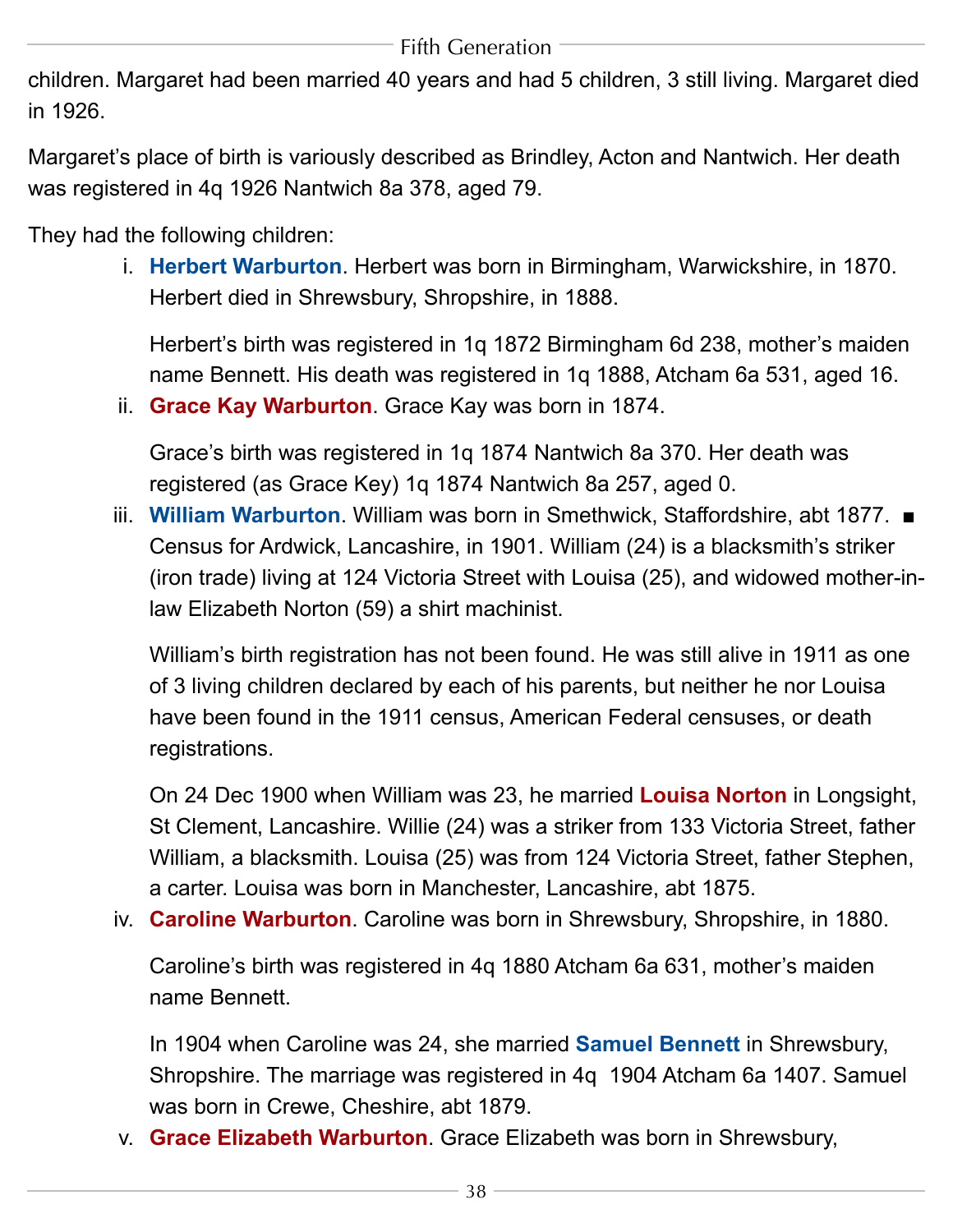children. Margaret had been married 40 years and had 5 children, 3 still living. Margaret died in 1926.

Margaret's place of birth is variously described as Brindley, Acton and Nantwich. Her death was registered in 4q 1926 Nantwich 8a 378, aged 79.

They had the following children:

i. **Herbert Warburton**. Herbert was born in Birmingham, Warwickshire, in 1870. Herbert died in Shrewsbury, Shropshire, in 1888.

   Herbert's birth was registered in 1q 1872 Birmingham 6d 238, mother's maiden name Bennett. His death was registered in 1q 1888, Atcham 6a 531, aged 16.

ii. **Grace Kay Warburton**. Grace Kay was born in 1874.

   Grace's birth was registered in 1q 1874 Nantwich 8a 370. Her death was registered (as Grace Key) 1q 1874 Nantwich 8a 257, aged 0.

iii. **William Warburton**. William was born in Smethwick, Staffordshire, abt 1877. ■ Census for Ardwick, Lancashire, in 1901. William (24) is a blacksmith's striker (iron trade) living at 124 Victoria Street with Louisa (25), and widowed mother-in-law Elizabeth Norton (59) a shirt machinist.

   William's birth registration has not been found. He was still alive in 1911 as one of 3 living children declared by each of his parents, but neither he nor Louisa have been found in the 1911 census, American Federal censuses, or death registrations.

   On 24 Dec 1900 when William was 23, he married **Louisa Norton** in Longsight, St Clement, Lancashire. Willie (24) was a striker from 133 Victoria Street, father William, a blacksmith. Louisa (25) was from 124 Victoria Street, father Stephen, a carter. Louisa was born in Manchester, Lancashire, abt 1875.

iv. **Caroline Warburton**. Caroline was born in Shrewsbury, Shropshire, in 1880.

   Caroline's birth was registered in 4q 1880 Atcham 6a 631, mother's maiden name Bennett.

   In 1904 when Caroline was 24, she married **Samuel Bennett** in Shrewsbury, Shropshire. The marriage was registered in 4q 1904 Atcham 6a 1407. Samuel was born in Crewe, Cheshire, abt 1879.

v. **Grace Elizabeth Warburton**. Grace Elizabeth was born in Shrewsbury,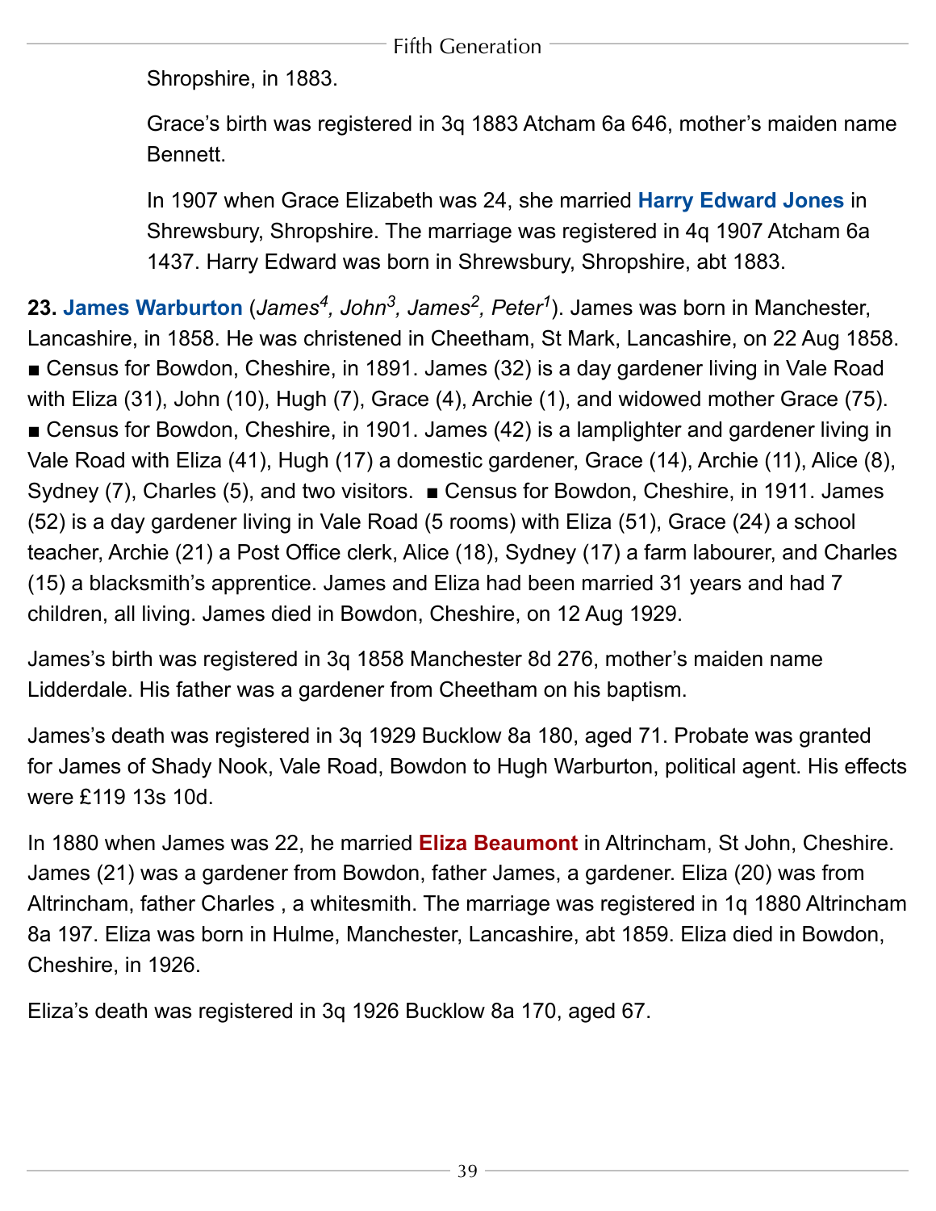Shropshire, in 1883.

Grace's birth was registered in 3q 1883 Atcham 6a 646, mother's maiden name Bennett.

In 1907 when Grace Elizabeth was 24, she married **Harry Edward Jones** in Shrewsbury, Shropshire. The marriage was registered in 4q 1907 Atcham 6a 1437. Harry Edward was born in Shrewsbury, Shropshire, abt 1883.

**23. James Warburton** (*James[4], John[3], James[2], Peter[1]*). James was born in Manchester, Lancashire, in 1858. He was christened in Cheetham, St Mark, Lancashire, on 22 Aug 1858. ■ Census for Bowdon, Cheshire, in 1891. James (32) is a day gardener living in Vale Road with Eliza (31), John (10), Hugh (7), Grace (4), Archie (1), and widowed mother Grace (75). ■ Census for Bowdon, Cheshire, in 1901. James (42) is a lamplighter and gardener living in Vale Road with Eliza (41), Hugh (17) a domestic gardener, Grace (14), Archie (11), Alice (8), Sydney (7), Charles (5), and two visitors. ■ Census for Bowdon, Cheshire, in 1911. James (52) is a day gardener living in Vale Road (5 rooms) with Eliza (51), Grace (24) a school teacher, Archie (21) a Post Office clerk, Alice (18), Sydney (17) a farm labourer, and Charles (15) a blacksmith's apprentice. James and Eliza had been married 31 years and had 7 children, all living. James died in Bowdon, Cheshire, on 12 Aug 1929.

James's birth was registered in 3q 1858 Manchester 8d 276, mother's maiden name Lidderdale. His father was a gardener from Cheetham on his baptism.

James's death was registered in 3q 1929 Bucklow 8a 180, aged 71. Probate was granted for James of Shady Nook, Vale Road, Bowdon to Hugh Warburton, political agent. His effects were £119 13s 10d.

In 1880 when James was 22, he married **Eliza Beaumont** in Altrincham, St John, Cheshire. James (21) was a gardener from Bowdon, father James, a gardener. Eliza (20) was from Altrincham, father Charles , a whitesmith. The marriage was registered in 1q 1880 Altrincham 8a 197. Eliza was born in Hulme, Manchester, Lancashire, abt 1859. Eliza died in Bowdon, Cheshire, in 1926.

Eliza's death was registered in 3q 1926 Bucklow 8a 170, aged 67.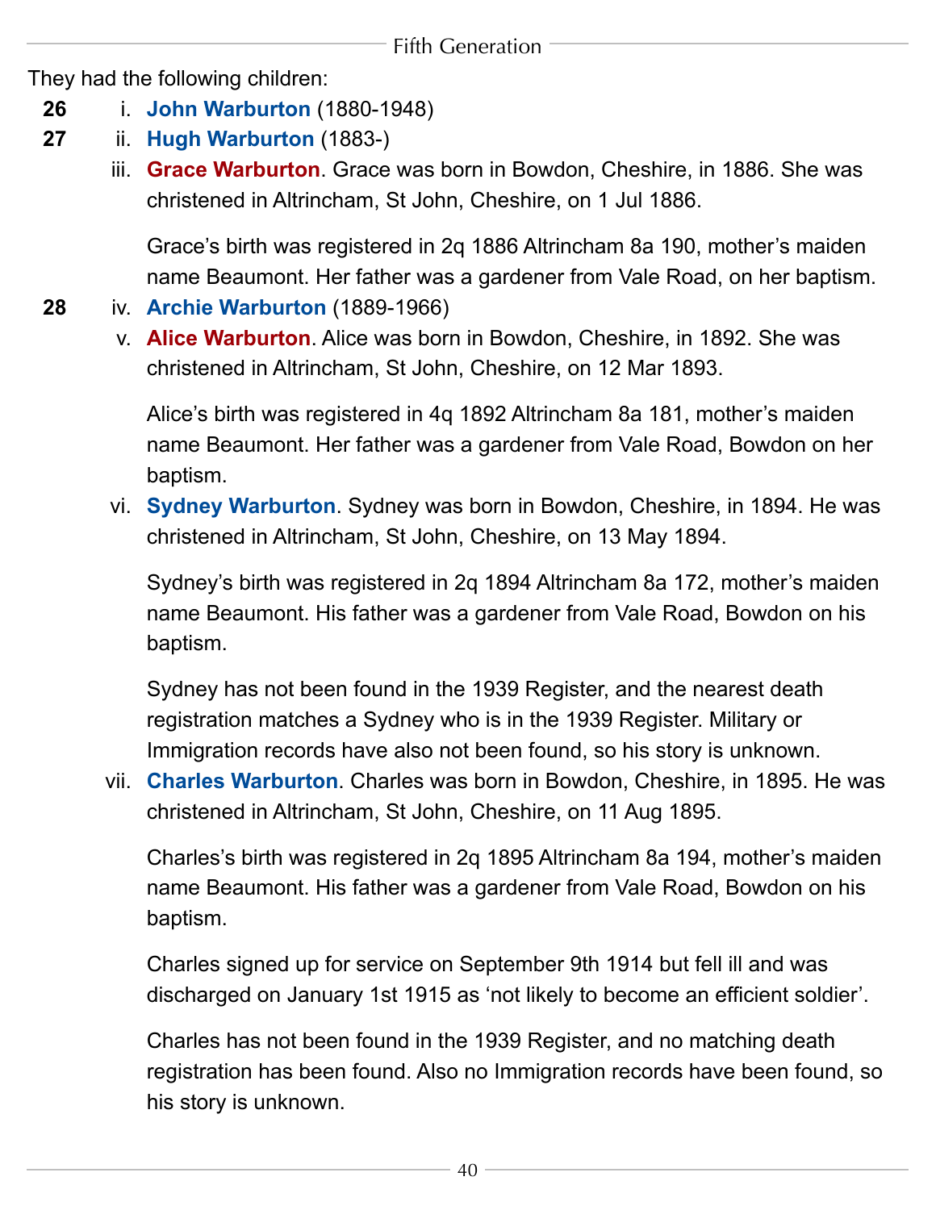They had the following children:

**26** i. **John Warburton** (1880-1948)

**27** ii. **Hugh Warburton** (1883-)

iii. **Grace Warburton**. Grace was born in Bowdon, Cheshire, in 1886. She was christened in Altrincham, St John, Cheshire, on 1 Jul 1886.

Grace's birth was registered in 2q 1886 Altrincham 8a 190, mother's maiden name Beaumont. Her father was a gardener from Vale Road, on her baptism.

**28** iv. **Archie Warburton** (1889-1966)

v. **Alice Warburton**. Alice was born in Bowdon, Cheshire, in 1892. She was christened in Altrincham, St John, Cheshire, on 12 Mar 1893.

Alice's birth was registered in 4q 1892 Altrincham 8a 181, mother's maiden name Beaumont. Her father was a gardener from Vale Road, Bowdon on her baptism.

vi. **Sydney Warburton**. Sydney was born in Bowdon, Cheshire, in 1894. He was christened in Altrincham, St John, Cheshire, on 13 May 1894.

Sydney's birth was registered in 2q 1894 Altrincham 8a 172, mother's maiden name Beaumont. His father was a gardener from Vale Road, Bowdon on his baptism.

Sydney has not been found in the 1939 Register, and the nearest death registration matches a Sydney who is in the 1939 Register. Military or Immigration records have also not been found, so his story is unknown.

vii. **Charles Warburton**. Charles was born in Bowdon, Cheshire, in 1895. He was christened in Altrincham, St John, Cheshire, on 11 Aug 1895.

Charles's birth was registered in 2q 1895 Altrincham 8a 194, mother's maiden name Beaumont. His father was a gardener from Vale Road, Bowdon on his baptism.

Charles signed up for service on September 9th 1914 but fell ill and was discharged on January 1st 1915 as 'not likely to become an efficient soldier'.

Charles has not been found in the 1939 Register, and no matching death registration has been found. Also no Immigration records have been found, so his story is unknown.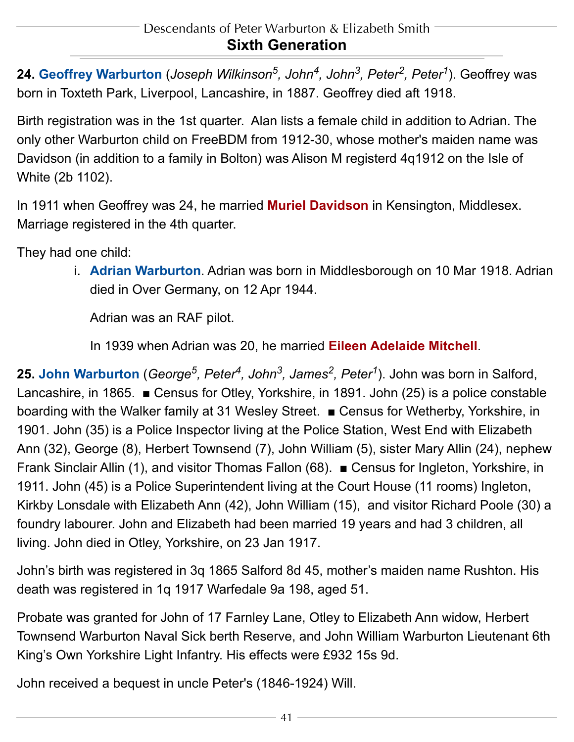## Sixth Generation

**24. Geoffrey Warburton** (*Joseph Wilkinson[5], John[4], John[3], Peter[2], Peter[1]*). Geoffrey was born in Toxteth Park, Liverpool, Lancashire, in 1887. Geoffrey died aft 1918.

Birth registration was in the 1st quarter. Alan lists a female child in addition to Adrian. The only other Warburton child on FreeBDM from 1912-30, whose mother's maiden name was Davidson (in addition to a family in Bolton) was Alison M registerd 4q1912 on the Isle of White (2b 1102).

In 1911 when Geoffrey was 24, he married **Muriel Davidson** in Kensington, Middlesex. Marriage registered in the 4th quarter.

They had one child:

i. **Adrian Warburton**. Adrian was born in Middlesborough on 10 Mar 1918. Adrian died in Over Germany, on 12 Apr 1944.

   Adrian was an RAF pilot.

   In 1939 when Adrian was 20, he married **Eileen Adelaide Mitchell**.

**25. John Warburton** (*George[5], Peter[4], John[3], James[2], Peter[1]*). John was born in Salford, Lancashire, in 1865. ■ Census for Otley, Yorkshire, in 1891. John (25) is a police constable boarding with the Walker family at 31 Wesley Street. ■ Census for Wetherby, Yorkshire, in 1901. John (35) is a Police Inspector living at the Police Station, West End with Elizabeth Ann (32), George (8), Herbert Townsend (7), John William (5), sister Mary Allin (24), nephew Frank Sinclair Allin (1), and visitor Thomas Fallon (68). ■ Census for Ingleton, Yorkshire, in 1911. John (45) is a Police Superintendent living at the Court House (11 rooms) Ingleton, Kirkby Lonsdale with Elizabeth Ann (42), John William (15), and visitor Richard Poole (30) a foundry labourer. John and Elizabeth had been married 19 years and had 3 children, all living. John died in Otley, Yorkshire, on 23 Jan 1917.

John's birth was registered in 3q 1865 Salford 8d 45, mother's maiden name Rushton. His death was registered in 1q 1917 Warfedale 9a 198, aged 51.

Probate was granted for John of 17 Farnley Lane, Otley to Elizabeth Ann widow, Herbert Townsend Warburton Naval Sick berth Reserve, and John William Warburton Lieutenant 6th King's Own Yorkshire Light Infantry. His effects were £932 15s 9d.

John received a bequest in uncle Peter's (1846-1924) Will.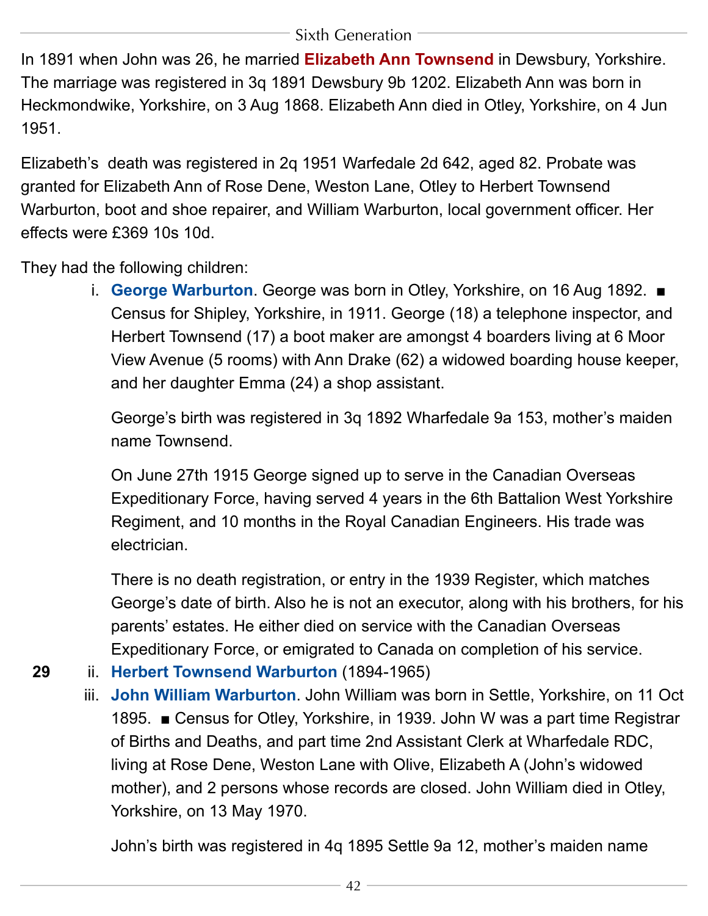In 1891 when John was 26, he married **Elizabeth Ann Townsend** in Dewsbury, Yorkshire. The marriage was registered in 3q 1891 Dewsbury 9b 1202. Elizabeth Ann was born in Heckmondwike, Yorkshire, on 3 Aug 1868. Elizabeth Ann died in Otley, Yorkshire, on 4 Jun 1951.

Elizabeth's death was registered in 2q 1951 Warfedale 2d 642, aged 82. Probate was granted for Elizabeth Ann of Rose Dene, Weston Lane, Otley to Herbert Townsend Warburton, boot and shoe repairer, and William Warburton, local government officer. Her effects were £369 10s 10d.

They had the following children:

i. **George Warburton**. George was born in Otley, Yorkshire, on 16 Aug 1892. ■ Census for Shipley, Yorkshire, in 1911. George (18) a telephone inspector, and Herbert Townsend (17) a boot maker are amongst 4 boarders living at 6 Moor View Avenue (5 rooms) with Ann Drake (62) a widowed boarding house keeper, and her daughter Emma (24) a shop assistant.

   George's birth was registered in 3q 1892 Wharfedale 9a 153, mother's maiden name Townsend.

   On June 27th 1915 George signed up to serve in the Canadian Overseas Expeditionary Force, having served 4 years in the 6th Battalion West Yorkshire Regiment, and 10 months in the Royal Canadian Engineers. His trade was electrician.

   There is no death registration, or entry in the 1939 Register, which matches George's date of birth. Also he is not an executor, along with his brothers, for his parents' estates. He either died on service with the Canadian Overseas Expeditionary Force, or emigrated to Canada on completion of his service.

**29** ii. **Herbert Townsend Warburton** (1894-1965)

iii. **John William Warburton**. John William was born in Settle, Yorkshire, on 11 Oct 1895. ■ Census for Otley, Yorkshire, in 1939. John W was a part time Registrar of Births and Deaths, and part time 2nd Assistant Clerk at Wharfedale RDC, living at Rose Dene, Weston Lane with Olive, Elizabeth A (John's widowed mother), and 2 persons whose records are closed. John William died in Otley, Yorkshire, on 13 May 1970.

   John's birth was registered in 4q 1895 Settle 9a 12, mother's maiden name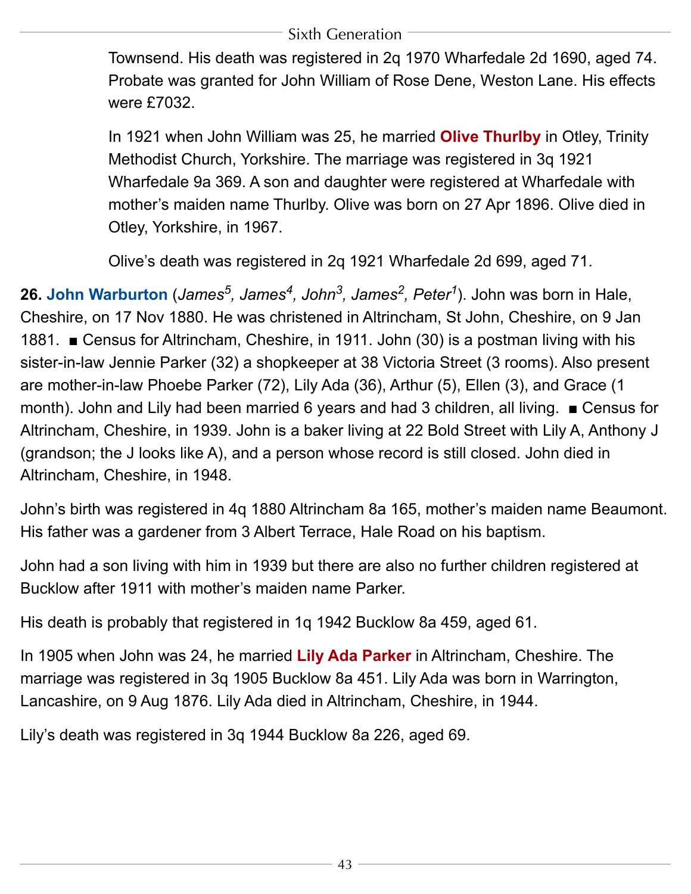Townsend. His death was registered in 2q 1970 Wharfedale 2d 1690, aged 74. Probate was granted for John William of Rose Dene, Weston Lane. His effects were £7032.

In 1921 when John William was 25, he married **Olive Thurlby** in Otley, Trinity Methodist Church, Yorkshire. The marriage was registered in 3q 1921 Wharfedale 9a 369. A son and daughter were registered at Wharfedale with mother's maiden name Thurlby. Olive was born on 27 Apr 1896. Olive died in Otley, Yorkshire, in 1967.

Olive's death was registered in 2q 1921 Wharfedale 2d 699, aged 71.

**26. John Warburton** (*James[5], James[4], John[3], James[2], Peter[1]*). John was born in Hale, Cheshire, on 17 Nov 1880. He was christened in Altrincham, St John, Cheshire, on 9 Jan 1881. ■ Census for Altrincham, Cheshire, in 1911. John (30) is a postman living with his sister-in-law Jennie Parker (32) a shopkeeper at 38 Victoria Street (3 rooms). Also present are mother-in-law Phoebe Parker (72), Lily Ada (36), Arthur (5), Ellen (3), and Grace (1 month). John and Lily had been married 6 years and had 3 children, all living. ■ Census for Altrincham, Cheshire, in 1939. John is a baker living at 22 Bold Street with Lily A, Anthony J (grandson; the J looks like A), and a person whose record is still closed. John died in Altrincham, Cheshire, in 1948.

John's birth was registered in 4q 1880 Altrincham 8a 165, mother's maiden name Beaumont. His father was a gardener from 3 Albert Terrace, Hale Road on his baptism.

John had a son living with him in 1939 but there are also no further children registered at Bucklow after 1911 with mother's maiden name Parker.

His death is probably that registered in 1q 1942 Bucklow 8a 459, aged 61.

In 1905 when John was 24, he married **Lily Ada Parker** in Altrincham, Cheshire. The marriage was registered in 3q 1905 Bucklow 8a 451. Lily Ada was born in Warrington, Lancashire, on 9 Aug 1876. Lily Ada died in Altrincham, Cheshire, in 1944.

Lily's death was registered in 3q 1944 Bucklow 8a 226, aged 69.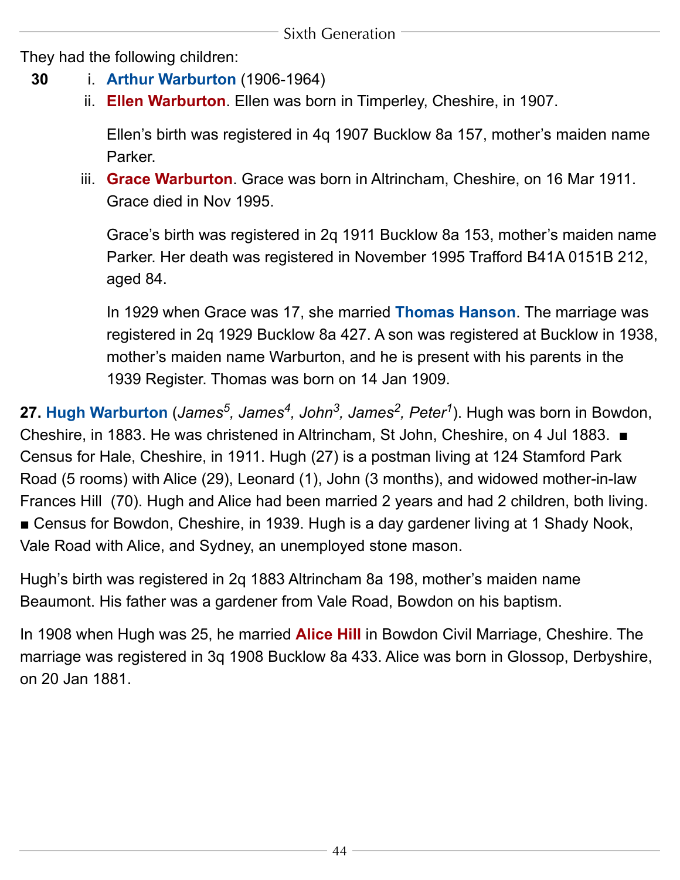They had the following children:

**30** i. **Arthur Warburton** (1906-1964)

ii. **Ellen Warburton**. Ellen was born in Timperley, Cheshire, in 1907.

Ellen's birth was registered in 4q 1907 Bucklow 8a 157, mother's maiden name Parker.

iii. **Grace Warburton**. Grace was born in Altrincham, Cheshire, on 16 Mar 1911. Grace died in Nov 1995.

Grace's birth was registered in 2q 1911 Bucklow 8a 153, mother's maiden name Parker. Her death was registered in November 1995 Trafford B41A 0151B 212, aged 84.

In 1929 when Grace was 17, she married **Thomas Hanson**. The marriage was registered in 2q 1929 Bucklow 8a 427. A son was registered at Bucklow in 1938, mother's maiden name Warburton, and he is present with his parents in the 1939 Register. Thomas was born on 14 Jan 1909.

**27. Hugh Warburton** (*James*[5], *James*[4], *John*[3], *James*[2], *Peter*[1]). Hugh was born in Bowdon, Cheshire, in 1883. He was christened in Altrincham, St John, Cheshire, on 4 Jul 1883. ■ Census for Hale, Cheshire, in 1911. Hugh (27) is a postman living at 124 Stamford Park Road (5 rooms) with Alice (29), Leonard (1), John (3 months), and widowed mother-in-law Frances Hill (70). Hugh and Alice had been married 2 years and had 2 children, both living. ■ Census for Bowdon, Cheshire, in 1939. Hugh is a day gardener living at 1 Shady Nook, Vale Road with Alice, and Sydney, an unemployed stone mason.

Hugh's birth was registered in 2q 1883 Altrincham 8a 198, mother's maiden name Beaumont. His father was a gardener from Vale Road, Bowdon on his baptism.

In 1908 when Hugh was 25, he married **Alice Hill** in Bowdon Civil Marriage, Cheshire. The marriage was registered in 3q 1908 Bucklow 8a 433. Alice was born in Glossop, Derbyshire, on 20 Jan 1881.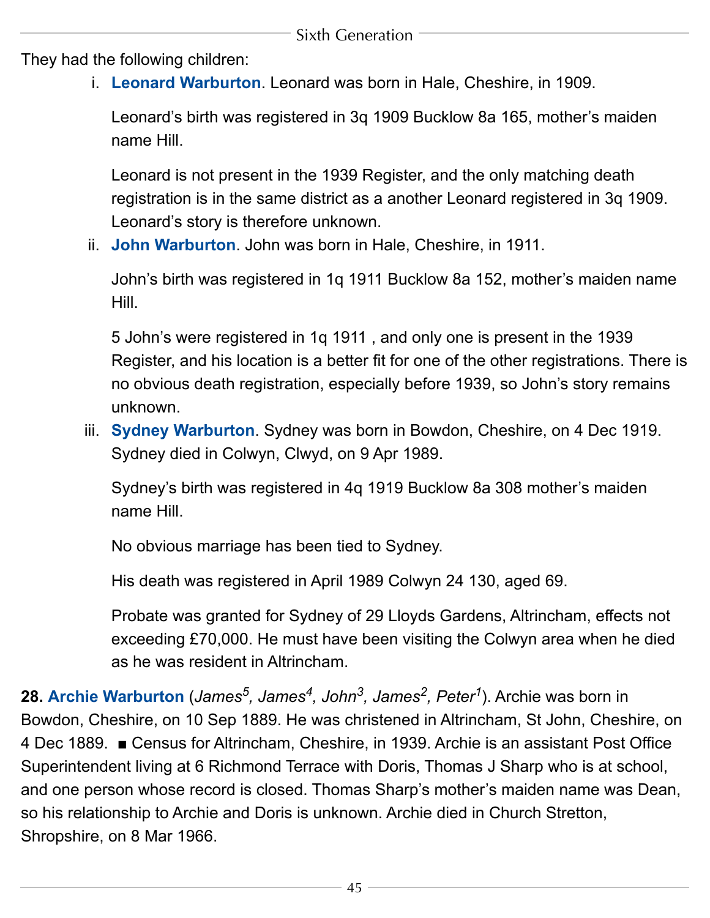They had the following children:

i. **Leonard Warburton**. Leonard was born in Hale, Cheshire, in 1909.

   Leonard's birth was registered in 3q 1909 Bucklow 8a 165, mother's maiden name Hill.

   Leonard is not present in the 1939 Register, and the only matching death registration is in the same district as a another Leonard registered in 3q 1909. Leonard's story is therefore unknown.

ii. **John Warburton**. John was born in Hale, Cheshire, in 1911.

   John's birth was registered in 1q 1911 Bucklow 8a 152, mother's maiden name Hill.

   5 John's were registered in 1q 1911 , and only one is present in the 1939 Register, and his location is a better fit for one of the other registrations. There is no obvious death registration, especially before 1939, so John's story remains unknown.

iii. **Sydney Warburton**. Sydney was born in Bowdon, Cheshire, on 4 Dec 1919. Sydney died in Colwyn, Clwyd, on 9 Apr 1989.

   Sydney's birth was registered in 4q 1919 Bucklow 8a 308 mother's maiden name Hill.

   No obvious marriage has been tied to Sydney.

   His death was registered in April 1989 Colwyn 24 130, aged 69.

   Probate was granted for Sydney of 29 Lloyds Gardens, Altrincham, effects not exceeding £70,000. He must have been visiting the Colwyn area when he died as he was resident in Altrincham.

**28. Archie Warburton** (*James[5], James[4], John[3], James[2], Peter[1]*). Archie was born in Bowdon, Cheshire, on 10 Sep 1889. He was christened in Altrincham, St John, Cheshire, on 4 Dec 1889. ■ Census for Altrincham, Cheshire, in 1939. Archie is an assistant Post Office Superintendent living at 6 Richmond Terrace with Doris, Thomas J Sharp who is at school, and one person whose record is closed. Thomas Sharp's mother's maiden name was Dean, so his relationship to Archie and Doris is unknown. Archie died in Church Stretton, Shropshire, on 8 Mar 1966.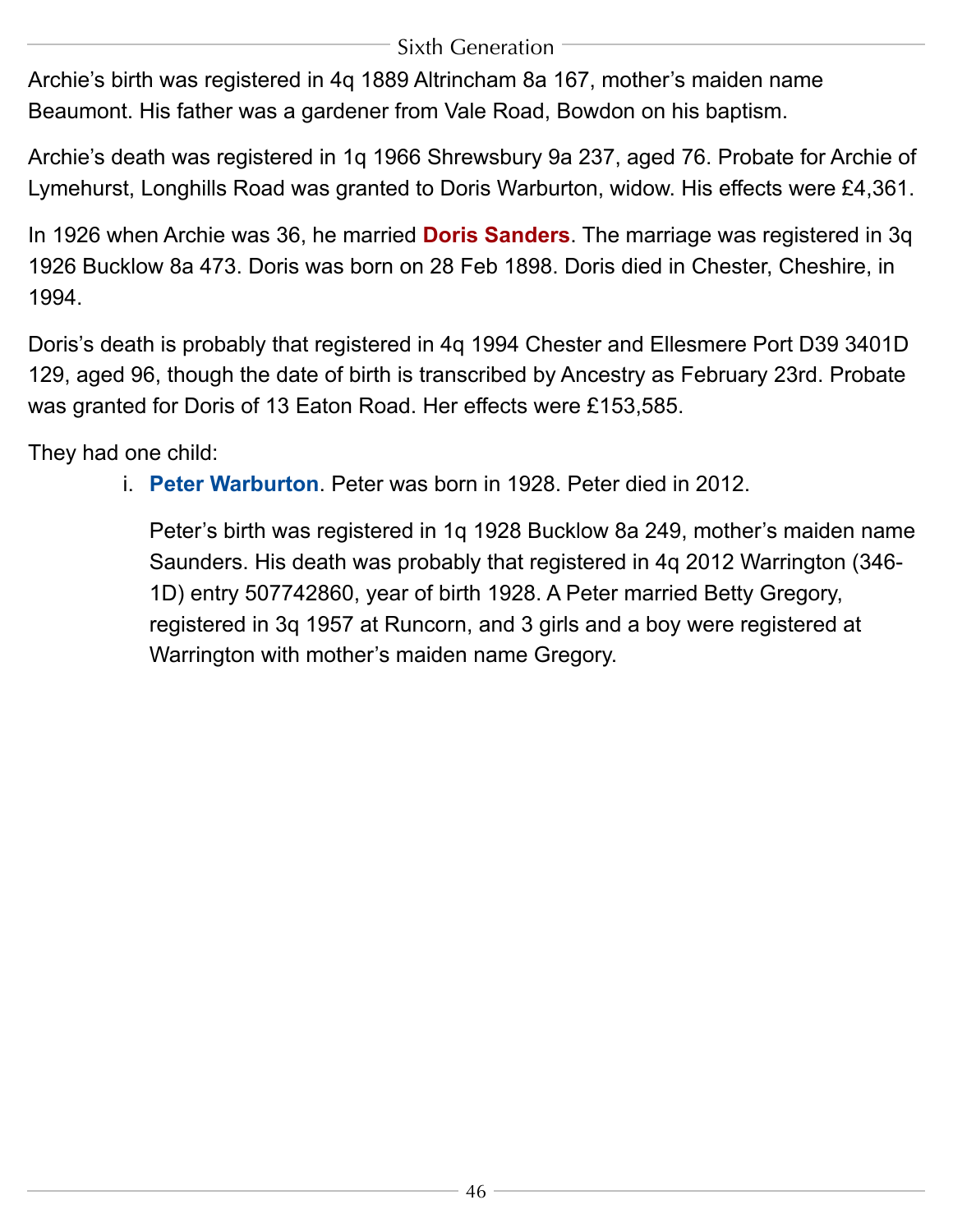Archie's birth was registered in 4q 1889 Altrincham 8a 167, mother's maiden name Beaumont. His father was a gardener from Vale Road, Bowdon on his baptism.

Archie's death was registered in 1q 1966 Shrewsbury 9a 237, aged 76. Probate for Archie of Lymehurst, Longhills Road was granted to Doris Warburton, widow. His effects were £4,361.

In 1926 when Archie was 36, he married **Doris Sanders**. The marriage was registered in 3q 1926 Bucklow 8a 473. Doris was born on 28 Feb 1898. Doris died in Chester, Cheshire, in 1994.

Doris's death is probably that registered in 4q 1994 Chester and Ellesmere Port D39 3401D 129, aged 96, though the date of birth is transcribed by Ancestry as February 23rd. Probate was granted for Doris of 13 Eaton Road. Her effects were £153,585.

They had one child:

i. **Peter Warburton**. Peter was born in 1928. Peter died in 2012.

   Peter's birth was registered in 1q 1928 Bucklow 8a 249, mother's maiden name Saunders. His death was probably that registered in 4q 2012 Warrington (346-1D) entry 507742860, year of birth 1928. A Peter married Betty Gregory, registered in 3q 1957 at Runcorn, and 3 girls and a boy were registered at Warrington with mother's maiden name Gregory.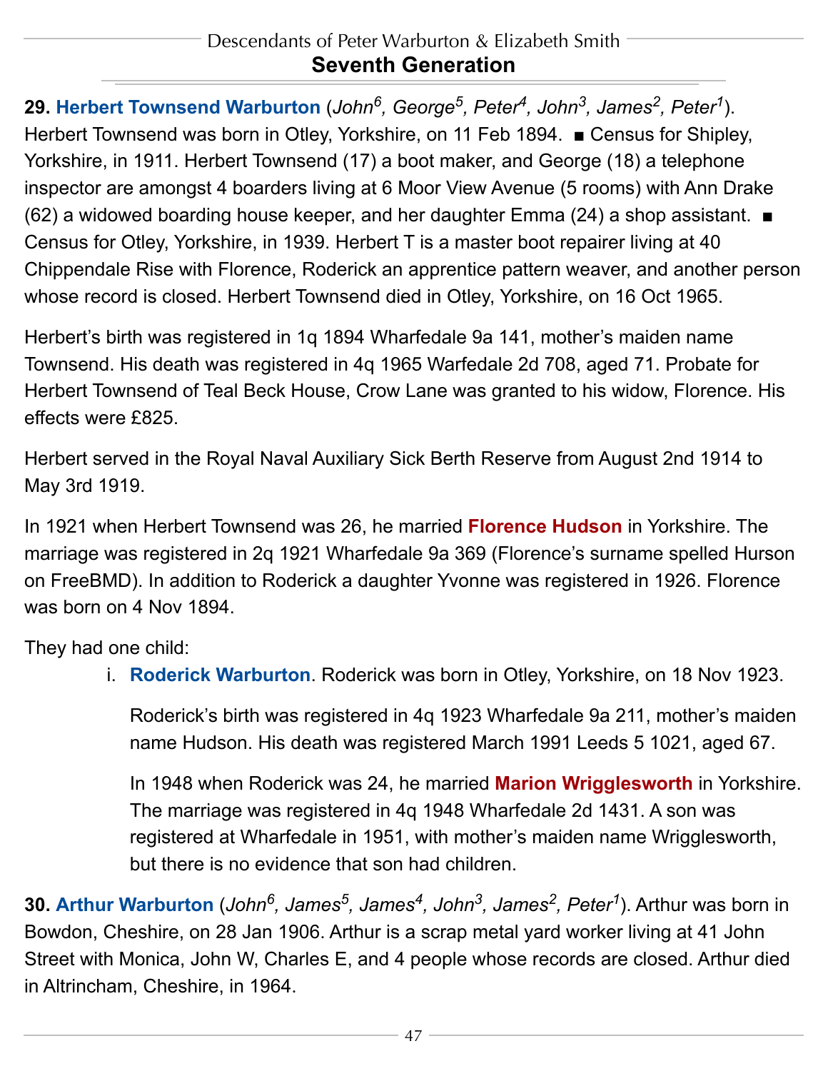## Seventh Generation

**29. Herbert Townsend Warburton** (*John*$^{6}$*, George*$^{5}$*, Peter*$^{4}$*, John*$^{3}$*, James*$^{2}$*, Peter*$^{1}$). Herbert Townsend was born in Otley, Yorkshire, on 11 Feb 1894. ■ Census for Shipley, Yorkshire, in 1911. Herbert Townsend (17) a boot maker, and George (18) a telephone inspector are amongst 4 boarders living at 6 Moor View Avenue (5 rooms) with Ann Drake (62) a widowed boarding house keeper, and her daughter Emma (24) a shop assistant. ■ Census for Otley, Yorkshire, in 1939. Herbert T is a master boot repairer living at 40 Chippendale Rise with Florence, Roderick an apprentice pattern weaver, and another person whose record is closed. Herbert Townsend died in Otley, Yorkshire, on 16 Oct 1965.

Herbert's birth was registered in 1q 1894 Wharfedale 9a 141, mother's maiden name Townsend. His death was registered in 4q 1965 Warfedale 2d 708, aged 71. Probate for Herbert Townsend of Teal Beck House, Crow Lane was granted to his widow, Florence. His effects were £825.

Herbert served in the Royal Naval Auxiliary Sick Berth Reserve from August 2nd 1914 to May 3rd 1919.

In 1921 when Herbert Townsend was 26, he married **Florence Hudson** in Yorkshire. The marriage was registered in 2q 1921 Wharfedale 9a 369 (Florence's surname spelled Hurson on FreeBMD). In addition to Roderick a daughter Yvonne was registered in 1926. Florence was born on 4 Nov 1894.

They had one child:

i. **Roderick Warburton**. Roderick was born in Otley, Yorkshire, on 18 Nov 1923.

   Roderick's birth was registered in 4q 1923 Wharfedale 9a 211, mother's maiden name Hudson. His death was registered March 1991 Leeds 5 1021, aged 67.

   In 1948 when Roderick was 24, he married **Marion Wrigglesworth** in Yorkshire. The marriage was registered in 4q 1948 Wharfedale 2d 1431. A son was registered at Wharfedale in 1951, with mother's maiden name Wrigglesworth, but there is no evidence that son had children.

**30. Arthur Warburton** (*John*$^{6}$*, James*$^{5}$*, James*$^{4}$*, John*$^{3}$*, James*$^{2}$*, Peter*$^{1}$). Arthur was born in Bowdon, Cheshire, on 28 Jan 1906. Arthur is a scrap metal yard worker living at 41 John Street with Monica, John W, Charles E, and 4 people whose records are closed. Arthur died in Altrincham, Cheshire, in 1964.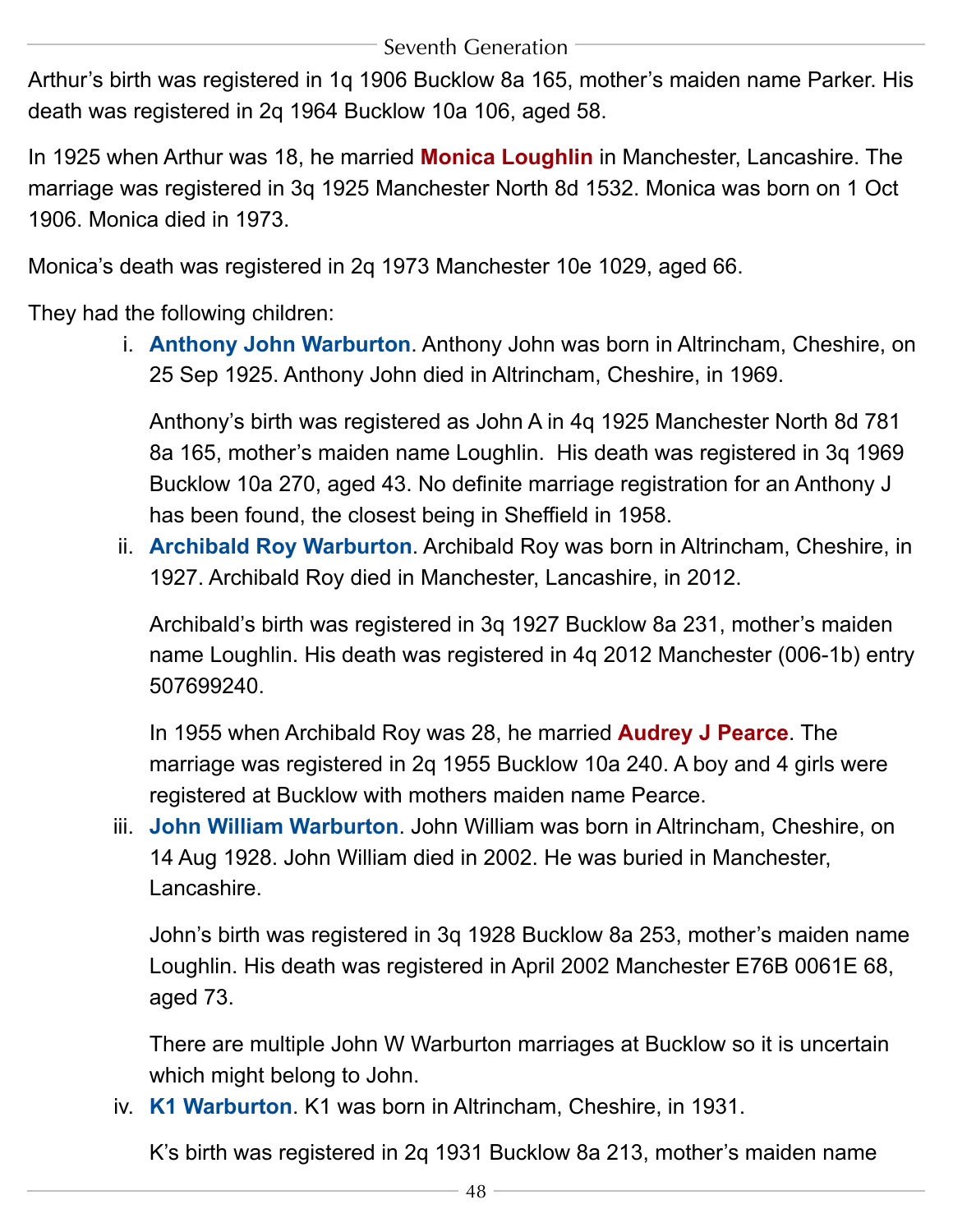Arthur's birth was registered in 1q 1906 Bucklow 8a 165, mother's maiden name Parker. His death was registered in 2q 1964 Bucklow 10a 106, aged 58.

In 1925 when Arthur was 18, he married **Monica Loughlin** in Manchester, Lancashire. The marriage was registered in 3q 1925 Manchester North 8d 1532. Monica was born on 1 Oct 1906. Monica died in 1973.

Monica's death was registered in 2q 1973 Manchester 10e 1029, aged 66.

They had the following children:

i. **Anthony John Warburton**. Anthony John was born in Altrincham, Cheshire, on 25 Sep 1925. Anthony John died in Altrincham, Cheshire, in 1969.

   Anthony's birth was registered as John A in 4q 1925 Manchester North 8d 781 8a 165, mother's maiden name Loughlin. His death was registered in 3q 1969 Bucklow 10a 270, aged 43. No definite marriage registration for an Anthony J has been found, the closest being in Sheffield in 1958.

ii. **Archibald Roy Warburton**. Archibald Roy was born in Altrincham, Cheshire, in 1927. Archibald Roy died in Manchester, Lancashire, in 2012.

   Archibald's birth was registered in 3q 1927 Bucklow 8a 231, mother's maiden name Loughlin. His death was registered in 4q 2012 Manchester (006-1b) entry 507699240.

   In 1955 when Archibald Roy was 28, he married **Audrey J Pearce**. The marriage was registered in 2q 1955 Bucklow 10a 240. A boy and 4 girls were registered at Bucklow with mothers maiden name Pearce.

iii. **John William Warburton**. John William was born in Altrincham, Cheshire, on 14 Aug 1928. John William died in 2002. He was buried in Manchester, Lancashire.

   John's birth was registered in 3q 1928 Bucklow 8a 253, mother's maiden name Loughlin. His death was registered in April 2002 Manchester E76B 0061E 68, aged 73.

   There are multiple John W Warburton marriages at Bucklow so it is uncertain which might belong to John.

iv. **K1 Warburton**. K1 was born in Altrincham, Cheshire, in 1931.

   K's birth was registered in 2q 1931 Bucklow 8a 213, mother's maiden name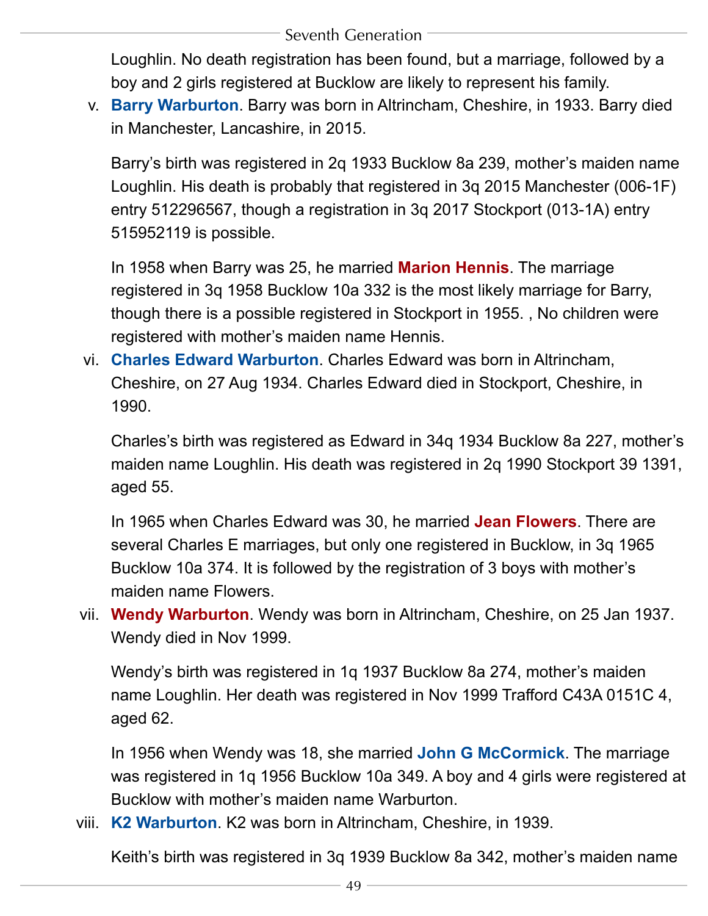Loughlin. No death registration has been found, but a marriage, followed by a boy and 2 girls registered at Bucklow are likely to represent his family.

v. **Barry Warburton**. Barry was born in Altrincham, Cheshire, in 1933. Barry died in Manchester, Lancashire, in 2015.

   Barry's birth was registered in 2q 1933 Bucklow 8a 239, mother's maiden name Loughlin. His death is probably that registered in 3q 2015 Manchester (006-1F) entry 512296567, though a registration in 3q 2017 Stockport (013-1A) entry 515952119 is possible.

   In 1958 when Barry was 25, he married **Marion Hennis**. The marriage registered in 3q 1958 Bucklow 10a 332 is the most likely marriage for Barry, though there is a possible registered in Stockport in 1955. , No children were registered with mother's maiden name Hennis.

vi. **Charles Edward Warburton**. Charles Edward was born in Altrincham, Cheshire, on 27 Aug 1934. Charles Edward died in Stockport, Cheshire, in 1990.

   Charles's birth was registered as Edward in 34q 1934 Bucklow 8a 227, mother's maiden name Loughlin. His death was registered in 2q 1990 Stockport 39 1391, aged 55.

   In 1965 when Charles Edward was 30, he married **Jean Flowers**. There are several Charles E marriages, but only one registered in Bucklow, in 3q 1965 Bucklow 10a 374. It is followed by the registration of 3 boys with mother's maiden name Flowers.

vii. **Wendy Warburton**. Wendy was born in Altrincham, Cheshire, on 25 Jan 1937. Wendy died in Nov 1999.

   Wendy's birth was registered in 1q 1937 Bucklow 8a 274, mother's maiden name Loughlin. Her death was registered in Nov 1999 Trafford C43A 0151C 4, aged 62.

   In 1956 when Wendy was 18, she married **John G McCormick**. The marriage was registered in 1q 1956 Bucklow 10a 349. A boy and 4 girls were registered at Bucklow with mother's maiden name Warburton.

viii. **K2 Warburton**. K2 was born in Altrincham, Cheshire, in 1939.

   Keith's birth was registered in 3q 1939 Bucklow 8a 342, mother's maiden name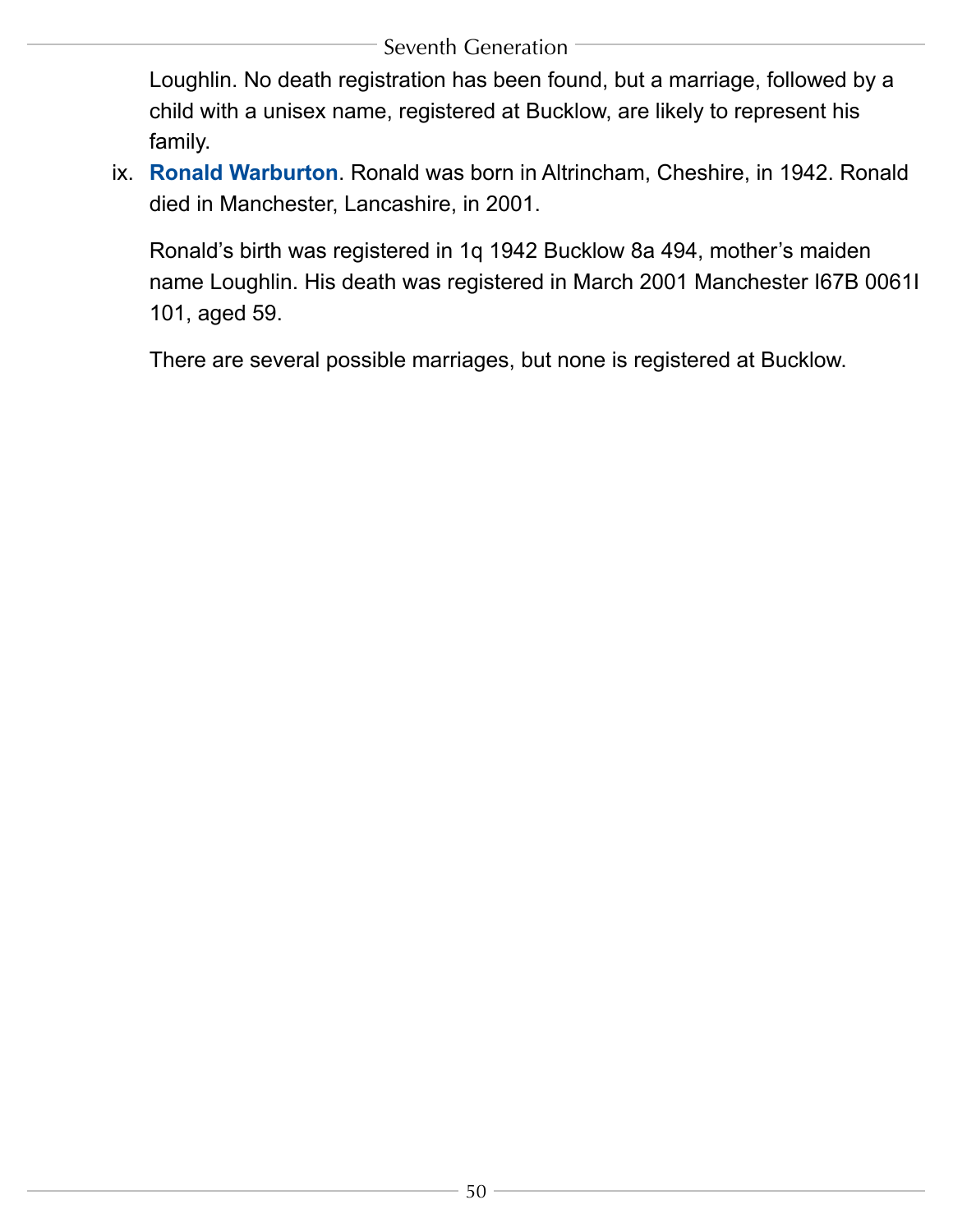Loughlin. No death registration has been found, but a marriage, followed by a child with a unisex name, registered at Bucklow, are likely to represent his family.

ix. **Ronald Warburton**. Ronald was born in Altrincham, Cheshire, in 1942. Ronald died in Manchester, Lancashire, in 2001.

   Ronald's birth was registered in 1q 1942 Bucklow 8a 494, mother's maiden name Loughlin. His death was registered in March 2001 Manchester I67B 0061I 101, aged 59.

   There are several possible marriages, but none is registered at Bucklow.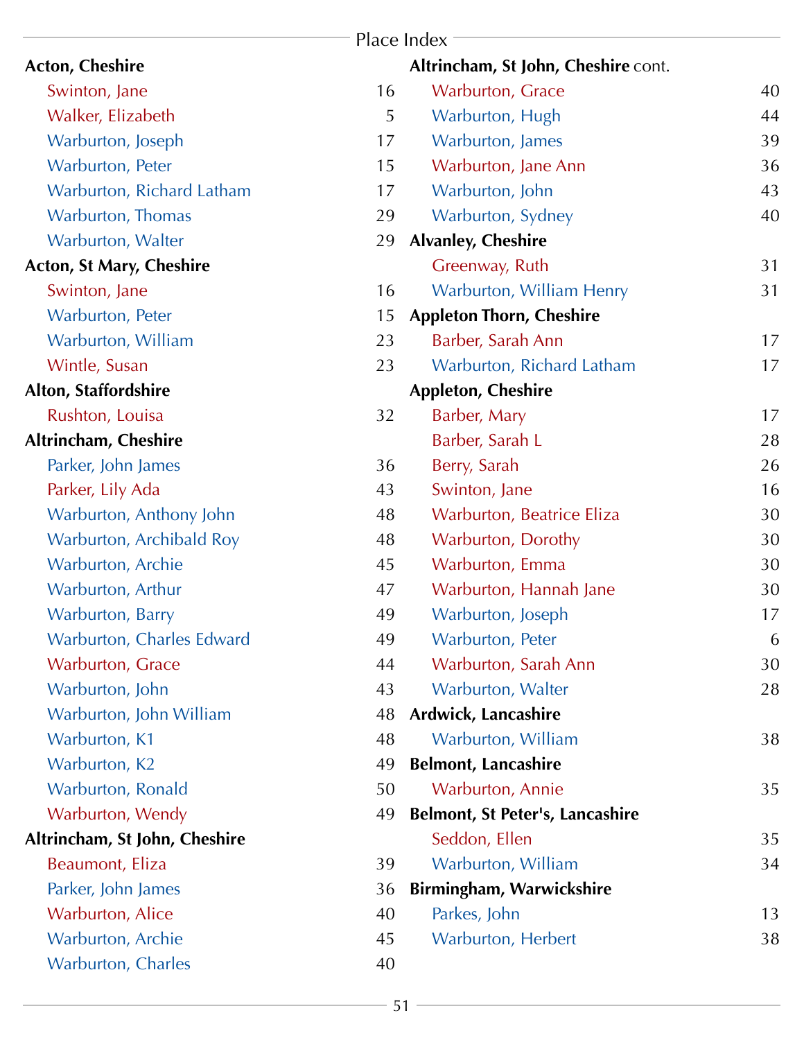## Place Index

**Acton, Cheshire**

- Swinton, Jane 16
- Walker, Elizabeth 5
- Warburton, Joseph 17
- Warburton, Peter 15
- Warburton, Richard Latham 17
- Warburton, Thomas 29
- Warburton, Walter 29

**Acton, St Mary, Cheshire**

- Swinton, Jane 16
- Warburton, Peter 15
- Warburton, William 23
- Wintle, Susan 23

**Alton, Staffordshire**

- Rushton, Louisa 32

**Altrincham, Cheshire**

- Parker, John James 36
- Parker, Lily Ada 43
- Warburton, Anthony John 48
- Warburton, Archibald Roy 48
- Warburton, Archie 45
- Warburton, Arthur 47
- Warburton, Barry 49
- Warburton, Charles Edward 49
- Warburton, Grace 44
- Warburton, John 43
- Warburton, John William 48
- Warburton, K1 48
- Warburton, K2 49
- Warburton, Ronald 50
- Warburton, Wendy 49

**Altrincham, St John, Cheshire**

- Beaumont, Eliza 39
- Parker, John James 36
- Warburton, Alice 40
- Warburton, Archie 45
- Warburton, Charles 40

**Altrincham, St John, Cheshire** cont.

- Warburton, Grace 40
- Warburton, Hugh 44
- Warburton, James 39
- Warburton, Jane Ann 36
- Warburton, John 43
- Warburton, Sydney 40

**Alvanley, Cheshire**

- Greenway, Ruth 31
- Warburton, William Henry 31

**Appleton Thorn, Cheshire**

- Barber, Sarah Ann 17
- Warburton, Richard Latham 17

**Appleton, Cheshire**

- Barber, Mary 17
- Barber, Sarah L 28
- Berry, Sarah 26
- Swinton, Jane 16
- Warburton, Beatrice Eliza 30
- Warburton, Dorothy 30
- Warburton, Emma 30
- Warburton, Hannah Jane 30
- Warburton, Joseph 17
- Warburton, Peter 6
- Warburton, Sarah Ann 30
- Warburton, Walter 28

**Ardwick, Lancashire**

- Warburton, William 38

**Belmont, Lancashire**

- Warburton, Annie 35

**Belmont, St Peter's, Lancashire**

- Seddon, Ellen 35
- Warburton, William 34

**Birmingham, Warwickshire**

- Parkes, John 13
- Warburton, Herbert 38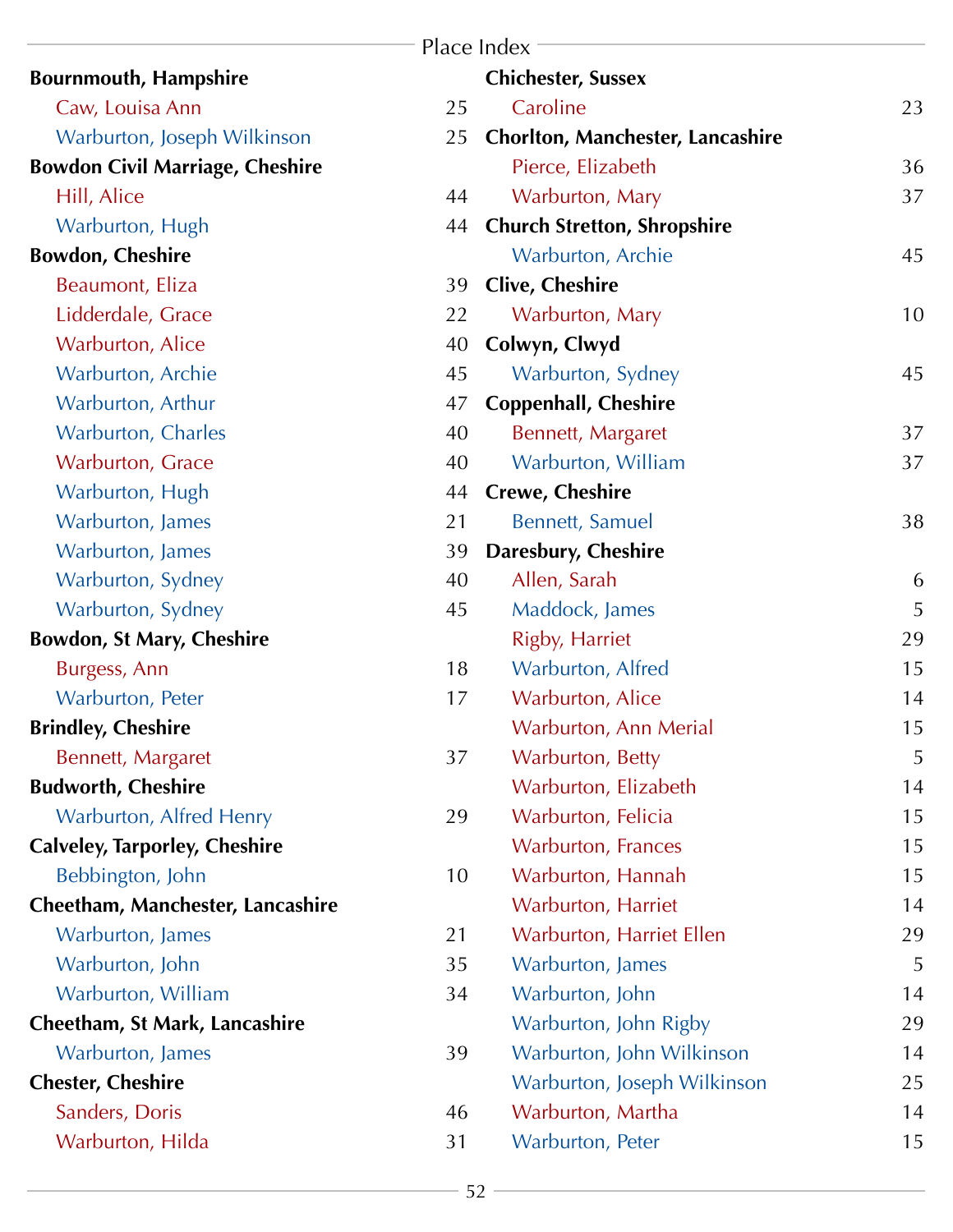# Place Index

**Bournmouth, Hampshire**
- Caw, Louisa Ann 25
- Warburton, Joseph Wilkinson 25

**Bowdon Civil Marriage, Cheshire**
- Hill, Alice 44
- Warburton, Hugh 44

**Bowdon, Cheshire**
- Beaumont, Eliza 39
- Lidderdale, Grace 22
- Warburton, Alice 40
- Warburton, Archie 45
- Warburton, Arthur 47
- Warburton, Charles 40
- Warburton, Grace 40
- Warburton, Hugh 44
- Warburton, James 21
- Warburton, James 39
- Warburton, Sydney 40
- Warburton, Sydney 45

**Bowdon, St Mary, Cheshire**
- Burgess, Ann 18
- Warburton, Peter 17

**Brindley, Cheshire**
- Bennett, Margaret 37

**Budworth, Cheshire**
- Warburton, Alfred Henry 29

**Calveley, Tarporley, Cheshire**
- Bebbington, John 10

**Cheetham, Manchester, Lancashire**
- Warburton, James 21
- Warburton, John 35
- Warburton, William 34

**Cheetham, St Mark, Lancashire**
- Warburton, James 39

**Chester, Cheshire**
- Sanders, Doris 46
- Warburton, Hilda 31

**Chichester, Sussex**
- Caroline 23

**Chorlton, Manchester, Lancashire**
- Pierce, Elizabeth 36
- Warburton, Mary 37

**Church Stretton, Shropshire**
- Warburton, Archie 45

**Clive, Cheshire**
- Warburton, Mary 10

**Colwyn, Clwyd**
- Warburton, Sydney 45

**Coppenhall, Cheshire**
- Bennett, Margaret 37
- Warburton, William 37

**Crewe, Cheshire**
- Bennett, Samuel 38

**Daresbury, Cheshire**
- Allen, Sarah 6
- Maddock, James 5
- Rigby, Harriet 29
- Warburton, Alfred 15
- Warburton, Alice 14
- Warburton, Ann Merial 15
- Warburton, Betty 5
- Warburton, Elizabeth 14
- Warburton, Felicia 15
- Warburton, Frances 15
- Warburton, Hannah 15
- Warburton, Harriet 14
- Warburton, Harriet Ellen 29
- Warburton, James 5
- Warburton, John 14
- Warburton, John Rigby 29
- Warburton, John Wilkinson 14
- Warburton, Joseph Wilkinson 25
- Warburton, Martha 14
- Warburton, Peter 15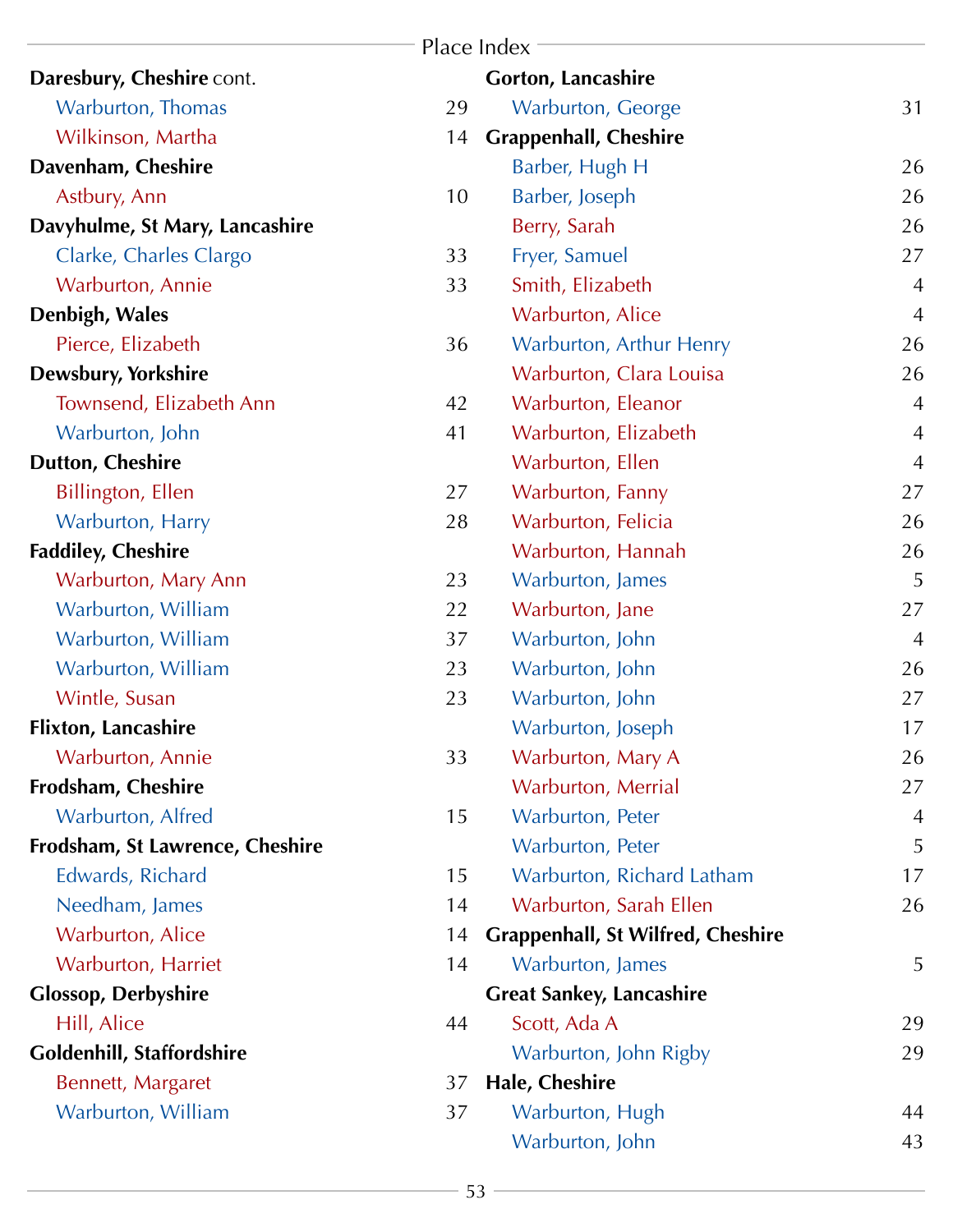**Daresbury, Cheshire** cont.

Warburton, Thomas 29
Wilkinson, Martha 14

**Davenham, Cheshire**

Astbury, Ann 10

**Davyhulme, St Mary, Lancashire**

Clarke, Charles Clargo 33
Warburton, Annie 33

**Denbigh, Wales**

Pierce, Elizabeth 36

**Dewsbury, Yorkshire**

Townsend, Elizabeth Ann 42
Warburton, John 41

**Dutton, Cheshire**

Billington, Ellen 27
Warburton, Harry 28

**Faddiley, Cheshire**

Warburton, Mary Ann 23
Warburton, William 22
Warburton, William 37
Warburton, William 23
Wintle, Susan 23

**Flixton, Lancashire**

Warburton, Annie 33

**Frodsham, Cheshire**

Warburton, Alfred 15

**Frodsham, St Lawrence, Cheshire**

Edwards, Richard 15
Needham, James 14
Warburton, Alice 14
Warburton, Harriet 14

**Glossop, Derbyshire**

Hill, Alice 44

**Goldenhill, Staffordshire**

Bennett, Margaret 37
Warburton, William 37

**Gorton, Lancashire**

Warburton, George 31

**Grappenhall, Cheshire**

Barber, Hugh H 26
Barber, Joseph 26
Berry, Sarah 26
Fryer, Samuel 27
Smith, Elizabeth 4
Warburton, Alice 4
Warburton, Arthur Henry 26
Warburton, Clara Louisa 26
Warburton, Eleanor 4
Warburton, Elizabeth 4
Warburton, Ellen 4
Warburton, Fanny 27
Warburton, Felicia 26
Warburton, Hannah 26
Warburton, James 5
Warburton, Jane 27
Warburton, John 4
Warburton, John 26
Warburton, John 27
Warburton, Joseph 17
Warburton, Mary A 26
Warburton, Merrial 27
Warburton, Peter 4
Warburton, Peter 5
Warburton, Richard Latham 17
Warburton, Sarah Ellen 26

**Grappenhall, St Wilfred, Cheshire**

Warburton, James 5

**Great Sankey, Lancashire**

Scott, Ada A 29
Warburton, John Rigby 29

**Hale, Cheshire**

Warburton, Hugh 44
Warburton, John 43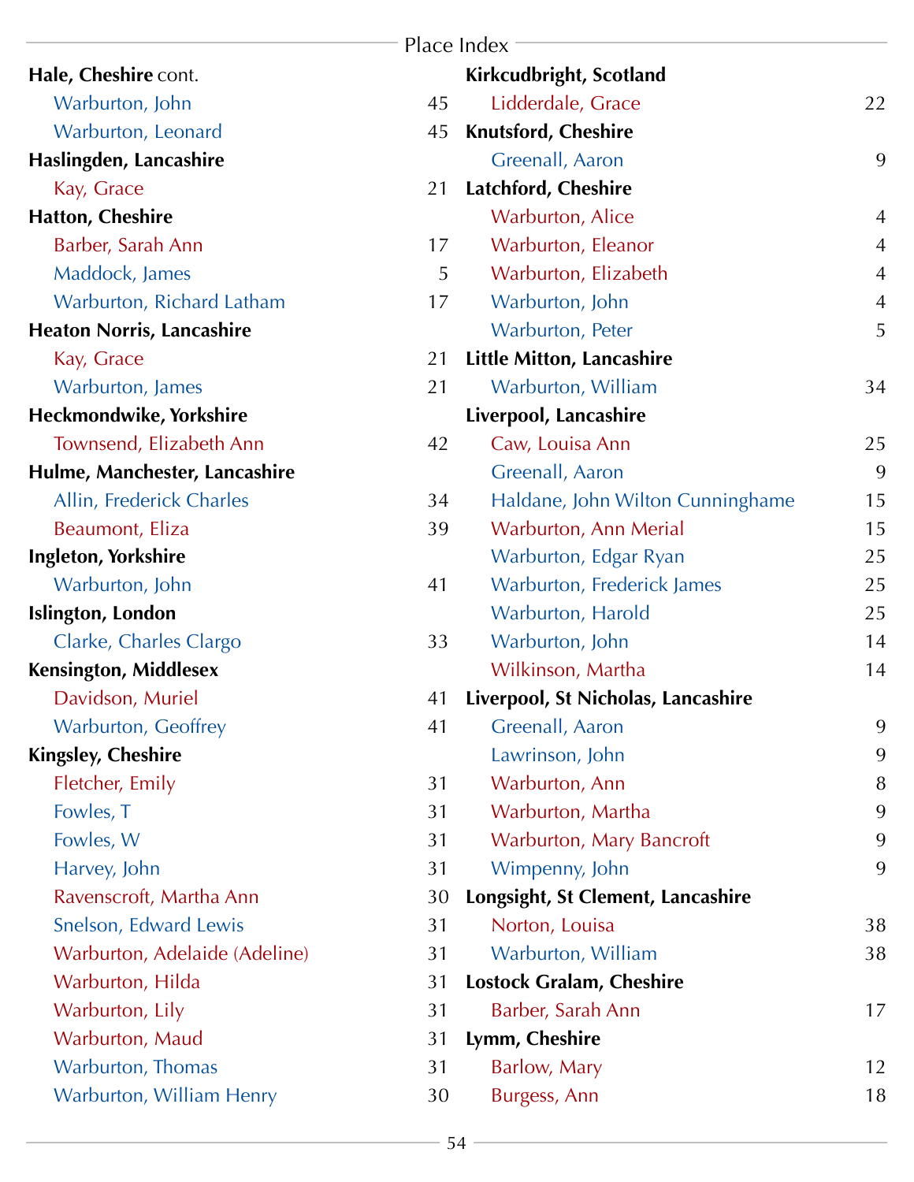## Place Index

**Hale, Cheshire** cont.

- Warburton, John 45
- Warburton, Leonard 45

**Haslingden, Lancashire**

- Kay, Grace 21

**Hatton, Cheshire**

- Barber, Sarah Ann 17
- Maddock, James 5
- Warburton, Richard Latham 17

**Heaton Norris, Lancashire**

- Kay, Grace 21
- Warburton, James 21

**Heckmondwike, Yorkshire**

- Townsend, Elizabeth Ann 42

**Hulme, Manchester, Lancashire**

- Allin, Frederick Charles 34
- Beaumont, Eliza 39

**Ingleton, Yorkshire**

- Warburton, John 41

**Islington, London**

- Clarke, Charles Clargo 33

**Kensington, Middlesex**

- Davidson, Muriel 41
- Warburton, Geoffrey 41

**Kingsley, Cheshire**

- Fletcher, Emily 31
- Fowles, T 31
- Fowles, W 31
- Harvey, John 31
- Ravenscroft, Martha Ann 30
- Snelson, Edward Lewis 31
- Warburton, Adelaide (Adeline) 31
- Warburton, Hilda 31
- Warburton, Lily 31
- Warburton, Maud 31
- Warburton, Thomas 31
- Warburton, William Henry 30

**Kirkcudbright, Scotland**

- Lidderdale, Grace 22

**Knutsford, Cheshire**

- Greenall, Aaron 9

**Latchford, Cheshire**

- Warburton, Alice 4
- Warburton, Eleanor 4
- Warburton, Elizabeth 4
- Warburton, John 4
- Warburton, Peter 5

**Little Mitton, Lancashire**

- Warburton, William 34

**Liverpool, Lancashire**

- Caw, Louisa Ann 25
- Greenall, Aaron 9
- Haldane, John Wilton Cunninghame 15
- Warburton, Ann Merial 15
- Warburton, Edgar Ryan 25
- Warburton, Frederick James 25
- Warburton, Harold 25
- Warburton, John 14
- Wilkinson, Martha 14

**Liverpool, St Nicholas, Lancashire**

- Greenall, Aaron 9
- Lawrinson, John 9
- Warburton, Ann 8
- Warburton, Martha 9
- Warburton, Mary Bancroft 9
- Wimpenny, John 9

**Longsight, St Clement, Lancashire**

- Norton, Louisa 38
- Warburton, William 38

**Lostock Gralam, Cheshire**

- Barber, Sarah Ann 17

**Lymm, Cheshire**

- Barlow, Mary 12
- Burgess, Ann 18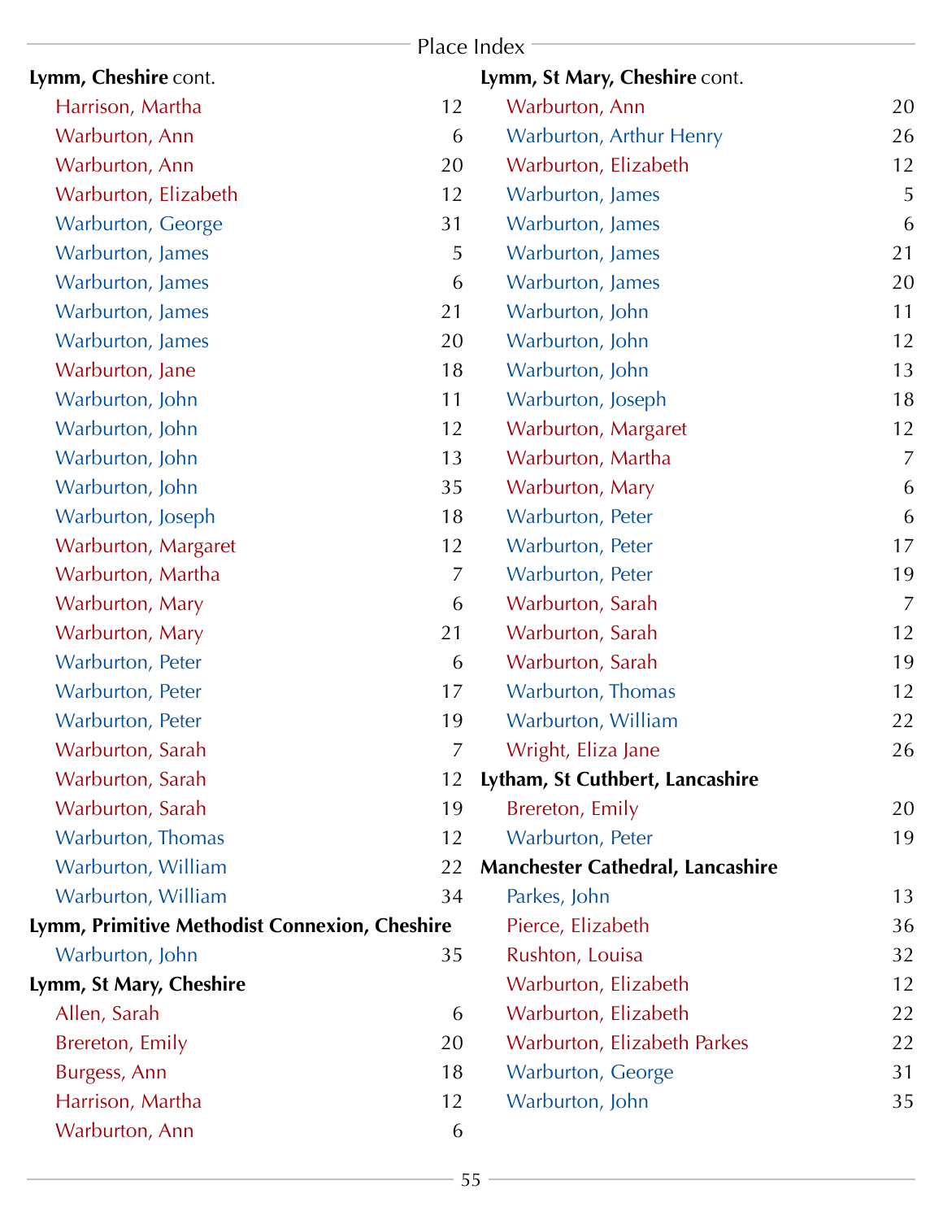**Lymm, Cheshire** cont.

- Harrison, Martha 12
- Warburton, Ann 6
- Warburton, Ann 20
- Warburton, Elizabeth 12
- Warburton, George 31
- Warburton, James 5
- Warburton, James 6
- Warburton, James 21
- Warburton, James 20
- Warburton, Jane 18
- Warburton, John 11
- Warburton, John 12
- Warburton, John 13
- Warburton, John 35
- Warburton, Joseph 18
- Warburton, Margaret 12
- Warburton, Martha 7
- Warburton, Mary 6
- Warburton, Mary 21
- Warburton, Peter 6
- Warburton, Peter 17
- Warburton, Peter 19
- Warburton, Sarah 7
- Warburton, Sarah 12
- Warburton, Sarah 19
- Warburton, Thomas 12
- Warburton, William 22
- Warburton, William 34

**Lymm, Primitive Methodist Connexion, Cheshire**

- Warburton, John 35

**Lymm, St Mary, Cheshire**

- Allen, Sarah 6
- Brereton, Emily 20
- Burgess, Ann 18
- Harrison, Martha 12
- Warburton, Ann 6

**Lymm, St Mary, Cheshire** cont.

- Warburton, Ann 20
- Warburton, Arthur Henry 26
- Warburton, Elizabeth 12
- Warburton, James 5
- Warburton, James 6
- Warburton, James 21
- Warburton, James 20
- Warburton, John 11
- Warburton, John 12
- Warburton, John 13
- Warburton, Joseph 18
- Warburton, Margaret 12
- Warburton, Martha 7
- Warburton, Mary 6
- Warburton, Peter 6
- Warburton, Peter 17
- Warburton, Peter 19
- Warburton, Sarah 7
- Warburton, Sarah 12
- Warburton, Sarah 19
- Warburton, Thomas 12
- Warburton, William 22
- Wright, Eliza Jane 26

**Lytham, St Cuthbert, Lancashire**

- Brereton, Emily 20
- Warburton, Peter 19

**Manchester Cathedral, Lancashire**

- Parkes, John 13
- Pierce, Elizabeth 36
- Rushton, Louisa 32
- Warburton, Elizabeth 12
- Warburton, Elizabeth 22
- Warburton, Elizabeth Parkes 22
- Warburton, George 31
- Warburton, John 35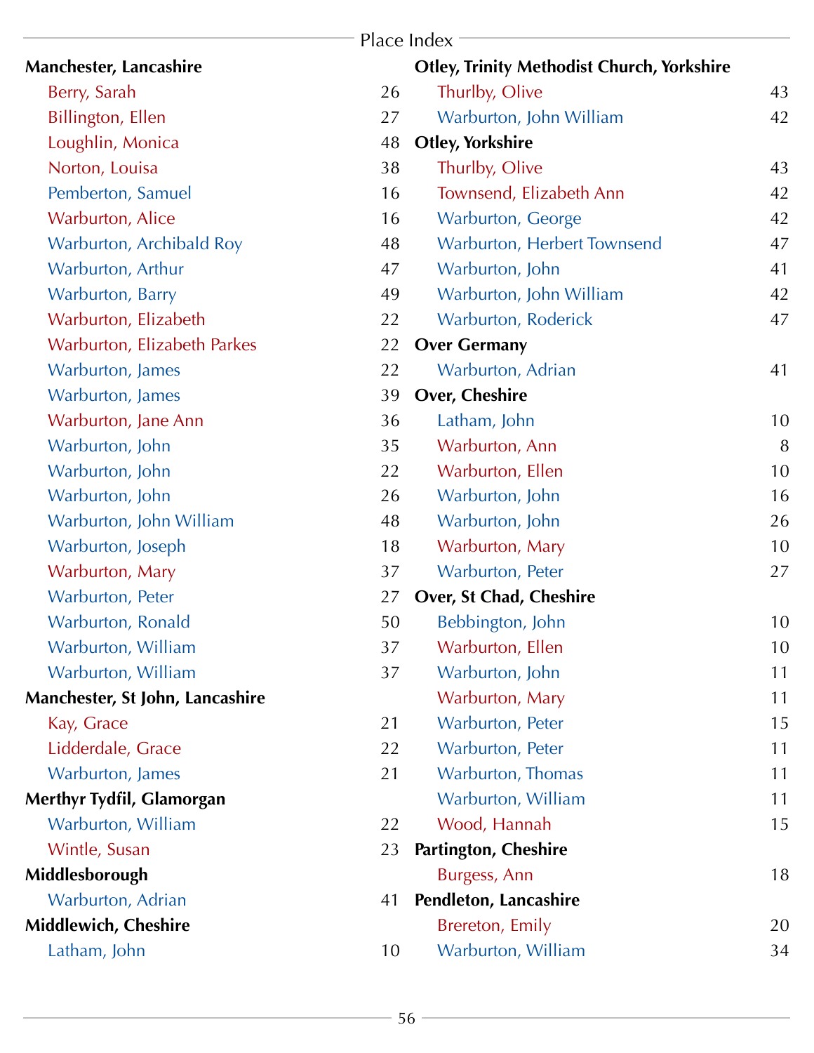## Place Index

**Manchester, Lancashire**

- Berry, Sarah 26
- Billington, Ellen 27
- Loughlin, Monica 48
- Norton, Louisa 38
- Pemberton, Samuel 16
- Warburton, Alice 16
- Warburton, Archibald Roy 48
- Warburton, Arthur 47
- Warburton, Barry 49
- Warburton, Elizabeth 22
- Warburton, Elizabeth Parkes 22
- Warburton, James 22
- Warburton, James 39
- Warburton, Jane Ann 36
- Warburton, John 35
- Warburton, John 22
- Warburton, John 26
- Warburton, John William 48
- Warburton, Joseph 18
- Warburton, Mary 37
- Warburton, Peter 27
- Warburton, Ronald 50
- Warburton, William 37
- Warburton, William 37

**Manchester, St John, Lancashire**

- Kay, Grace 21
- Lidderdale, Grace 22
- Warburton, James 21

**Merthyr Tydfil, Glamorgan**

- Warburton, William 22
- Wintle, Susan 23

**Middlesborough**

- Warburton, Adrian 41

**Middlewich, Cheshire**

- Latham, John 10

**Otley, Trinity Methodist Church, Yorkshire**

- Thurlby, Olive 43
- Warburton, John William 42

**Otley, Yorkshire**

- Thurlby, Olive 43
- Townsend, Elizabeth Ann 42
- Warburton, George 42
- Warburton, Herbert Townsend 47
- Warburton, John 41
- Warburton, John William 42
- Warburton, Roderick 47

**Over Germany**

- Warburton, Adrian 41

**Over, Cheshire**

- Latham, John 10
- Warburton, Ann 8
- Warburton, Ellen 10
- Warburton, John 16
- Warburton, John 26
- Warburton, Mary 10
- Warburton, Peter 27

**Over, St Chad, Cheshire**

- Bebbington, John 10
- Warburton, Ellen 10
- Warburton, John 11
- Warburton, Mary 11
- Warburton, Peter 15
- Warburton, Peter 11
- Warburton, Thomas 11
- Warburton, William 11
- Wood, Hannah 15

**Partington, Cheshire**

- Burgess, Ann 18

**Pendleton, Lancashire**

- Brereton, Emily 20
- Warburton, William 34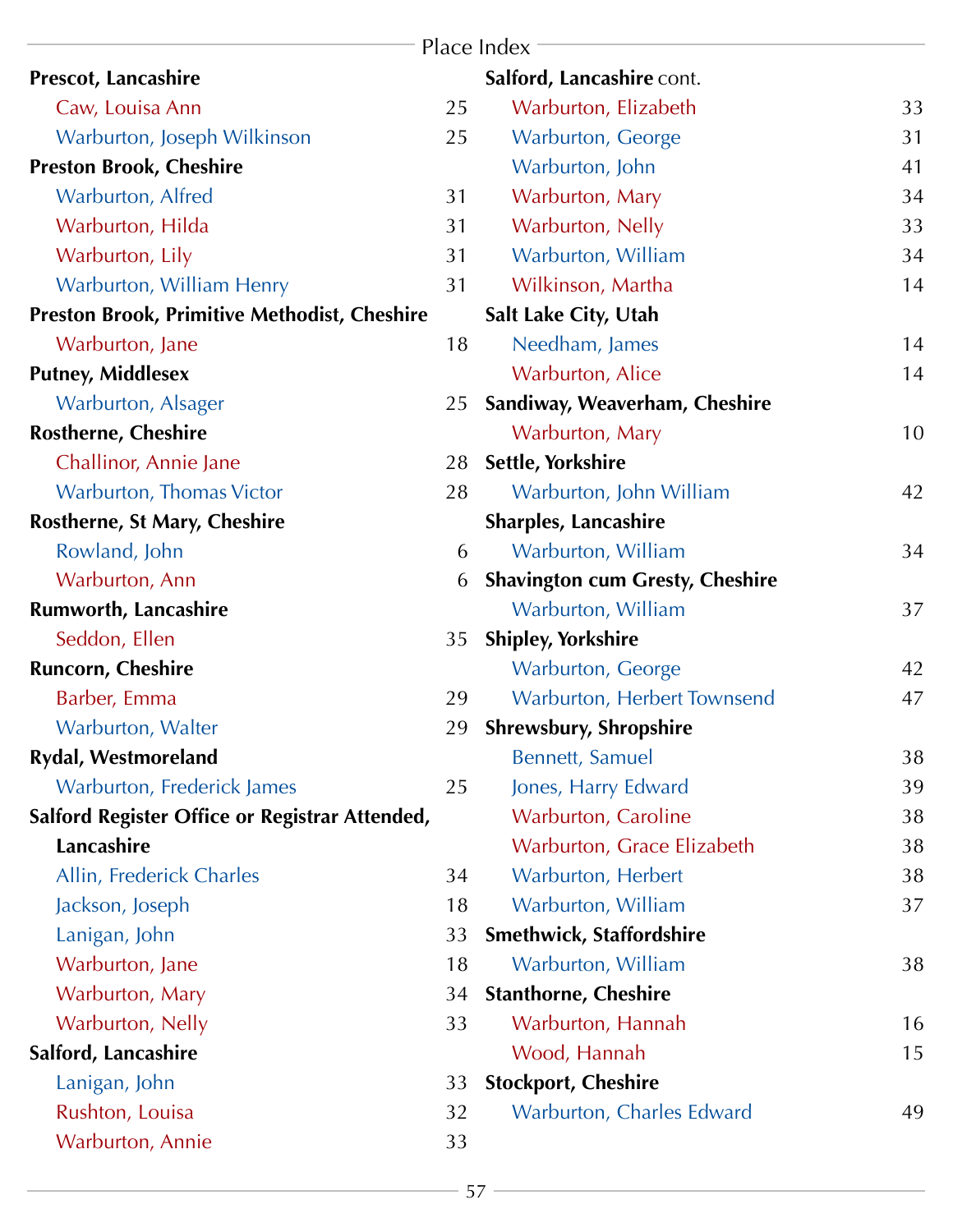## Place Index

**Prescot, Lancashire**
- Caw, Louisa Ann 25
- Warburton, Joseph Wilkinson 25

**Preston Brook, Cheshire**
- Warburton, Alfred 31
- Warburton, Hilda 31
- Warburton, Lily 31
- Warburton, William Henry 31

**Preston Brook, Primitive Methodist, Cheshire**
- Warburton, Jane 18

**Putney, Middlesex**
- Warburton, Alsager 25

**Rostherne, Cheshire**
- Challinor, Annie Jane 28
- Warburton, Thomas Victor 28

**Rostherne, St Mary, Cheshire**
- Rowland, John 6
- Warburton, Ann 6

**Rumworth, Lancashire**
- Seddon, Ellen 35

**Runcorn, Cheshire**
- Barber, Emma 29
- Warburton, Walter 29

**Rydal, Westmoreland**
- Warburton, Frederick James 25

**Salford Register Office or Registrar Attended, Lancashire**
- Allin, Frederick Charles 34
- Jackson, Joseph 18
- Lanigan, John 33
- Warburton, Jane 18
- Warburton, Mary 34
- Warburton, Nelly 33

**Salford, Lancashire**
- Lanigan, John 33
- Rushton, Louisa 32
- Warburton, Annie 33

**Salford, Lancashire** cont.
- Warburton, Elizabeth 33
- Warburton, George 31
- Warburton, John 41
- Warburton, Mary 34
- Warburton, Nelly 33
- Warburton, William 34
- Wilkinson, Martha 14

**Salt Lake City, Utah**
- Needham, James 14
- Warburton, Alice 14

**Sandiway, Weaverham, Cheshire**
- Warburton, Mary 10

**Settle, Yorkshire**
- Warburton, John William 42

**Sharples, Lancashire**
- Warburton, William 34

**Shavington cum Gresty, Cheshire**
- Warburton, William 37

**Shipley, Yorkshire**
- Warburton, George 42
- Warburton, Herbert Townsend 47

**Shrewsbury, Shropshire**
- Bennett, Samuel 38
- Jones, Harry Edward 39
- Warburton, Caroline 38
- Warburton, Grace Elizabeth 38
- Warburton, Herbert 38
- Warburton, William 37

**Smethwick, Staffordshire**
- Warburton, William 38

**Stanthorne, Cheshire**
- Warburton, Hannah 16
- Wood, Hannah 15

**Stockport, Cheshire**
- Warburton, Charles Edward 49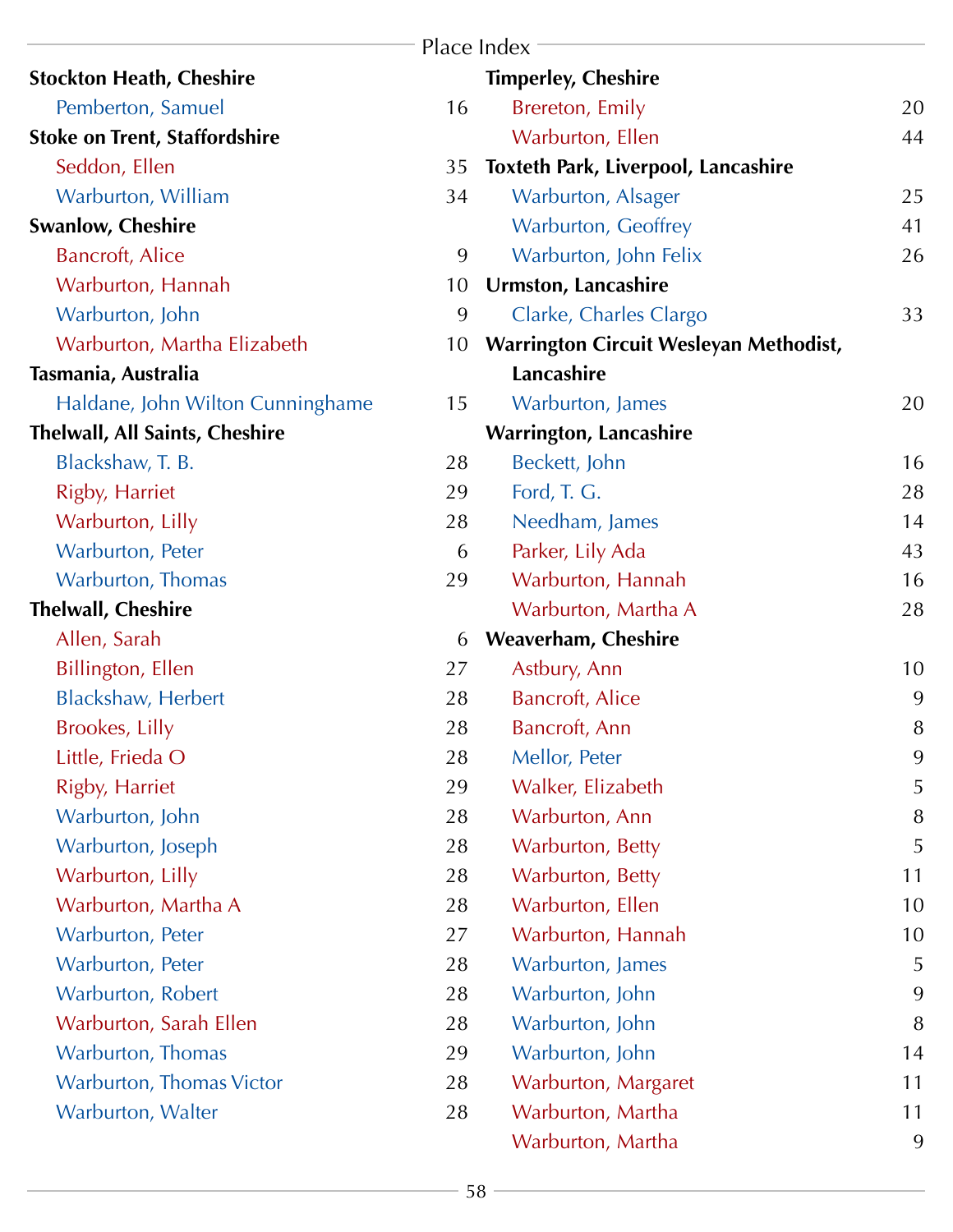## Place Index

**Stockton Heath, Cheshire**

- Pemberton, Samuel 16

**Stoke on Trent, Staffordshire**

- Seddon, Ellen 35
- Warburton, William 34

**Swanlow, Cheshire**

- Bancroft, Alice 9
- Warburton, Hannah 10
- Warburton, John 9
- Warburton, Martha Elizabeth 10

**Tasmania, Australia**

- Haldane, John Wilton Cunninghame 15

**Thelwall, All Saints, Cheshire**

- Blackshaw, T. B. 28
- Rigby, Harriet 29
- Warburton, Lilly 28
- Warburton, Peter 6
- Warburton, Thomas 29

**Thelwall, Cheshire**

- Allen, Sarah 6
- Billington, Ellen 27
- Blackshaw, Herbert 28
- Brookes, Lilly 28
- Little, Frieda O 28
- Rigby, Harriet 29
- Warburton, John 28
- Warburton, Joseph 28
- Warburton, Lilly 28
- Warburton, Martha A 28
- Warburton, Peter 27
- Warburton, Peter 28
- Warburton, Robert 28
- Warburton, Sarah Ellen 28
- Warburton, Thomas 29
- Warburton, Thomas Victor 28
- Warburton, Walter 28

**Timperley, Cheshire**

- Brereton, Emily 20
- Warburton, Ellen 44

**Toxteth Park, Liverpool, Lancashire**

- Warburton, Alsager 25
- Warburton, Geoffrey 41
- Warburton, John Felix 26

**Urmston, Lancashire**

- Clarke, Charles Clargo 33

**Warrington Circuit Wesleyan Methodist, Lancashire**

- Warburton, James 20

**Warrington, Lancashire**

- Beckett, John 16
- Ford, T. G. 28
- Needham, James 14
- Parker, Lily Ada 43
- Warburton, Hannah 16
- Warburton, Martha A 28

**Weaverham, Cheshire**

- Astbury, Ann 10
- Bancroft, Alice 9
- Bancroft, Ann 8
- Mellor, Peter 9
- Walker, Elizabeth 5
- Warburton, Ann 8
- Warburton, Betty 5
- Warburton, Betty 11
- Warburton, Ellen 10
- Warburton, Hannah 10
- Warburton, James 5
- Warburton, John 9
- Warburton, John 8
- Warburton, John 14
- Warburton, Margaret 11
- Warburton, Martha 11
- Warburton, Martha 9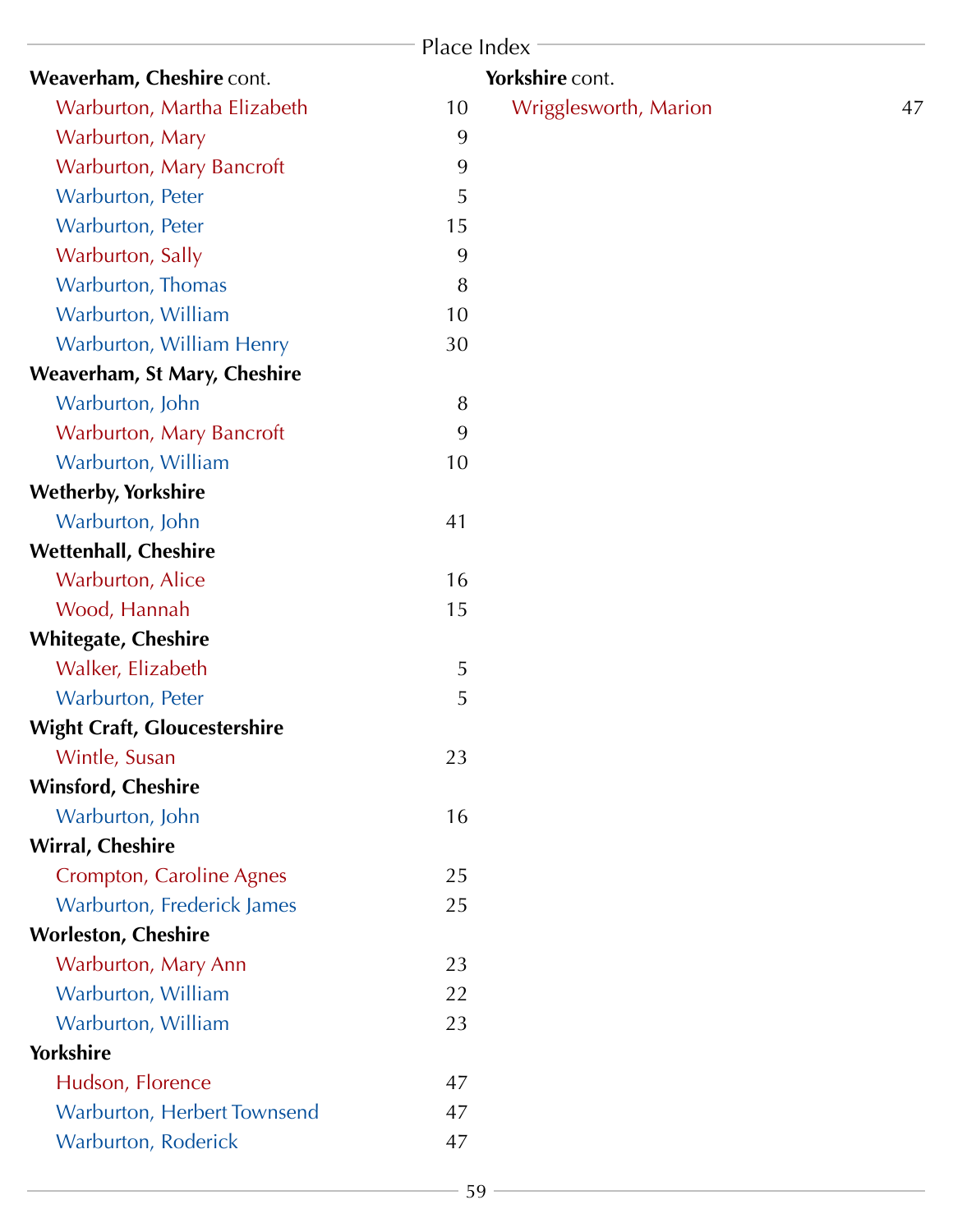**Weaverham, Cheshire** cont.

Warburton, Martha Elizabeth 10
Warburton, Mary 9
Warburton, Mary Bancroft 9
Warburton, Peter 5
Warburton, Peter 15
Warburton, Sally 9
Warburton, Thomas 8
Warburton, William 10
Warburton, William Henry 30

**Weaverham, St Mary, Cheshire**

Warburton, John 8
Warburton, Mary Bancroft 9
Warburton, William 10

**Wetherby, Yorkshire**

Warburton, John 41

**Wettenhall, Cheshire**

Warburton, Alice 16
Wood, Hannah 15

**Whitegate, Cheshire**

Walker, Elizabeth 5
Warburton, Peter 5

**Wight Craft, Gloucestershire**

Wintle, Susan 23

**Winsford, Cheshire**

Warburton, John 16

**Wirral, Cheshire**

Crompton, Caroline Agnes 25
Warburton, Frederick James 25

**Worleston, Cheshire**

Warburton, Mary Ann 23
Warburton, William 22
Warburton, William 23

**Yorkshire**

Hudson, Florence 47
Warburton, Herbert Townsend 47
Warburton, Roderick 47

**Yorkshire** cont.

Wrigglesworth, Marion 47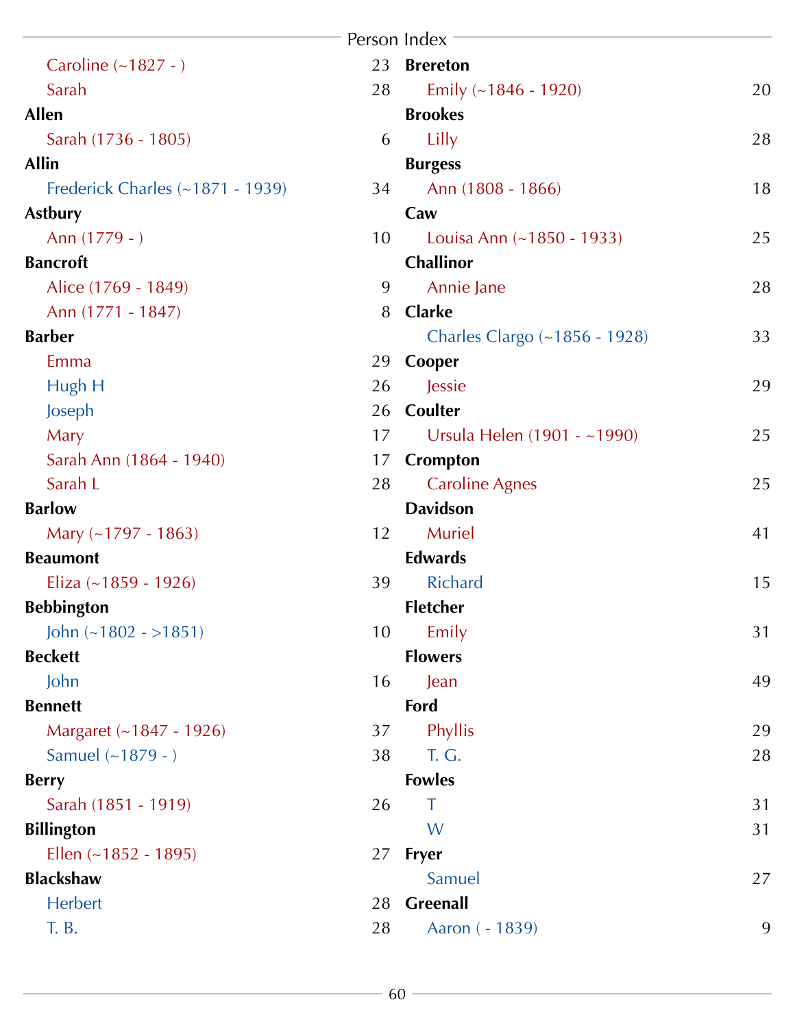Caroline (~1827 - ) 23

Sarah 28

**Allen**

Sarah (1736 - 1805) 6

**Allin**

Frederick Charles (~1871 - 1939) 34

**Astbury**

Ann (1779 - ) 10

**Bancroft**

Alice (1769 - 1849) 9

Ann (1771 - 1847) 8

**Barber**

Emma 29

Hugh H 26

Joseph 26

Mary 17

Sarah Ann (1864 - 1940) 17

Sarah L 28

**Barlow**

Mary (~1797 - 1863) 12

**Beaumont**

Eliza (~1859 - 1926) 39

**Bebbington**

John (~1802 - >1851) 10

**Beckett**

John 16

**Bennett**

Margaret (~1847 - 1926) 37

Samuel (~1879 - ) 38

**Berry**

Sarah (1851 - 1919) 26

**Billington**

Ellen (~1852 - 1895) 27

**Blackshaw**

Herbert 28

T. B. 28

**Brereton**

Emily (~1846 - 1920) 20

**Brookes**

Lilly 28

**Burgess**

Ann (1808 - 1866) 18

**Caw**

Louisa Ann (~1850 - 1933) 25

**Challinor**

Annie Jane 28

**Clarke**

Charles Clargo (~1856 - 1928) 33

**Cooper**

Jessie 29

**Coulter**

Ursula Helen (1901 - ~1990) 25

**Crompton**

Caroline Agnes 25

**Davidson**

Muriel 41

**Edwards**

Richard 15

**Fletcher**

Emily 31

**Flowers**

Jean 49

**Ford**

Phyllis 29

T. G. 28

**Fowles**

T 31

W 31

**Fryer**

Samuel 27

**Greenall**

Aaron ( - 1839) 9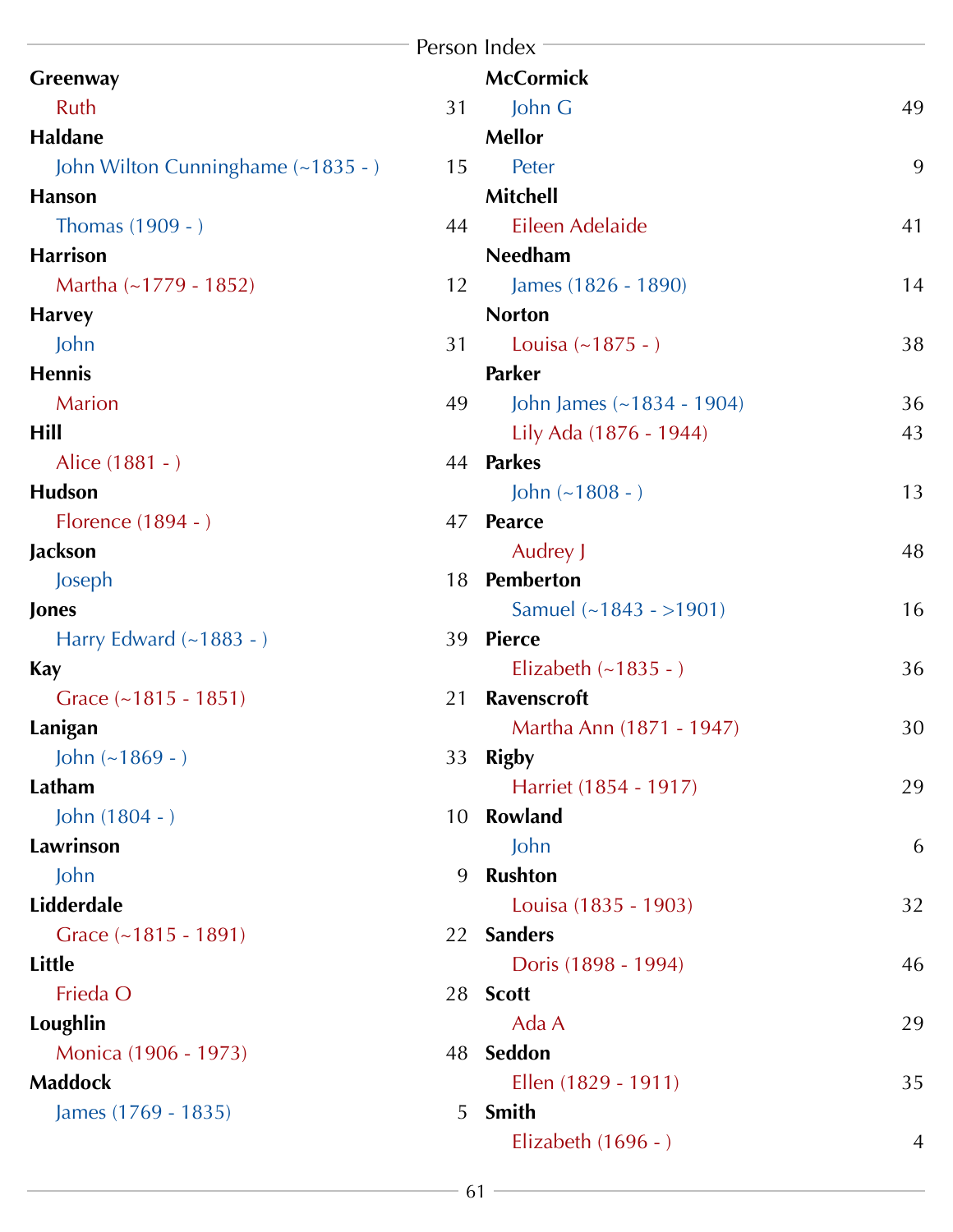**Greenway**

Ruth 31

**Haldane**

John Wilton Cunninghame (~1835 - ) 15

**Hanson**

Thomas (1909 - ) 44

**Harrison**

Martha (~1779 - 1852) 12

**Harvey**

John 31

**Hennis**

Marion 49

**Hill**

Alice (1881 - ) 44

**Hudson**

Florence (1894 - ) 47

**Jackson**

Joseph 18

**Jones**

Harry Edward (~1883 - ) 39

**Kay**

Grace (~1815 - 1851) 21

**Lanigan**

John (~1869 - ) 33

**Latham**

John (1804 - ) 10

**Lawrinson**

John 9

**Lidderdale**

Grace (~1815 - 1891) 22

**Little**

Frieda O 28

**Loughlin**

Monica (1906 - 1973) 48

**Maddock**

James (1769 - 1835) 5

**McCormick**

John G 49

**Mellor**

Peter 9

**Mitchell**

Eileen Adelaide 41

**Needham**

James (1826 - 1890) 14

**Norton**

Louisa (~1875 - ) 38

**Parker**

John James (~1834 - 1904) 36

Lily Ada (1876 - 1944) 43

**Parkes**

John (~1808 - ) 13

**Pearce**

Audrey J 48

**Pemberton**

Samuel (~1843 - >1901) 16

**Pierce**

Elizabeth (~1835 - ) 36

**Ravenscroft**

Martha Ann (1871 - 1947) 30

**Rigby**

Harriet (1854 - 1917) 29

**Rowland**

John 6

**Rushton**

Louisa (1835 - 1903) 32

**Sanders**

Doris (1898 - 1994) 46

**Scott**

Ada A 29

**Seddon**

Ellen (1829 - 1911) 35

**Smith**

Elizabeth (1696 - ) 4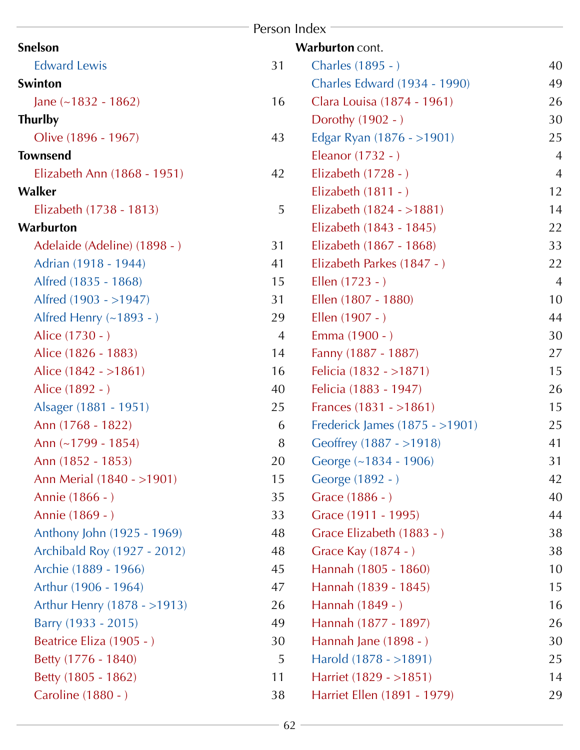**Snelson**

Edward Lewis 31

**Swinton**

Jane (~1832 - 1862) 16

**Thurlby**

Olive (1896 - 1967) 43

**Townsend**

Elizabeth Ann (1868 - 1951) 42

**Walker**

Elizabeth (1738 - 1813) 5

**Warburton**

Adelaide (Adeline) (1898 - ) 31
Adrian (1918 - 1944) 41
Alfred (1835 - 1868) 15
Alfred (1903 - >1947) 31
Alfred Henry (~1893 - ) 29
Alice (1730 - ) 4
Alice (1826 - 1883) 14
Alice (1842 - >1861) 16
Alice (1892 - ) 40
Alsager (1881 - 1951) 25
Ann (1768 - 1822) 6
Ann (~1799 - 1854) 8
Ann (1852 - 1853) 20
Ann Merial (1840 - >1901) 15
Annie (1866 - ) 35
Annie (1869 - ) 33
Anthony John (1925 - 1969) 48
Archibald Roy (1927 - 2012) 48
Archie (1889 - 1966) 45
Arthur (1906 - 1964) 47
Arthur Henry (1878 - >1913) 26
Barry (1933 - 2015) 49
Beatrice Eliza (1905 - ) 30
Betty (1776 - 1840) 5
Betty (1805 - 1862) 11
Caroline (1880 - ) 38

**Warburton** cont.

Charles (1895 - ) 40
Charles Edward (1934 - 1990) 49
Clara Louisa (1874 - 1961) 26
Dorothy (1902 - ) 30
Edgar Ryan (1876 - >1901) 25
Eleanor (1732 - ) 4
Elizabeth (1728 - ) 4
Elizabeth (1811 - ) 12
Elizabeth (1824 - >1881) 14
Elizabeth (1843 - 1845) 22
Elizabeth (1867 - 1868) 33
Elizabeth Parkes (1847 - ) 22
Ellen (1723 - ) 4
Ellen (1807 - 1880) 10
Ellen (1907 - ) 44
Emma (1900 - ) 30
Fanny (1887 - 1887) 27
Felicia (1832 - >1871) 15
Felicia (1883 - 1947) 26
Frances (1831 - >1861) 15
Frederick James (1875 - >1901) 25
Geoffrey (1887 - >1918) 41
George (~1834 - 1906) 31
George (1892 - ) 42
Grace (1886 - ) 40
Grace (1911 - 1995) 44
Grace Elizabeth (1883 - ) 38
Grace Kay (1874 - ) 38
Hannah (1805 - 1860) 10
Hannah (1839 - 1845) 15
Hannah (1849 - ) 16
Hannah (1877 - 1897) 26
Hannah Jane (1898 - ) 30
Harold (1878 - >1891) 25
Harriet (1829 - >1851) 14
Harriet Ellen (1891 - 1979) 29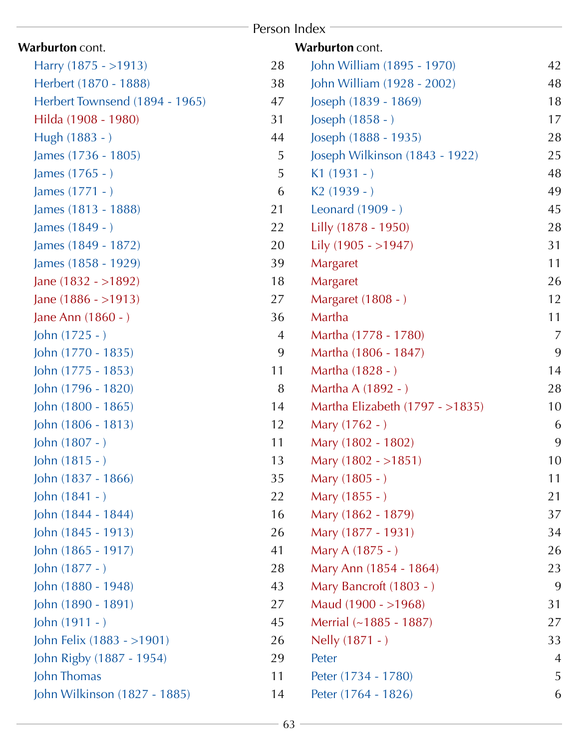**Warburton** cont.

| Name | Page |
|---|---|
| Harry (1875 - >1913) | 28 |
| Herbert (1870 - 1888) | 38 |
| Herbert Townsend (1894 - 1965) | 47 |
| Hilda (1908 - 1980) | 31 |
| Hugh (1883 - ) | 44 |
| James (1736 - 1805) | 5 |
| James (1765 - ) | 5 |
| James (1771 - ) | 6 |
| James (1813 - 1888) | 21 |
| James (1849 - ) | 22 |
| James (1849 - 1872) | 20 |
| James (1858 - 1929) | 39 |
| Jane (1832 - >1892) | 18 |
| Jane (1886 - >1913) | 27 |
| Jane Ann (1860 - ) | 36 |
| John (1725 - ) | 4 |
| John (1770 - 1835) | 9 |
| John (1775 - 1853) | 11 |
| John (1796 - 1820) | 8 |
| John (1800 - 1865) | 14 |
| John (1806 - 1813) | 12 |
| John (1807 - ) | 11 |
| John (1815 - ) | 13 |
| John (1837 - 1866) | 35 |
| John (1841 - ) | 22 |
| John (1844 - 1844) | 16 |
| John (1845 - 1913) | 26 |
| John (1865 - 1917) | 41 |
| John (1877 - ) | 28 |
| John (1880 - 1948) | 43 |
| John (1890 - 1891) | 27 |
| John (1911 - ) | 45 |
| John Felix (1883 - >1901) | 26 |
| John Rigby (1887 - 1954) | 29 |
| John Thomas | 11 |
| John Wilkinson (1827 - 1885) | 14 |

**Warburton** cont.

| Name | Page |
|---|---|
| John William (1895 - 1970) | 42 |
| John William (1928 - 2002) | 48 |
| Joseph (1839 - 1869) | 18 |
| Joseph (1858 - ) | 17 |
| Joseph (1888 - 1935) | 28 |
| Joseph Wilkinson (1843 - 1922) | 25 |
| K1 (1931 - ) | 48 |
| K2 (1939 - ) | 49 |
| Leonard (1909 - ) | 45 |
| Lilly (1878 - 1950) | 28 |
| Lily (1905 - >1947) | 31 |
| Margaret | 11 |
| Margaret | 26 |
| Margaret (1808 - ) | 12 |
| Martha | 11 |
| Martha (1778 - 1780) | 7 |
| Martha (1806 - 1847) | 9 |
| Martha (1828 - ) | 14 |
| Martha A (1892 - ) | 28 |
| Martha Elizabeth (1797 - >1835) | 10 |
| Mary (1762 - ) | 6 |
| Mary (1802 - 1802) | 9 |
| Mary (1802 - >1851) | 10 |
| Mary (1805 - ) | 11 |
| Mary (1855 - ) | 21 |
| Mary (1862 - 1879) | 37 |
| Mary (1877 - 1931) | 34 |
| Mary A (1875 - ) | 26 |
| Mary Ann (1854 - 1864) | 23 |
| Mary Bancroft (1803 - ) | 9 |
| Maud (1900 - >1968) | 31 |
| Merrial (~1885 - 1887) | 27 |
| Nelly (1871 - ) | 33 |
| Peter | 4 |
| Peter (1734 - 1780) | 5 |
| Peter (1764 - 1826) | 6 |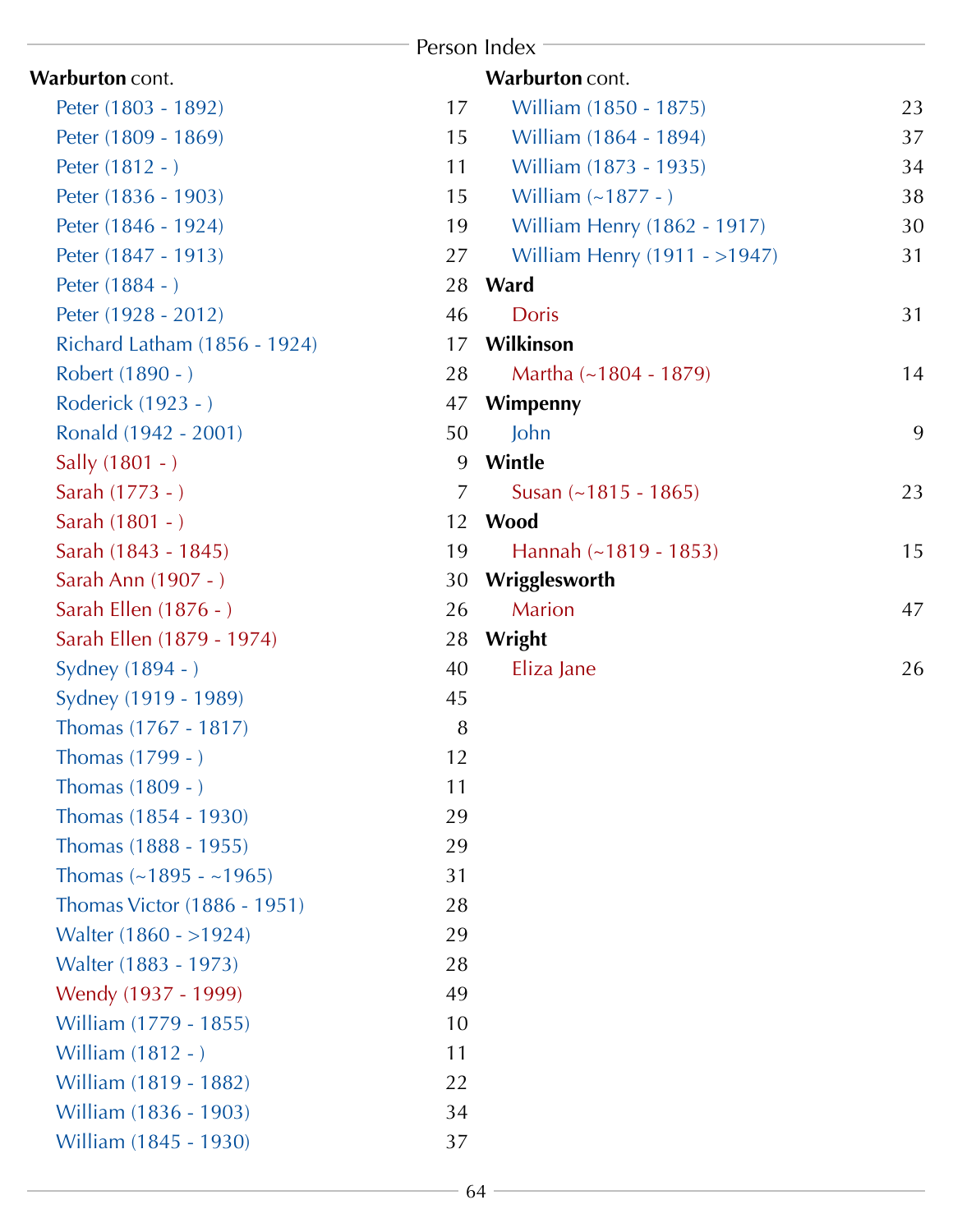**Warburton** cont.

Peter (1803 - 1892) 17
Peter (1809 - 1869) 15
Peter (1812 - ) 11
Peter (1836 - 1903) 15
Peter (1846 - 1924) 19
Peter (1847 - 1913) 27
Peter (1884 - ) 28
Peter (1928 - 2012) 46
Richard Latham (1856 - 1924) 17
Robert (1890 - ) 28
Roderick (1923 - ) 47
Ronald (1942 - 2001) 50
Sally (1801 - ) 9
Sarah (1773 - ) 7
Sarah (1801 - ) 12
Sarah (1843 - 1845) 19
Sarah Ann (1907 - ) 30
Sarah Ellen (1876 - ) 26
Sarah Ellen (1879 - 1974) 28
Sydney (1894 - ) 40
Sydney (1919 - 1989) 45
Thomas (1767 - 1817) 8
Thomas (1799 - ) 12
Thomas (1809 - ) 11
Thomas (1854 - 1930) 29
Thomas (1888 - 1955) 29
Thomas (~1895 - ~1965) 31
Thomas Victor (1886 - 1951) 28
Walter (1860 - >1924) 29
Walter (1883 - 1973) 28
Wendy (1937 - 1999) 49
William (1779 - 1855) 10
William (1812 - ) 11
William (1819 - 1882) 22
William (1836 - 1903) 34
William (1845 - 1930) 37
William (1850 - 1875) 23
William (1864 - 1894) 37
William (1873 - 1935) 34
William (~1877 - ) 38
William Henry (1862 - 1917) 30
William Henry (1911 - >1947) 31

**Ward**

Doris 31

**Wilkinson**

Martha (~1804 - 1879) 14

**Wimpenny**

John 9

**Wintle**

Susan (~1815 - 1865) 23

**Wood**

Hannah (~1819 - 1853) 15

**Wrigglesworth**

Marion 47

**Wright**

Eliza Jane 26